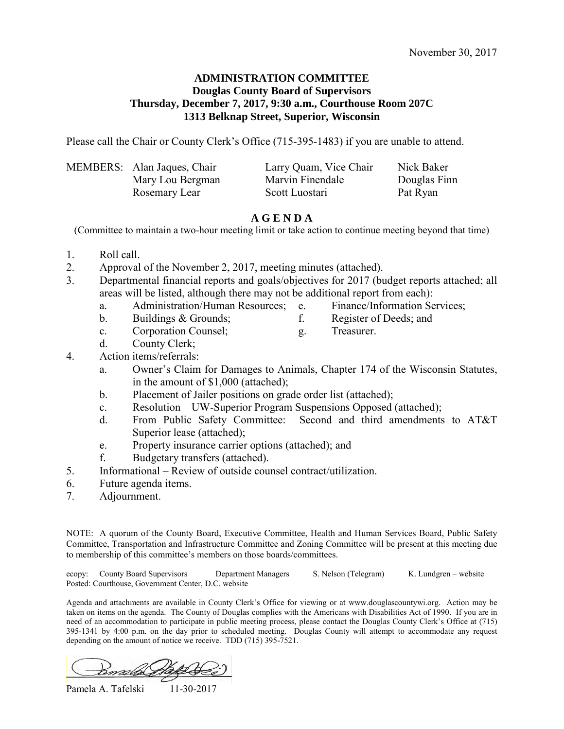November 30, 2017

**ADMINISTRATION COMMITTEE**
**Douglas County Board of Supervisors**
**Thursday, December 7, 2017, 9:30 a.m., Courthouse Room 207C**
**1313 Belknap Street, Superior, Wisconsin**

Please call the Chair or County Clerk's Office (715-395-1483) if you are unable to attend.

| MEMBERS: | Alan Jaques, Chair | Larry Quam, Vice Chair | Nick Baker |
|---|---|---|---|
| | Mary Lou Bergman | Marvin Finendale | Douglas Finn |
| | Rosemary Lear | Scott Luostari | Pat Ryan |

## A G E N D A

(Committee to maintain a two-hour meeting limit or take action to continue meeting beyond that time)

1. Roll call.
2. Approval of the November 2, 2017, meeting minutes (attached).
3. Departmental financial reports and goals/objectives for 2017 (budget reports attached; all areas will be listed, although there may not be additional report from each):
   a. Administration/Human Resources;
   b. Buildings & Grounds;
   c. Corporation Counsel;
   d. County Clerk;
   e. Finance/Information Services;
   f. Register of Deeds; and
   g. Treasurer.
4. Action items/referrals:
   a. Owner's Claim for Damages to Animals, Chapter 174 of the Wisconsin Statutes, in the amount of $1,000 (attached);
   b. Placement of Jailer positions on grade order list (attached);
   c. Resolution – UW-Superior Program Suspensions Opposed (attached);
   d. From Public Safety Committee: Second and third amendments to AT&T Superior lease (attached);
   e. Property insurance carrier options (attached); and
   f. Budgetary transfers (attached).
5. Informational – Review of outside counsel contract/utilization.
6. Future agenda items.
7. Adjournment.

NOTE: A quorum of the County Board, Executive Committee, Health and Human Services Board, Public Safety Committee, Transportation and Infrastructure Committee and Zoning Committee will be present at this meeting due to membership of this committee's members on those boards/committees.

ecopy: County Board Supervisors Department Managers S. Nelson (Telegram) K. Lundgren – website
Posted: Courthouse, Government Center, D.C. website

Agenda and attachments are available in County Clerk's Office for viewing or at www.douglascountywi.org. Action may be taken on items on the agenda. The County of Douglas complies with the Americans with Disabilities Act of 1990. If you are in need of an accommodation to participate in public meeting process, please contact the Douglas County Clerk's Office at (715) 395-1341 by 4:00 p.m. on the day prior to scheduled meeting. Douglas County will attempt to accommodate any request depending on the amount of notice we receive. TDD (715) 395-7521.

Pamela A. Tafelski 11-30-2017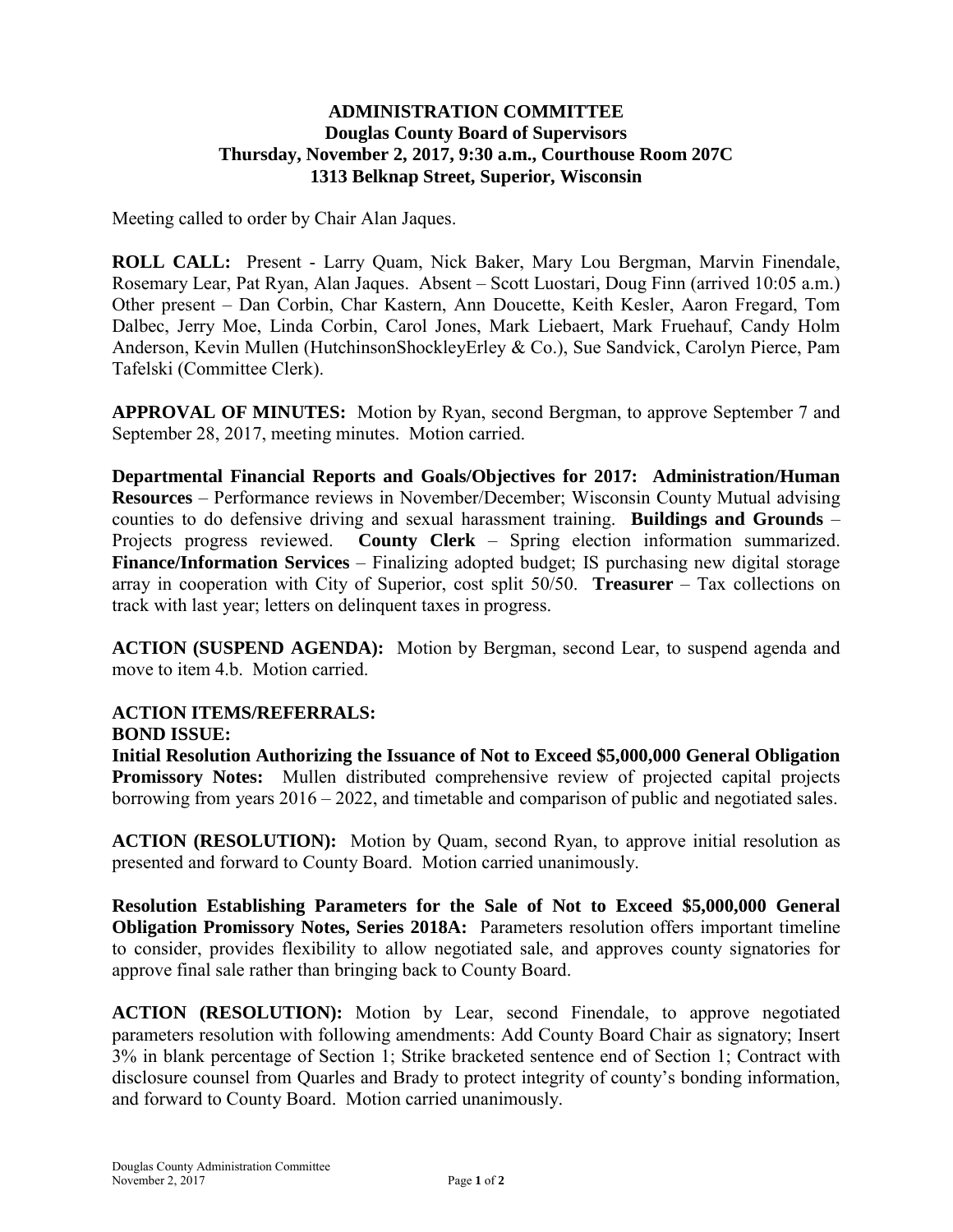**ADMINISTRATION COMMITTEE**
**Douglas County Board of Supervisors**
**Thursday, November 2, 2017, 9:30 a.m., Courthouse Room 207C**
**1313 Belknap Street, Superior, Wisconsin**

Meeting called to order by Chair Alan Jaques.

**ROLL CALL:** Present - Larry Quam, Nick Baker, Mary Lou Bergman, Marvin Finendale, Rosemary Lear, Pat Ryan, Alan Jaques. Absent – Scott Luostari, Doug Finn (arrived 10:05 a.m.) Other present – Dan Corbin, Char Kastern, Ann Doucette, Keith Kesler, Aaron Fregard, Tom Dalbec, Jerry Moe, Linda Corbin, Carol Jones, Mark Liebaert, Mark Fruehauf, Candy Holm Anderson, Kevin Mullen (HutchinsonShockleyErley & Co.), Sue Sandvick, Carolyn Pierce, Pam Tafelski (Committee Clerk).

**APPROVAL OF MINUTES:** Motion by Ryan, second Bergman, to approve September 7 and September 28, 2017, meeting minutes. Motion carried.

**Departmental Financial Reports and Goals/Objectives for 2017: Administration/Human Resources** – Performance reviews in November/December; Wisconsin County Mutual advising counties to do defensive driving and sexual harassment training. **Buildings and Grounds** – Projects progress reviewed. **County Clerk** – Spring election information summarized. **Finance/Information Services** – Finalizing adopted budget; IS purchasing new digital storage array in cooperation with City of Superior, cost split 50/50. **Treasurer** – Tax collections on track with last year; letters on delinquent taxes in progress.

**ACTION (SUSPEND AGENDA):** Motion by Bergman, second Lear, to suspend agenda and move to item 4.b. Motion carried.

**ACTION ITEMS/REFERRALS:**
**BOND ISSUE:**
**Initial Resolution Authorizing the Issuance of Not to Exceed $5,000,000 General Obligation Promissory Notes:** Mullen distributed comprehensive review of projected capital projects borrowing from years 2016 – 2022, and timetable and comparison of public and negotiated sales.

**ACTION (RESOLUTION):** Motion by Quam, second Ryan, to approve initial resolution as presented and forward to County Board. Motion carried unanimously.

**Resolution Establishing Parameters for the Sale of Not to Exceed $5,000,000 General Obligation Promissory Notes, Series 2018A:** Parameters resolution offers important timeline to consider, provides flexibility to allow negotiated sale, and approves county signatories for approve final sale rather than bringing back to County Board.

**ACTION (RESOLUTION):** Motion by Lear, second Finendale, to approve negotiated parameters resolution with following amendments: Add County Board Chair as signatory; Insert 3% in blank percentage of Section 1; Strike bracketed sentence end of Section 1; Contract with disclosure counsel from Quarles and Brady to protect integrity of county's bonding information, and forward to County Board. Motion carried unanimously.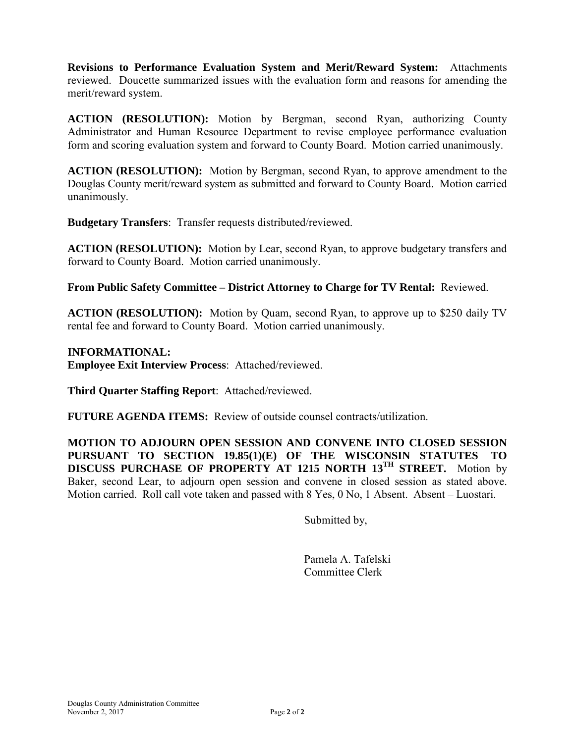**Revisions to Performance Evaluation System and Merit/Reward System:** Attachments reviewed. Doucette summarized issues with the evaluation form and reasons for amending the merit/reward system.

**ACTION (RESOLUTION):** Motion by Bergman, second Ryan, authorizing County Administrator and Human Resource Department to revise employee performance evaluation form and scoring evaluation system and forward to County Board. Motion carried unanimously.

**ACTION (RESOLUTION):** Motion by Bergman, second Ryan, to approve amendment to the Douglas County merit/reward system as submitted and forward to County Board. Motion carried unanimously.

**Budgetary Transfers**: Transfer requests distributed/reviewed.

**ACTION (RESOLUTION):** Motion by Lear, second Ryan, to approve budgetary transfers and forward to County Board. Motion carried unanimously.

**From Public Safety Committee – District Attorney to Charge for TV Rental:** Reviewed.

**ACTION (RESOLUTION):** Motion by Quam, second Ryan, to approve up to $250 daily TV rental fee and forward to County Board. Motion carried unanimously.

**INFORMATIONAL:**
**Employee Exit Interview Process**: Attached/reviewed.

**Third Quarter Staffing Report**: Attached/reviewed.

**FUTURE AGENDA ITEMS:** Review of outside counsel contracts/utilization.

**MOTION TO ADJOURN OPEN SESSION AND CONVENE INTO CLOSED SESSION PURSUANT TO SECTION 19.85(1)(E) OF THE WISCONSIN STATUTES TO DISCUSS PURCHASE OF PROPERTY AT 1215 NORTH 13TH STREET.** Motion by Baker, second Lear, to adjourn open session and convene in closed session as stated above. Motion carried. Roll call vote taken and passed with 8 Yes, 0 No, 1 Absent. Absent – Luostari.

Submitted by,

Pamela A. Tafelski
Committee Clerk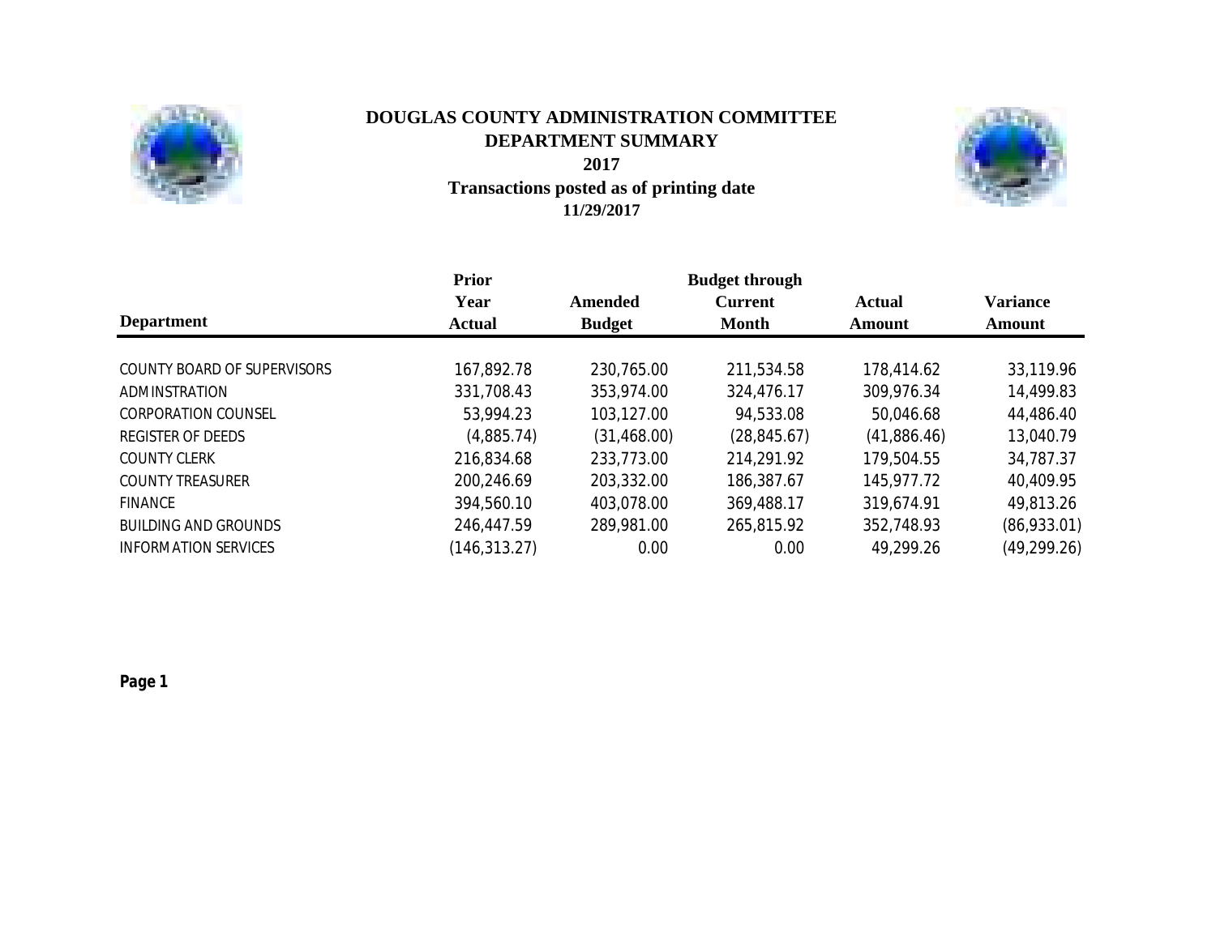# DOUGLAS COUNTY ADMINISTRATION COMMITTEE

## DEPARTMENT SUMMARY

## 2017

### Transactions posted as of printing date

### 11/29/2017

| Department | Prior Year Actual | Amended Budget | Budget through Current Month | Actual Amount | Variance Amount |
|---|---|---|---|---|---|
| COUNTY BOARD OF SUPERVISORS | 167,892.78 | 230,765.00 | 211,534.58 | 178,414.62 | 33,119.96 |
| ADMINISTRATION | 331,708.43 | 353,974.00 | 324,476.17 | 309,976.34 | 14,499.83 |
| CORPORATION COUNSEL | 53,994.23 | 103,127.00 | 94,533.08 | 50,046.68 | 44,486.40 |
| REGISTER OF DEEDS | (4,885.74) | (31,468.00) | (28,845.67) | (41,886.46) | 13,040.79 |
| COUNTY CLERK | 216,834.68 | 233,773.00 | 214,291.92 | 179,504.55 | 34,787.37 |
| COUNTY TREASURER | 200,246.69 | 203,332.00 | 186,387.67 | 145,977.72 | 40,409.95 |
| FINANCE | 394,560.10 | 403,078.00 | 369,488.17 | 319,674.91 | 49,813.26 |
| BUILDING AND GROUNDS | 246,447.59 | 289,981.00 | 265,815.92 | 352,748.93 | (86,933.01) |
| INFORMATION SERVICES | (146,313.27) | 0.00 | 0.00 | 49,299.26 | (49,299.26) |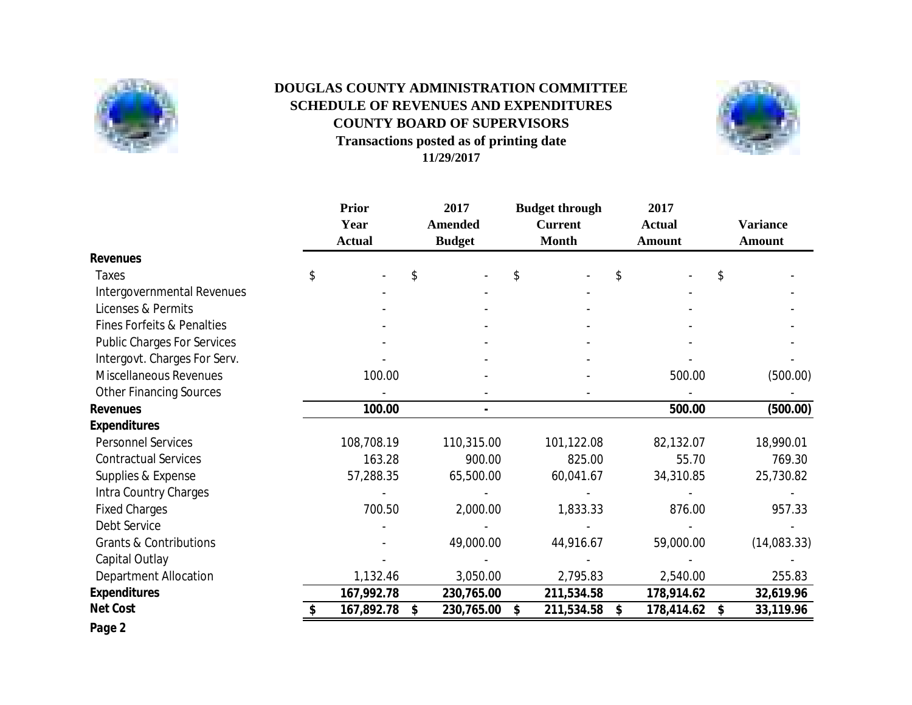# DOUGLAS COUNTY ADMINISTRATION COMMITTEE
## SCHEDULE OF REVENUES AND EXPENDITURES
## COUNTY BOARD OF SUPERVISORS
### Transactions posted as of printing date
### 11/29/2017

| | Prior Year Actual | 2017 Amended Budget | Budget through Current Month | 2017 Actual Amount | Variance Amount |
|---|---|---|---|---|---|
| **Revenues** | | | | | |
| Taxes | $ - | $ - | $ - | $ - | $ - |
| Intergovernmental Revenues | - | - | - | - | - |
| Licenses & Permits | - | - | - | - | - |
| Fines Forfeits & Penalties | - | - | - | - | - |
| Public Charges For Services | - | - | - | - | - |
| Intergovt. Charges For Serv. | - | - | - | - | - |
| Miscellaneous Revenues | 100.00 | - | - | 500.00 | (500.00) |
| Other Financing Sources | - | - | - | - | - |
| **Revenues** | **100.00** | **-** | | **500.00** | **(500.00)** |
| **Expenditures** | | | | | |
| Personnel Services | 108,708.19 | 110,315.00 | 101,122.08 | 82,132.07 | 18,990.01 |
| Contractual Services | 163.28 | 900.00 | 825.00 | 55.70 | 769.30 |
| Supplies & Expense | 57,288.35 | 65,500.00 | 60,041.67 | 34,310.85 | 25,730.82 |
| Intra Country Charges | - | - | - | - | - |
| Fixed Charges | 700.50 | 2,000.00 | 1,833.33 | 876.00 | 957.33 |
| Debt Service | - | - | - | - | - |
| Grants & Contributions | - | 49,000.00 | 44,916.67 | 59,000.00 | (14,083.33) |
| Capital Outlay | - | - | - | - | - |
| Department Allocation | 1,132.46 | 3,050.00 | 2,795.83 | 2,540.00 | 255.83 |
| **Expenditures** | **167,992.78** | **230,765.00** | **211,534.58** | **178,914.62** | **32,619.96** |
| **Net Cost** | **$ 167,892.78** | **$ 230,765.00** | **$ 211,534.58** | **$ 178,414.62** | **$ 33,119.96** |

**Page 2**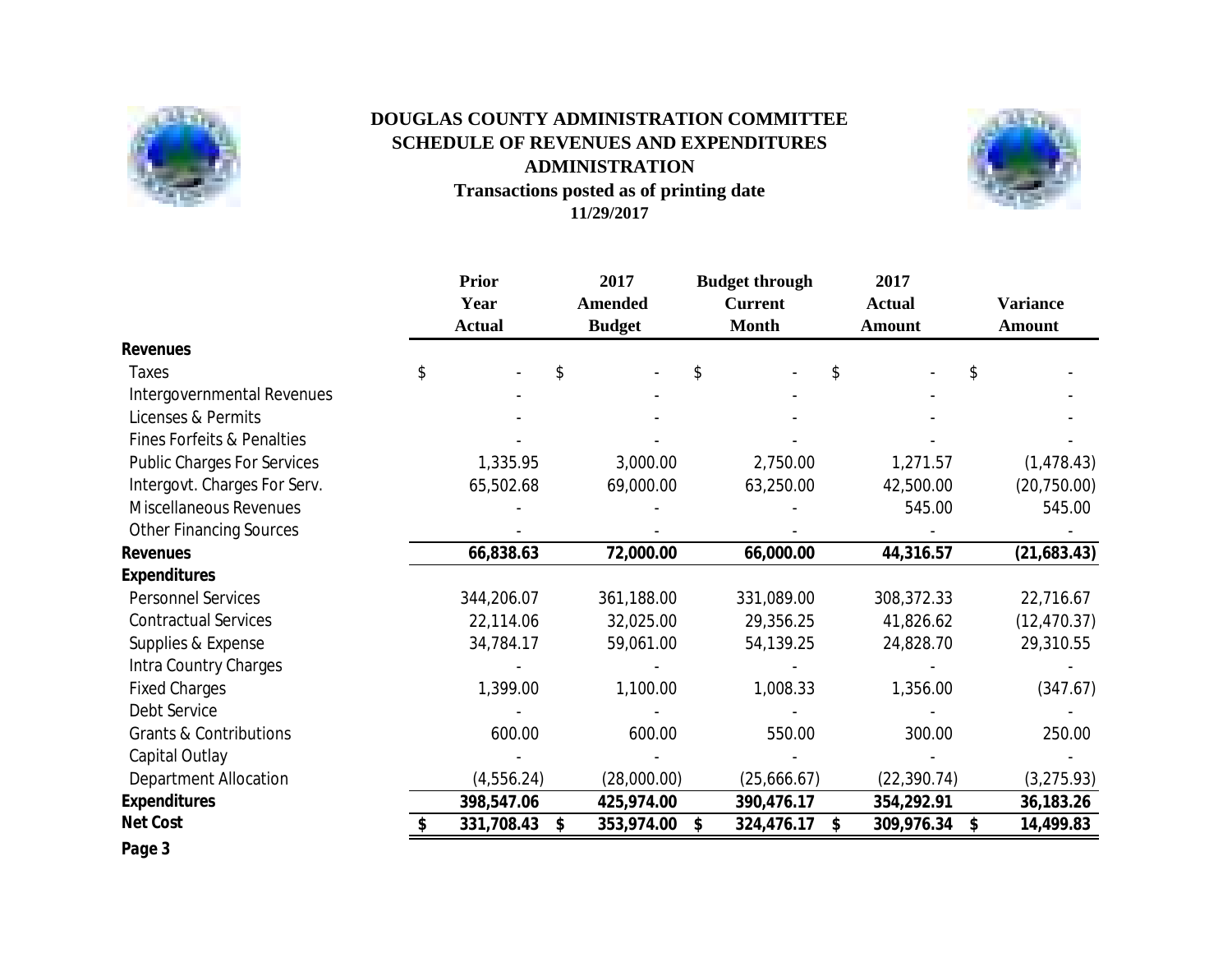# DOUGLAS COUNTY ADMINISTRATION COMMITTEE
## SCHEDULE OF REVENUES AND EXPENDITURES
## ADMINISTRATION
### Transactions posted as of printing date
### 11/29/2017

| | Prior Year Actual | 2017 Amended Budget | Budget through Current Month | 2017 Actual Amount | Variance Amount |
|---|---|---|---|---|---|
| **Revenues** | | | | | |
| Taxes | $ - | $ - | $ - | $ - | $ - |
| Intergovernmental Revenues | - | - | - | - | - |
| Licenses & Permits | - | - | - | - | - |
| Fines Forfeits & Penalties | - | - | - | - | - |
| Public Charges For Services | 1,335.95 | 3,000.00 | 2,750.00 | 1,271.57 | (1,478.43) |
| Intergovt. Charges For Serv. | 65,502.68 | 69,000.00 | 63,250.00 | 42,500.00 | (20,750.00) |
| Miscellaneous Revenues | - | - | - | 545.00 | 545.00 |
| Other Financing Sources | - | - | - | - | - |
| **Revenues** | **66,838.63** | **72,000.00** | **66,000.00** | **44,316.57** | **(21,683.43)** |
| **Expenditures** | | | | | |
| Personnel Services | 344,206.07 | 361,188.00 | 331,089.00 | 308,372.33 | 22,716.67 |
| Contractual Services | 22,114.06 | 32,025.00 | 29,356.25 | 41,826.62 | (12,470.37) |
| Supplies & Expense | 34,784.17 | 59,061.00 | 54,139.25 | 24,828.70 | 29,310.55 |
| Intra Country Charges | - | - | - | - | - |
| Fixed Charges | 1,399.00 | 1,100.00 | 1,008.33 | 1,356.00 | (347.67) |
| Debt Service | - | - | - | - | - |
| Grants & Contributions | 600.00 | 600.00 | 550.00 | 300.00 | 250.00 |
| Capital Outlay | - | - | - | - | - |
| Department Allocation | (4,556.24) | (28,000.00) | (25,666.67) | (22,390.74) | (3,275.93) |
| **Expenditures** | **398,547.06** | **425,974.00** | **390,476.17** | **354,292.91** | **36,183.26** |
| **Net Cost** | **$ 331,708.43** | **$ 353,974.00** | **$ 324,476.17** | **$ 309,976.34** | **$ 14,499.83** |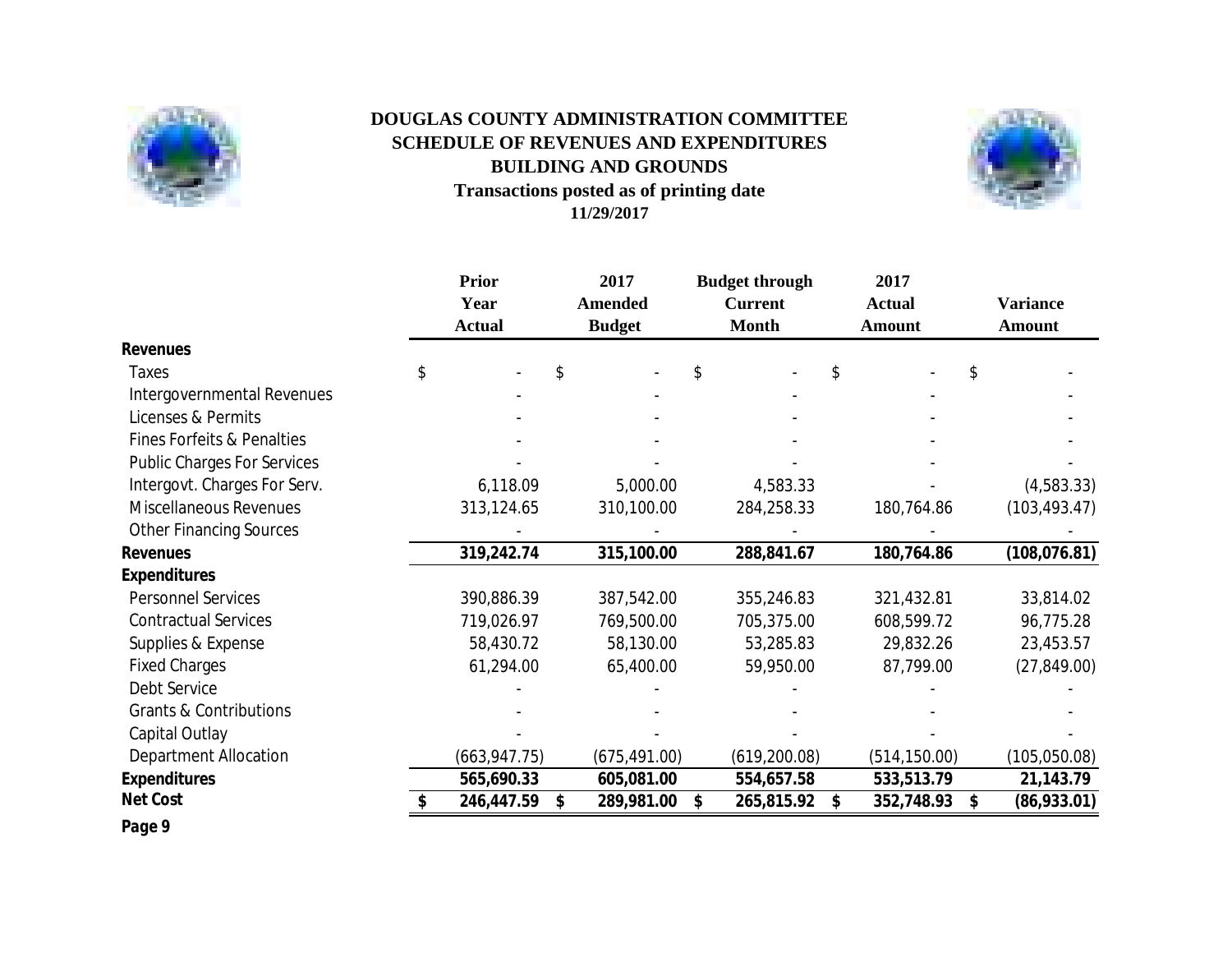# DOUGLAS COUNTY ADMINISTRATION COMMITTEE
## SCHEDULE OF REVENUES AND EXPENDITURES
## BUILDING AND GROUNDS
### Transactions posted as of printing date
### 11/29/2017

| | Prior Year Actual | 2017 Amended Budget | Budget through Current Month | 2017 Actual Amount | Variance Amount |
|---|---|---|---|---|---|
| **Revenues** | | | | | |
| Taxes | $ - | $ - | $ - | $ - | $ - |
| Intergovernmental Revenues | - | - | - | - | - |
| Licenses & Permits | - | - | - | - | - |
| Fines Forfeits & Penalties | - | - | - | - | - |
| Public Charges For Services | - | - | - | - | - |
| Intergovt. Charges For Serv. | 6,118.09 | 5,000.00 | 4,583.33 | - | (4,583.33) |
| Miscellaneous Revenues | 313,124.65 | 310,100.00 | 284,258.33 | 180,764.86 | (103,493.47) |
| Other Financing Sources | - | - | - | - | - |
| **Revenues** | **319,242.74** | **315,100.00** | **288,841.67** | **180,764.86** | **(108,076.81)** |
| **Expenditures** | | | | | |
| Personnel Services | 390,886.39 | 387,542.00 | 355,246.83 | 321,432.81 | 33,814.02 |
| Contractual Services | 719,026.97 | 769,500.00 | 705,375.00 | 608,599.72 | 96,775.28 |
| Supplies & Expense | 58,430.72 | 58,130.00 | 53,285.83 | 29,832.26 | 23,453.57 |
| Fixed Charges | 61,294.00 | 65,400.00 | 59,950.00 | 87,799.00 | (27,849.00) |
| Debt Service | - | - | - | - | - |
| Grants & Contributions | - | - | - | - | - |
| Capital Outlay | - | - | - | - | - |
| Department Allocation | (663,947.75) | (675,491.00) | (619,200.08) | (514,150.00) | (105,050.08) |
| **Expenditures** | **565,690.33** | **605,081.00** | **554,657.58** | **533,513.79** | **21,143.79** |
| **Net Cost** | **$ 246,447.59** | **$ 289,981.00** | **$ 265,815.92** | **$ 352,748.93** | **$ (86,933.01)** |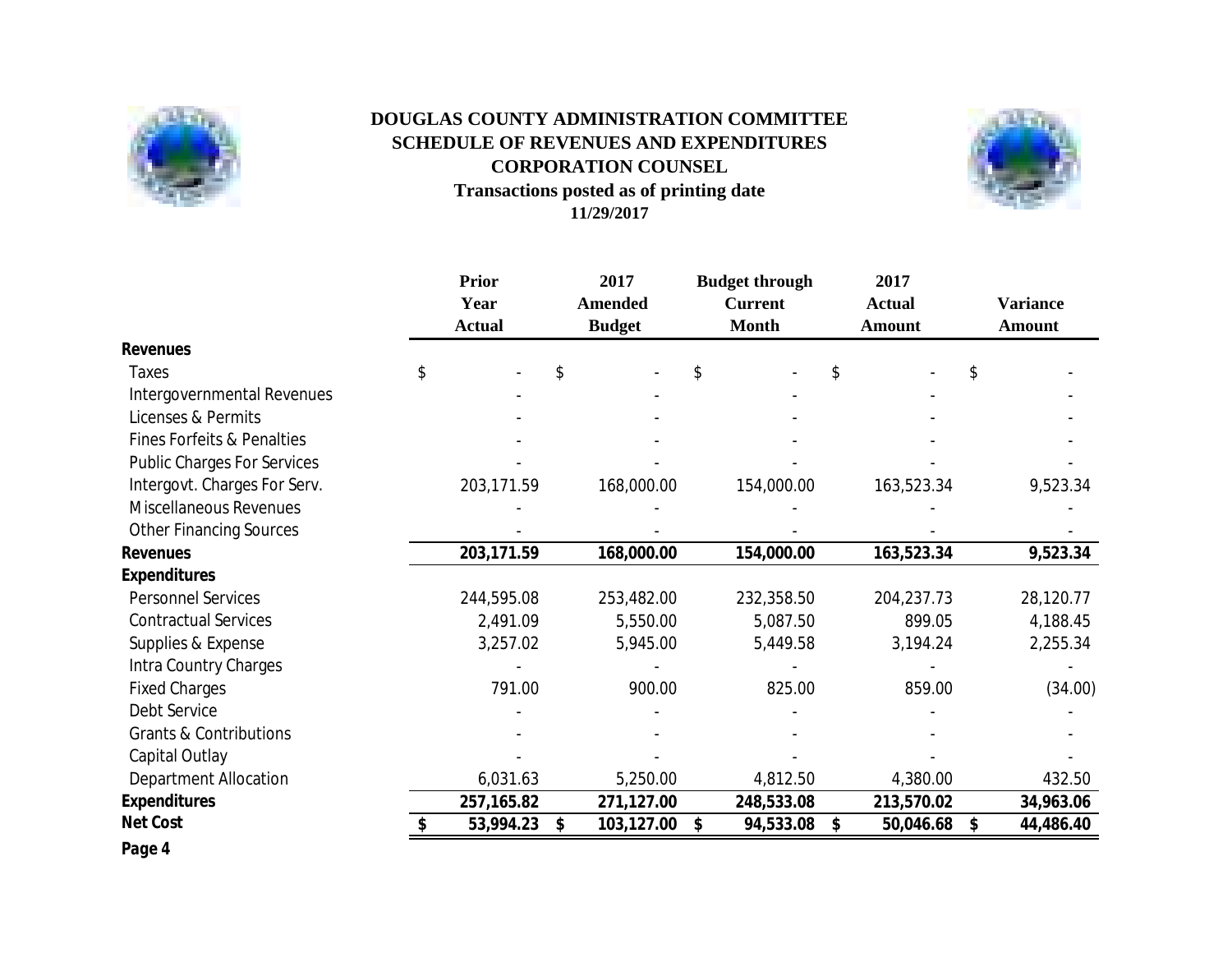# DOUGLAS COUNTY ADMINISTRATION COMMITTEE
## SCHEDULE OF REVENUES AND EXPENDITURES
## CORPORATION COUNSEL
**Transactions posted as of printing date**
**11/29/2017**

| | Prior Year Actual | 2017 Amended Budget | Budget through Current Month | 2017 Actual Amount | Variance Amount |
|---|---|---|---|---|---|
| **Revenues** | | | | | |
| Taxes | $ - | $ - | $ - | $ - | $ - |
| Intergovernmental Revenues | - | - | - | - | - |
| Licenses & Permits | - | - | - | - | - |
| Fines Forfeits & Penalties | - | - | - | - | - |
| Public Charges For Services | - | - | - | - | - |
| Intergovt. Charges For Serv. | 203,171.59 | 168,000.00 | 154,000.00 | 163,523.34 | 9,523.34 |
| Miscellaneous Revenues | - | - | - | - | - |
| Other Financing Sources | - | - | - | - | - |
| **Revenues** | **203,171.59** | **168,000.00** | **154,000.00** | **163,523.34** | **9,523.34** |
| **Expenditures** | | | | | |
| Personnel Services | 244,595.08 | 253,482.00 | 232,358.50 | 204,237.73 | 28,120.77 |
| Contractual Services | 2,491.09 | 5,550.00 | 5,087.50 | 899.05 | 4,188.45 |
| Supplies & Expense | 3,257.02 | 5,945.00 | 5,449.58 | 3,194.24 | 2,255.34 |
| Intra Country Charges | - | - | - | - | - |
| Fixed Charges | 791.00 | 900.00 | 825.00 | 859.00 | (34.00) |
| Debt Service | - | - | - | - | - |
| Grants & Contributions | - | - | - | - | - |
| Capital Outlay | - | - | - | - | - |
| Department Allocation | 6,031.63 | 5,250.00 | 4,812.50 | 4,380.00 | 432.50 |
| **Expenditures** | **257,165.82** | **271,127.00** | **248,533.08** | **213,570.02** | **34,963.06** |
| **Net Cost** | **$ 53,994.23** | **$ 103,127.00** | **$ 94,533.08** | **$ 50,046.68** | **$ 44,486.40** |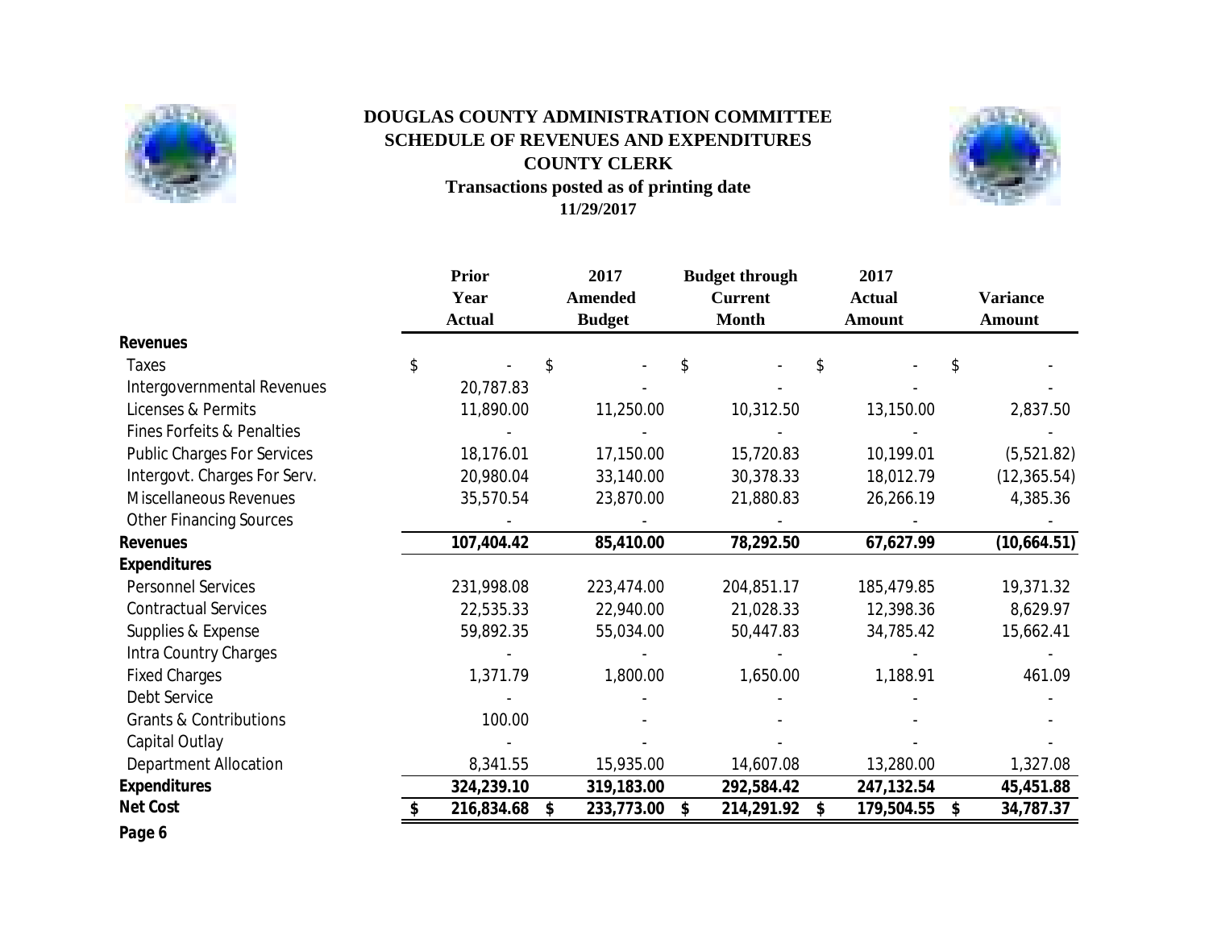# DOUGLAS COUNTY ADMINISTRATION COMMITTEE
## SCHEDULE OF REVENUES AND EXPENDITURES
## COUNTY CLERK
### Transactions posted as of printing date
### 11/29/2017

| | Prior Year Actual | 2017 Amended Budget | Budget through Current Month | 2017 Actual Amount | Variance Amount |
|---|---|---|---|---|---|
| **Revenues** | | | | | |
| Taxes | $ - | $ - | $ - | $ - | $ - |
| Intergovernmental Revenues | 20,787.83 | - | - | - | - |
| Licenses & Permits | 11,890.00 | 11,250.00 | 10,312.50 | 13,150.00 | 2,837.50 |
| Fines Forfeits & Penalties | - | - | - | - | - |
| Public Charges For Services | 18,176.01 | 17,150.00 | 15,720.83 | 10,199.01 | (5,521.82) |
| Intergovt. Charges For Serv. | 20,980.04 | 33,140.00 | 30,378.33 | 18,012.79 | (12,365.54) |
| Miscellaneous Revenues | 35,570.54 | 23,870.00 | 21,880.83 | 26,266.19 | 4,385.36 |
| Other Financing Sources | - | - | - | - | - |
| **Revenues** | **107,404.42** | **85,410.00** | **78,292.50** | **67,627.99** | **(10,664.51)** |
| **Expenditures** | | | | | |
| Personnel Services | 231,998.08 | 223,474.00 | 204,851.17 | 185,479.85 | 19,371.32 |
| Contractual Services | 22,535.33 | 22,940.00 | 21,028.33 | 12,398.36 | 8,629.97 |
| Supplies & Expense | 59,892.35 | 55,034.00 | 50,447.83 | 34,785.42 | 15,662.41 |
| Intra Country Charges | - | - | - | - | - |
| Fixed Charges | 1,371.79 | 1,800.00 | 1,650.00 | 1,188.91 | 461.09 |
| Debt Service | - | - | - | - | - |
| Grants & Contributions | 100.00 | - | - | - | - |
| Capital Outlay | - | - | - | - | - |
| Department Allocation | 8,341.55 | 15,935.00 | 14,607.08 | 13,280.00 | 1,327.08 |
| **Expenditures** | **324,239.10** | **319,183.00** | **292,584.42** | **247,132.54** | **45,451.88** |
| **Net Cost** | **$ 216,834.68** | **$ 233,773.00** | **$ 214,291.92** | **$ 179,504.55** | **$ 34,787.37** |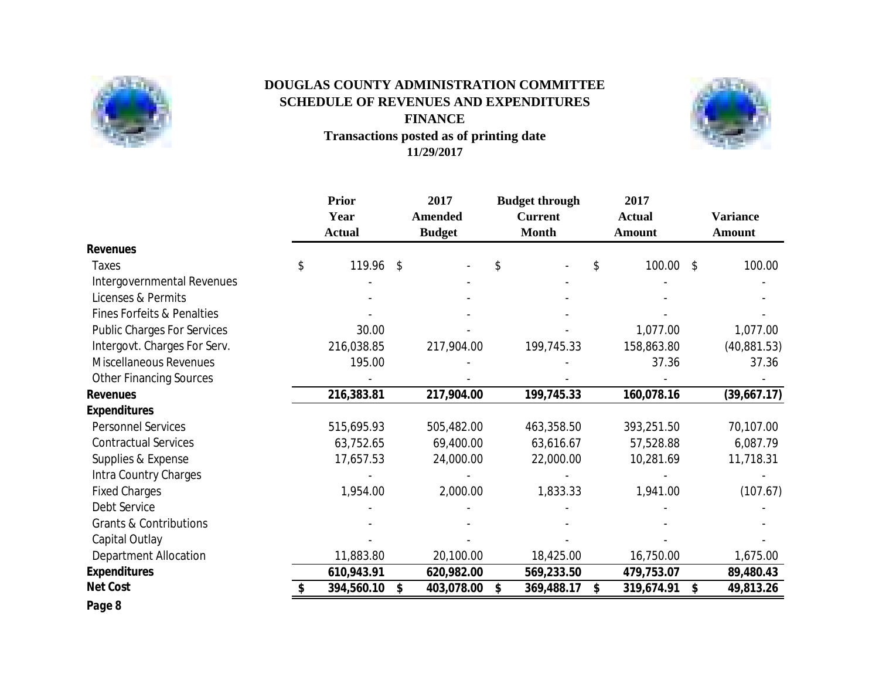# DOUGLAS COUNTY ADMINISTRATION COMMITTEE
## SCHEDULE OF REVENUES AND EXPENDITURES
## FINANCE
### Transactions posted as of printing date
### 11/29/2017

| | Prior Year Actual | 2017 Amended Budget | Budget through Current Month | 2017 Actual Amount | Variance Amount |
|---|---|---|---|---|---|
| **Revenues** | | | | | |
| Taxes | $ 119.96 | $ - | $ - | $ 100.00 | $ 100.00 |
| Intergovernmental Revenues | - | - | - | - | - |
| Licenses & Permits | - | - | - | - | - |
| Fines Forfeits & Penalties | - | - | - | - | - |
| Public Charges For Services | 30.00 | - | - | 1,077.00 | 1,077.00 |
| Intergovt. Charges For Serv. | 216,038.85 | 217,904.00 | 199,745.33 | 158,863.80 | (40,881.53) |
| Miscellaneous Revenues | 195.00 | - | - | 37.36 | 37.36 |
| Other Financing Sources | - | - | - | - | - |
| **Revenues** | **216,383.81** | **217,904.00** | **199,745.33** | **160,078.16** | **(39,667.17)** |
| **Expenditures** | | | | | |
| Personnel Services | 515,695.93 | 505,482.00 | 463,358.50 | 393,251.50 | 70,107.00 |
| Contractual Services | 63,752.65 | 69,400.00 | 63,616.67 | 57,528.88 | 6,087.79 |
| Supplies & Expense | 17,657.53 | 24,000.00 | 22,000.00 | 10,281.69 | 11,718.31 |
| Intra Country Charges | - | - | - | - | - |
| Fixed Charges | 1,954.00 | 2,000.00 | 1,833.33 | 1,941.00 | (107.67) |
| Debt Service | - | - | - | - | - |
| Grants & Contributions | - | - | - | - | - |
| Capital Outlay | - | - | - | - | - |
| Department Allocation | 11,883.80 | 20,100.00 | 18,425.00 | 16,750.00 | 1,675.00 |
| **Expenditures** | **610,943.91** | **620,982.00** | **569,233.50** | **479,753.07** | **89,480.43** |
| **Net Cost** | **$ 394,560.10** | **$ 403,078.00** | **$ 369,488.17** | **$ 319,674.91** | **$ 49,813.26** |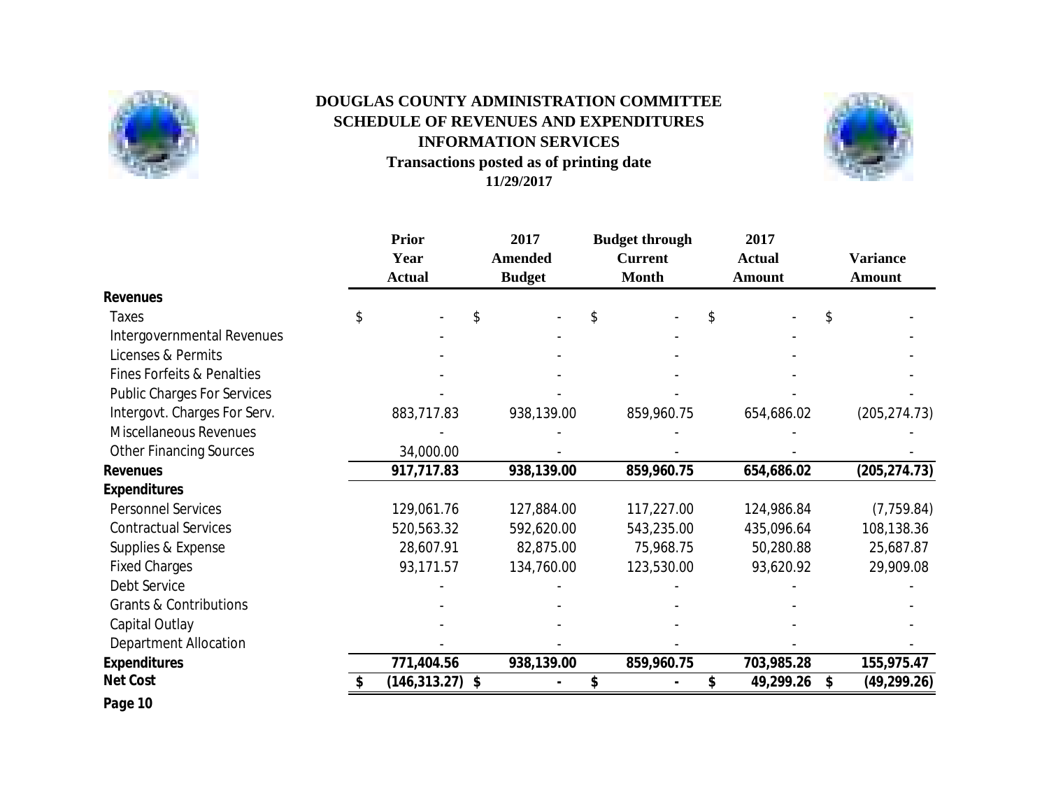# DOUGLAS COUNTY ADMINISTRATION COMMITTEE
## SCHEDULE OF REVENUES AND EXPENDITURES
## INFORMATION SERVICES
### Transactions posted as of printing date
**11/29/2017**

| | Prior Year Actual | 2017 Amended Budget | Budget through Current Month | 2017 Actual Amount | Variance Amount |
|---|---|---|---|---|---|
| **Revenues** | | | | | |
| Taxes | $ - | $ - | $ - | $ - | $ - |
| Intergovernmental Revenues | - | - | - | - | - |
| Licenses & Permits | - | - | - | - | - |
| Fines Forfeits & Penalties | - | - | - | - | - |
| Public Charges For Services | - | - | - | - | - |
| Intergovt. Charges For Serv. | 883,717.83 | 938,139.00 | 859,960.75 | 654,686.02 | (205,274.73) |
| Miscellaneous Revenues | - | - | - | - | - |
| Other Financing Sources | 34,000.00 | - | - | - | - |
| **Revenues** | **917,717.83** | **938,139.00** | **859,960.75** | **654,686.02** | **(205,274.73)** |
| **Expenditures** | | | | | |
| Personnel Services | 129,061.76 | 127,884.00 | 117,227.00 | 124,986.84 | (7,759.84) |
| Contractual Services | 520,563.32 | 592,620.00 | 543,235.00 | 435,096.64 | 108,138.36 |
| Supplies & Expense | 28,607.91 | 82,875.00 | 75,968.75 | 50,280.88 | 25,687.87 |
| Fixed Charges | 93,171.57 | 134,760.00 | 123,530.00 | 93,620.92 | 29,909.08 |
| Debt Service | - | - | - | - | - |
| Grants & Contributions | - | - | - | - | - |
| Capital Outlay | - | - | - | - | - |
| Department Allocation | - | - | - | - | - |
| **Expenditures** | **771,404.56** | **938,139.00** | **859,960.75** | **703,985.28** | **155,975.47** |
| **Net Cost** | **$ (146,313.27)** | **$ -** | **$ -** | **$ 49,299.26** | **$ (49,299.26)** |

**Page 10**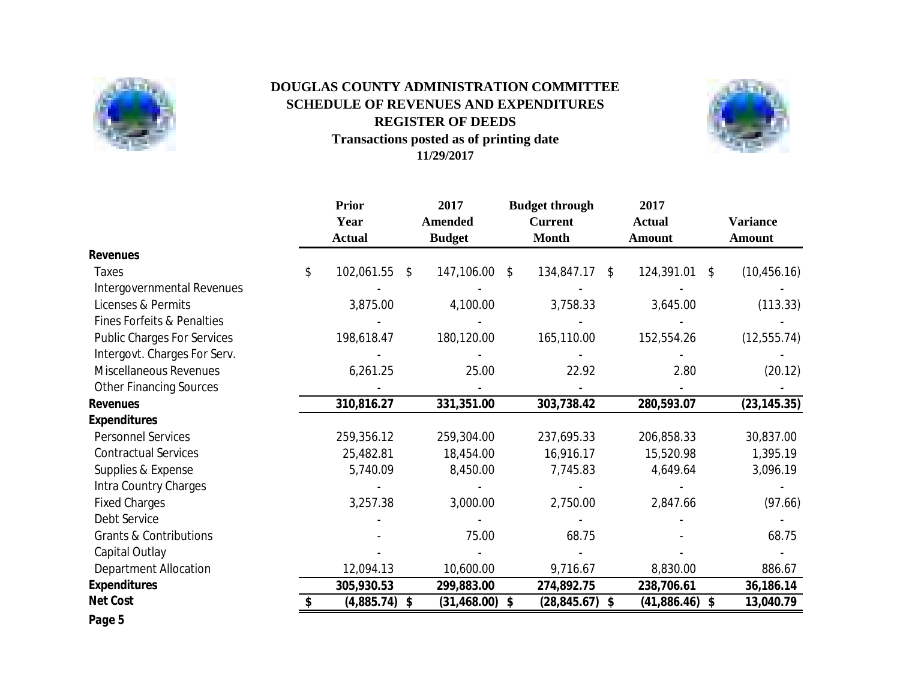# DOUGLAS COUNTY ADMINISTRATION COMMITTEE
## SCHEDULE OF REVENUES AND EXPENDITURES
## REGISTER OF DEEDS
### Transactions posted as of printing date
### 11/29/2017

| | Prior Year Actual | 2017 Amended Budget | Budget through Current Month | 2017 Actual Amount | Variance Amount |
|---|---|---|---|---|---|
| **Revenues** | | | | | |
| Taxes | $ 102,061.55 | $ 147,106.00 | $ 134,847.17 | $ 124,391.01 | $ (10,456.16) |
| Intergovernmental Revenues | - | - | - | - | - |
| Licenses & Permits | 3,875.00 | 4,100.00 | 3,758.33 | 3,645.00 | (113.33) |
| Fines Forfeits & Penalties | - | - | - | - | - |
| Public Charges For Services | 198,618.47 | 180,120.00 | 165,110.00 | 152,554.26 | (12,555.74) |
| Intergovt. Charges For Serv. | - | - | - | - | - |
| Miscellaneous Revenues | 6,261.25 | 25.00 | 22.92 | 2.80 | (20.12) |
| Other Financing Sources | - | - | - | - | - |
| **Revenues** | **310,816.27** | **331,351.00** | **303,738.42** | **280,593.07** | **(23,145.35)** |
| **Expenditures** | | | | | |
| Personnel Services | 259,356.12 | 259,304.00 | 237,695.33 | 206,858.33 | 30,837.00 |
| Contractual Services | 25,482.81 | 18,454.00 | 16,916.17 | 15,520.98 | 1,395.19 |
| Supplies & Expense | 5,740.09 | 8,450.00 | 7,745.83 | 4,649.64 | 3,096.19 |
| Intra Country Charges | - | - | - | - | - |
| Fixed Charges | 3,257.38 | 3,000.00 | 2,750.00 | 2,847.66 | (97.66) |
| Debt Service | - | - | - | - | - |
| Grants & Contributions | - | 75.00 | 68.75 | - | 68.75 |
| Capital Outlay | - | - | - | - | - |
| Department Allocation | 12,094.13 | 10,600.00 | 9,716.67 | 8,830.00 | 886.67 |
| **Expenditures** | **305,930.53** | **299,883.00** | **274,892.75** | **238,706.61** | **36,186.14** |
| **Net Cost** | **$ (4,885.74)** | **$ (31,468.00)** | **$ (28,845.67)** | **$ (41,886.46)** | **$ 13,040.79** |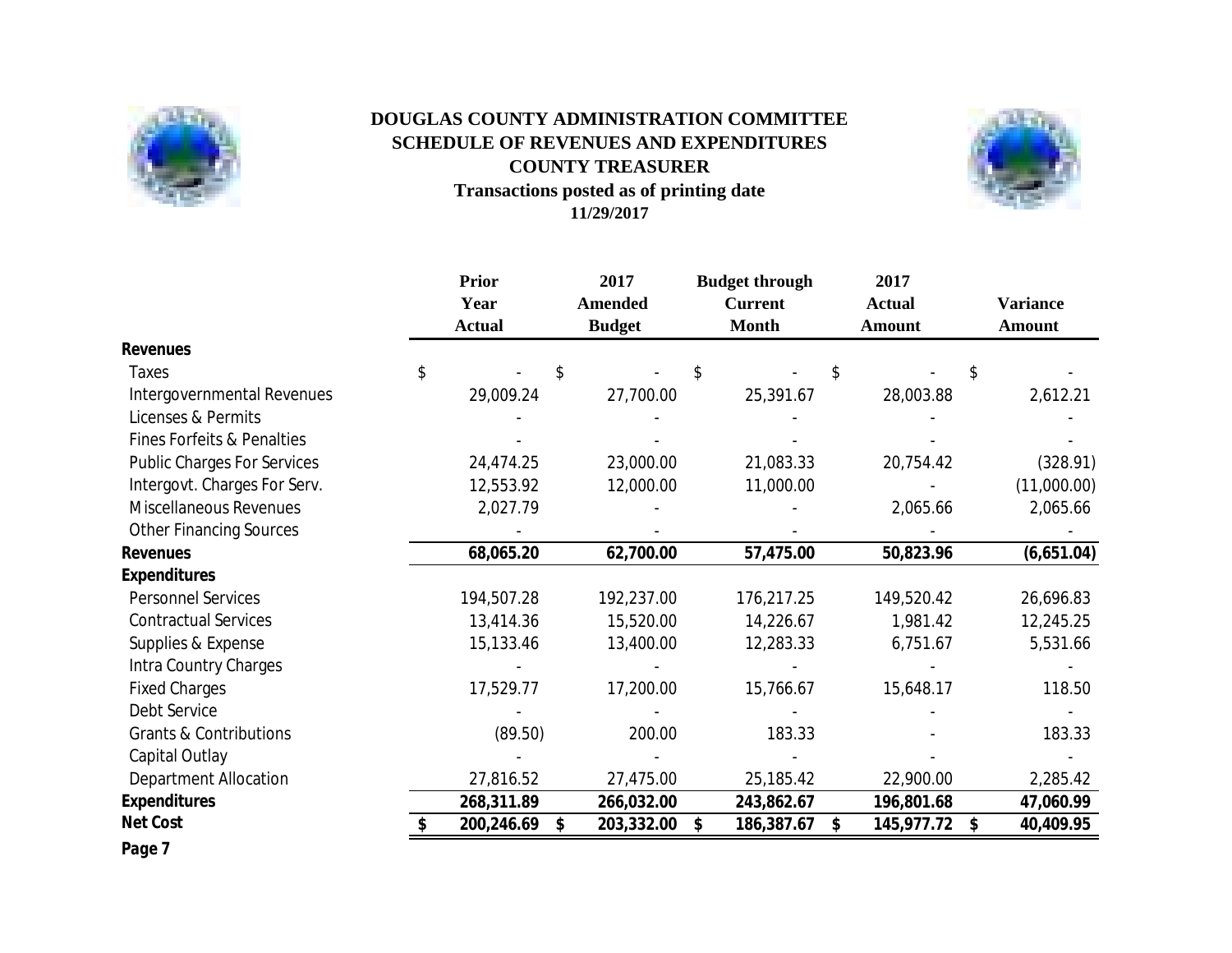# DOUGLAS COUNTY ADMINISTRATION COMMITTEE
## SCHEDULE OF REVENUES AND EXPENDITURES
## COUNTY TREASURER
**Transactions posted as of printing date**

**11/29/2017**

| | Prior Year Actual | 2017 Amended Budget | Budget through Current Month | 2017 Actual Amount | Variance Amount |
|---|---|---|---|---|---|
| **Revenues** | | | | | |
| Taxes | $ - | $ - | $ - | $ - | $ - |
| Intergovernmental Revenues | 29,009.24 | 27,700.00 | 25,391.67 | 28,003.88 | 2,612.21 |
| Licenses & Permits | - | - | - | - | - |
| Fines Forfeits & Penalties | - | - | - | - | - |
| Public Charges For Services | 24,474.25 | 23,000.00 | 21,083.33 | 20,754.42 | (328.91) |
| Intergovt. Charges For Serv. | 12,553.92 | 12,000.00 | 11,000.00 | - | (11,000.00) |
| Miscellaneous Revenues | 2,027.79 | - | - | 2,065.66 | 2,065.66 |
| Other Financing Sources | - | - | - | - | - |
| **Revenues** | **68,065.20** | **62,700.00** | **57,475.00** | **50,823.96** | **(6,651.04)** |
| **Expenditures** | | | | | |
| Personnel Services | 194,507.28 | 192,237.00 | 176,217.25 | 149,520.42 | 26,696.83 |
| Contractual Services | 13,414.36 | 15,520.00 | 14,226.67 | 1,981.42 | 12,245.25 |
| Supplies & Expense | 15,133.46 | 13,400.00 | 12,283.33 | 6,751.67 | 5,531.66 |
| Intra Country Charges | - | - | - | - | - |
| Fixed Charges | 17,529.77 | 17,200.00 | 15,766.67 | 15,648.17 | 118.50 |
| Debt Service | - | - | - | - | - |
| Grants & Contributions | (89.50) | 200.00 | 183.33 | - | 183.33 |
| Capital Outlay | - | - | - | - | - |
| Department Allocation | 27,816.52 | 27,475.00 | 25,185.42 | 22,900.00 | 2,285.42 |
| **Expenditures** | **268,311.89** | **266,032.00** | **243,862.67** | **196,801.68** | **47,060.99** |
| **Net Cost** | **$ 200,246.69** | **$ 203,332.00** | **$ 186,387.67** | **$ 145,977.72** | **$ 40,409.95** |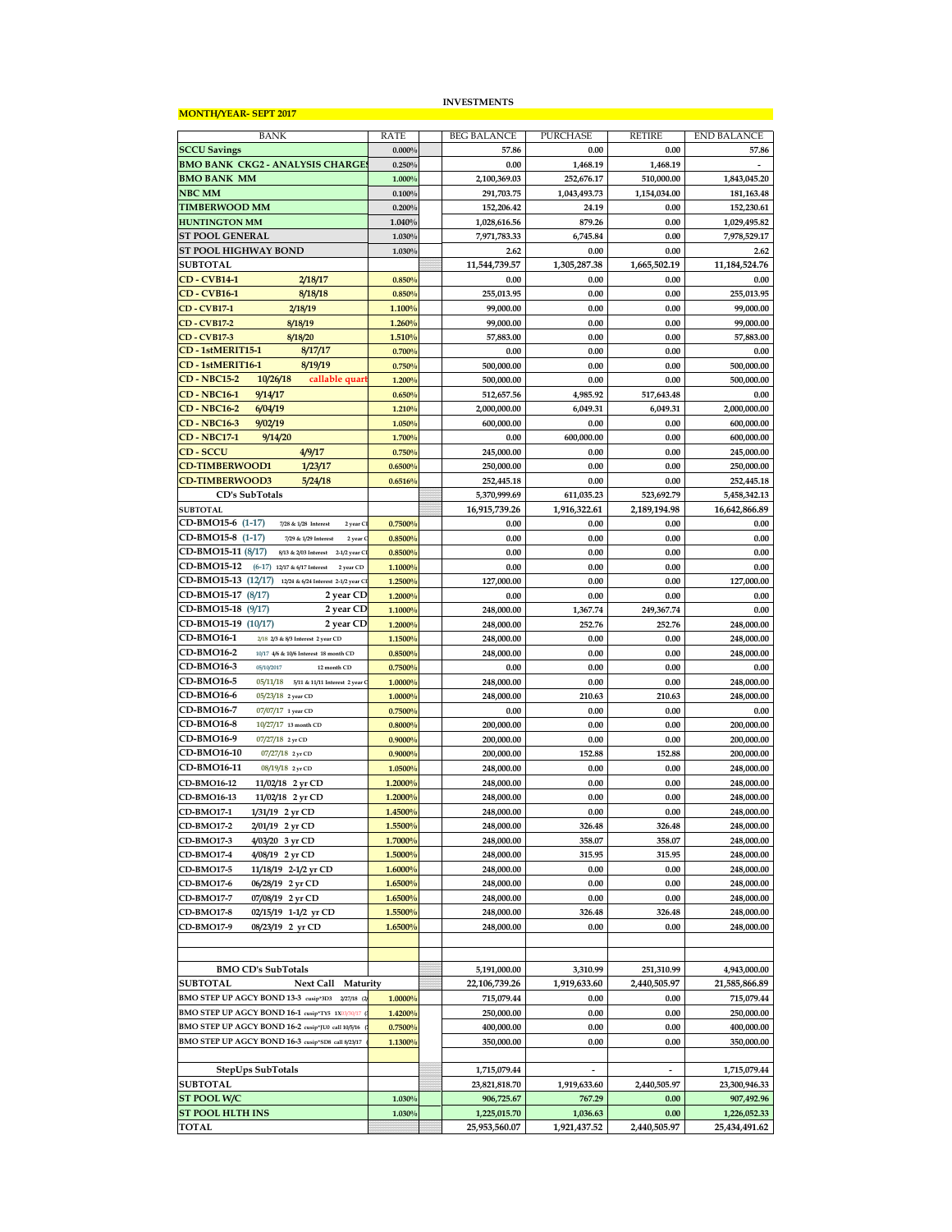# INVESTMENTS

**MONTH/YEAR- SEPT 2017**

| BANK | RATE | | BEG BALANCE | PURCHASE | RETIRE | END BALANCE |
|---|---|---|---|---|---|---|
| SCCU Savings | 0.000% | | 57.86 | 0.00 | 0.00 | 57.86 |
| BMO BANK CKG2 - ANALYSIS CHARGES | 0.250% | | 0.00 | 1,468.19 | 1,468.19 | - |
| BMO BANK MM | 1.000% | | 2,100,369.03 | 252,676.17 | 510,000.00 | 1,843,045.20 |
| NBC MM | 0.100% | | 291,703.75 | 1,043,493.73 | 1,154,034.00 | 181,163.48 |
| TIMBERWOOD MM | 0.200% | | 152,206.42 | 24.19 | 0.00 | 152,230.61 |
| HUNTINGTON MM | 1.040% | | 1,028,616.56 | 879.26 | 0.00 | 1,029,495.82 |
| ST POOL GENERAL | 1.030% | | 7,971,783.33 | 6,745.84 | 0.00 | 7,978,529.17 |
| ST POOL HIGHWAY BOND | 1.030% | | 2.62 | 0.00 | 0.00 | 2.62 |
| SUBTOTAL | | | 11,544,739.57 | 1,305,287.38 | 1,665,502.19 | 11,184,524.76 |
| CD - CVB14-1 2/18/17 | 0.850% | | 0.00 | 0.00 | 0.00 | 0.00 |
| CD - CVB16-1 8/18/18 | 0.850% | | 255,013.95 | 0.00 | 0.00 | 255,013.95 |
| CD - CVB17-1 2/18/19 | 1.100% | | 99,000.00 | 0.00 | 0.00 | 99,000.00 |
| CD - CVB17-2 8/18/19 | 1.260% | | 99,000.00 | 0.00 | 0.00 | 99,000.00 |
| CD - CVB17-3 8/18/20 | 1.510% | | 57,883.00 | 0.00 | 0.00 | 57,883.00 |
| CD - 1stMERIT15-1 8/17/17 | 0.700% | | 0.00 | 0.00 | 0.00 | 0.00 |
| CD - 1stMERIT16-1 8/19/19 | 0.750% | | 500,000.00 | 0.00 | 0.00 | 500,000.00 |
| CD - NBC15-2 10/26/18 callable quart | 1.200% | | 500,000.00 | 0.00 | 0.00 | 500,000.00 |
| CD - NBC16-1 9/14/17 | 0.650% | | 512,657.56 | 4,985.92 | 517,643.48 | 0.00 |
| CD - NBC16-2 6/04/19 | 1.210% | | 2,000,000.00 | 6,049.31 | 6,049.31 | 2,000,000.00 |
| CD - NBC16-3 9/02/19 | 1.050% | | 600,000.00 | 0.00 | 0.00 | 600,000.00 |
| CD - NBC17-1 9/14/20 | 1.700% | | 0.00 | 600,000.00 | 0.00 | 600,000.00 |
| CD - SCCU 4/9/17 | 0.750% | | 245,000.00 | 0.00 | 0.00 | 245,000.00 |
| CD-TIMBERWOOD1 1/23/17 | 0.6500% | | 250,000.00 | 0.00 | 0.00 | 250,000.00 |
| CD-TIMBERWOOD3 5/24/18 | 0.6516% | | 252,445.18 | 0.00 | 0.00 | 252,445.18 |
| CD's SubTotals | | | 5,370,999.69 | 611,035.23 | 523,692.79 | 5,458,342.13 |
| SUBTOTAL | | | 16,915,739.26 | 1,916,322.61 | 2,189,194.98 | 16,642,866.89 |
| CD-BMO15-6 (1-17) 7/28 & 1/28 Interest 2 year CD | 0.7500% | | 0.00 | 0.00 | 0.00 | 0.00 |
| CD-BMO15-8 (1-17) 7/29 & 1/29 Interest 2 year CD | 0.8500% | | 0.00 | 0.00 | 0.00 | 0.00 |
| CD-BMO15-11 (8/17) 8/13 & 2/03 Interest 2-1/2 year CD | 0.8500% | | 0.00 | 0.00 | 0.00 | 0.00 |
| CD-BMO15-12 (6-17) 12/17 & 6/17 Interest 2 year CD | 1.1000% | | 0.00 | 0.00 | 0.00 | 0.00 |
| CD-BMO15-13 (12/17) 12/24 & 6/24 Interest 2-1/2 year CD | 1.2500% | | 127,000.00 | 0.00 | 0.00 | 127,000.00 |
| CD-BMO15-17 (8/17) 2 year CD | 1.2000% | | 0.00 | 0.00 | 0.00 | 0.00 |
| CD-BMO15-18 (9/17) 2 year CD | 1.1000% | | 248,000.00 | 1,367.74 | 249,367.74 | 0.00 |
| CD-BMO15-19 (10/17) 2 year CD | 1.2000% | | 248,000.00 | 252.76 | 252.76 | 248,000.00 |
| CD-BMO16-1 2/18 2/3 & 8/3 Interest 2 year CD | 1.1500% | | 248,000.00 | 0.00 | 0.00 | 248,000.00 |
| CD-BMO16-2 10/17 4/6 & 10/6 Interest 18 month CD | 0.8500% | | 248,000.00 | 0.00 | 0.00 | 248,000.00 |
| CD-BMO16-3 05/10/2017 12 month CD | 0.7500% | | 0.00 | 0.00 | 0.00 | 0.00 |
| CD-BMO16-5 05/11/18 5/11 & 11/11 Interest 2 year CD | 1.0000% | | 248,000.00 | 0.00 | 0.00 | 248,000.00 |
| CD-BMO16-6 05/23/18 2 year CD | 1.0000% | | 248,000.00 | 210.63 | 210.63 | 248,000.00 |
| CD-BMO16-7 07/07/17 1 year CD | 0.7500% | | 0.00 | 0.00 | 0.00 | 0.00 |
| CD-BMO16-8 10/27/17 13 month CD | 0.8000% | | 200,000.00 | 0.00 | 0.00 | 200,000.00 |
| CD-BMO16-9 07/27/18 2 yr CD | 0.9000% | | 200,000.00 | 0.00 | 0.00 | 200,000.00 |
| CD-BMO16-10 07/27/18 2 yr CD | 0.9000% | | 200,000.00 | 152.88 | 152.88 | 200,000.00 |
| CD-BMO16-11 08/19/18 2 yr CD | 1.0500% | | 248,000.00 | 0.00 | 0.00 | 248,000.00 |
| CD-BMO16-12 11/02/18 2 yr CD | 1.2000% | | 248,000.00 | 0.00 | 0.00 | 248,000.00 |
| CD-BMO16-13 11/02/18 2 yr CD | 1.2000% | | 248,000.00 | 0.00 | 0.00 | 248,000.00 |
| CD-BMO17-1 1/31/19 2 yr CD | 1.4500% | | 248,000.00 | 0.00 | 0.00 | 248,000.00 |
| CD-BMO17-2 2/01/19 2 yr CD | 1.5500% | | 248,000.00 | 326.48 | 326.48 | 248,000.00 |
| CD-BMO17-3 4/03/20 3 yr CD | 1.7000% | | 248,000.00 | 358.07 | 358.07 | 248,000.00 |
| CD-BMO17-4 4/08/19 2 yr CD | 1.5000% | | 248,000.00 | 315.95 | 315.95 | 248,000.00 |
| CD-BMO17-5 11/18/19 2-1/2 yr CD | 1.6000% | | 248,000.00 | 0.00 | 0.00 | 248,000.00 |
| CD-BMO17-6 06/28/19 2 yr CD | 1.6500% | | 248,000.00 | 0.00 | 0.00 | 248,000.00 |
| CD-BMO17-7 07/08/19 2 yr CD | 1.6500% | | 248,000.00 | 0.00 | 0.00 | 248,000.00 |
| CD-BMO17-8 02/15/19 1-1/2 yr CD | 1.5500% | | 248,000.00 | 326.48 | 326.48 | 248,000.00 |
| CD-BMO17-9 08/23/19 2 yr CD | 1.6500% | | 248,000.00 | 0.00 | 0.00 | 248,000.00 |
| | | | | | | |
| | | | | | | |
| BMO CD's SubTotals | | | 5,191,000.00 | 3,310.99 | 251,310.99 | 4,943,000.00 |
| SUBTOTAL Next Call Maturity | | | 22,106,739.26 | 1,919,633.60 | 2,440,505.97 | 21,585,866.89 |
| BMO STEP UP AGCY BOND 13-3 cusip*3D3 2/27/18 (2/ | 1.0000% | | 715,079.44 | 0.00 | 0.00 | 715,079.44 |
| BMO STEP UP AGCY BOND 16-1 cusip*TY5 1X03/30/17 (: | 1.4200% | | 250,000.00 | 0.00 | 0.00 | 250,000.00 |
| BMO STEP UP AGCY BOND 16-2 cusip*JU0 call 10/5/16 ( | 0.7500% | | 400,000.00 | 0.00 | 0.00 | 400,000.00 |
| BMO STEP UP AGCY BOND 16-3 cusip*SD8 call 8/23/17 ( | 1.1300% | | 350,000.00 | 0.00 | 0.00 | 350,000.00 |
| | | | | | | |
| StepUps SubTotals | | | 1,715,079.44 | - | - | 1,715,079.44 |
| SUBTOTAL | | | 23,821,818.70 | 1,919,633.60 | 2,440,505.97 | 23,300,946.33 |
| ST POOL W/C | 1.030% | | 906,725.67 | 767.29 | 0.00 | 907,492.96 |
| ST POOL HLTH INS | 1.030% | | 1,225,015.70 | 1,036.63 | 0.00 | 1,226,052.33 |
| TOTAL | | | 25,953,560.07 | 1,921,437.52 | 2,440,505.97 | 25,434,491.62 |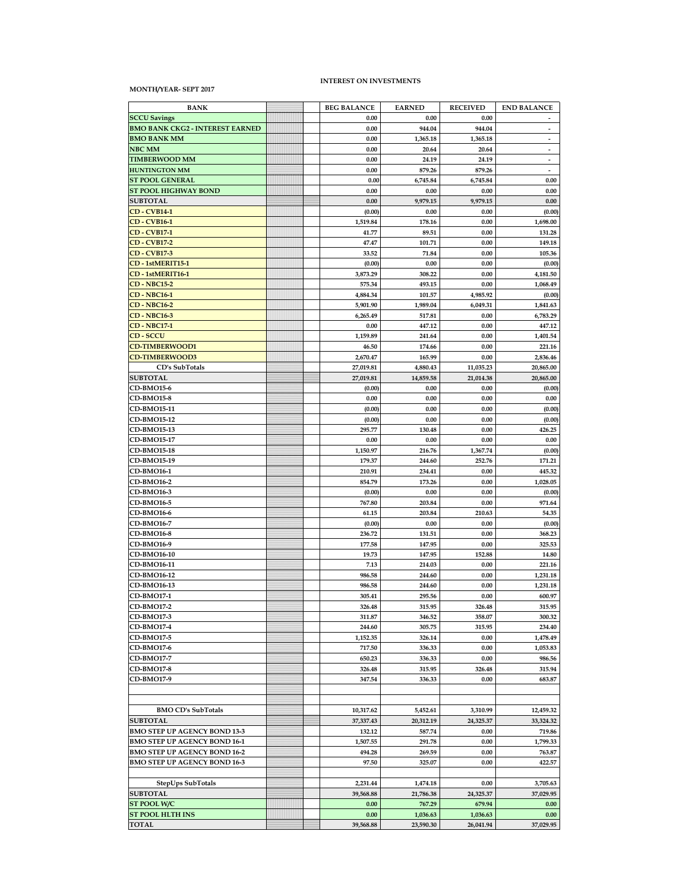**INTEREST ON INVESTMENTS**

**MONTH/YEAR- SEPT 2017**

| BANK | | | BEG BALANCE | EARNED | RECEIVED | END BALANCE |
|---|---|---|---|---|---|---|
| SCCU Savings | | | 0.00 | 0.00 | 0.00 | - |
| BMO BANK CKG2 - INTEREST EARNED | | | 0.00 | 944.04 | 944.04 | - |
| BMO BANK MM | | | 0.00 | 1,365.18 | 1,365.18 | - |
| NBC MM | | | 0.00 | 20.64 | 20.64 | - |
| TIMBERWOOD MM | | | 0.00 | 24.19 | 24.19 | - |
| HUNTINGTON MM | | | 0.00 | 879.26 | 879.26 | - |
| ST POOL GENERAL | | | 0.00 | 6,745.84 | 6,745.84 | 0.00 |
| ST POOL HIGHWAY BOND | | | 0.00 | 0.00 | 0.00 | 0.00 |
| SUBTOTAL | | | 0.00 | 9,979.15 | 9,979.15 | 0.00 |
| CD - CVB14-1 | | | (0.00) | 0.00 | 0.00 | (0.00) |
| CD - CVB16-1 | | | 1,519.84 | 178.16 | 0.00 | 1,698.00 |
| CD - CVB17-1 | | | 41.77 | 89.51 | 0.00 | 131.28 |
| CD - CVB17-2 | | | 47.47 | 101.71 | 0.00 | 149.18 |
| CD - CVB17-3 | | | 33.52 | 71.84 | 0.00 | 105.36 |
| CD - 1stMERIT15-1 | | | (0.00) | 0.00 | 0.00 | (0.00) |
| CD - 1stMERIT16-1 | | | 3,873.29 | 308.22 | 0.00 | 4,181.50 |
| CD - NBC15-2 | | | 575.34 | 493.15 | 0.00 | 1,068.49 |
| CD - NBC16-1 | | | 4,884.34 | 101.57 | 4,985.92 | (0.00) |
| CD - NBC16-2 | | | 5,901.90 | 1,989.04 | 6,049.31 | 1,841.63 |
| CD - NBC16-3 | | | 6,265.49 | 517.81 | 0.00 | 6,783.29 |
| CD - NBC17-1 | | | 0.00 | 447.12 | 0.00 | 447.12 |
| CD - SCCU | | | 1,159.89 | 241.64 | 0.00 | 1,401.54 |
| CD-TIMBERWOOD1 | | | 46.50 | 174.66 | 0.00 | 221.16 |
| CD-TIMBERWOOD3 | | | 2,670.47 | 165.99 | 0.00 | 2,836.46 |
| CD's SubTotals | | | 27,019.81 | 4,880.43 | 11,035.23 | 20,865.00 |
| SUBTOTAL | | | 27,019.81 | 14,859.58 | 21,014.38 | 20,865.00 |
| CD-BMO15-6 | | | (0.00) | 0.00 | 0.00 | (0.00) |
| CD-BMO15-8 | | | 0.00 | 0.00 | 0.00 | 0.00 |
| CD-BMO15-11 | | | (0.00) | 0.00 | 0.00 | (0.00) |
| CD-BMO15-12 | | | (0.00) | 0.00 | 0.00 | (0.00) |
| CD-BMO15-13 | | | 295.77 | 130.48 | 0.00 | 426.25 |
| CD-BMO15-17 | | | 0.00 | 0.00 | 0.00 | 0.00 |
| CD-BMO15-18 | | | 1,150.97 | 216.76 | 1,367.74 | (0.00) |
| CD-BMO15-19 | | | 179.37 | 244.60 | 252.76 | 171.21 |
| CD-BMO16-1 | | | 210.91 | 234.41 | 0.00 | 445.32 |
| CD-BMO16-2 | | | 854.79 | 173.26 | 0.00 | 1,028.05 |
| CD-BMO16-3 | | | (0.00) | 0.00 | 0.00 | (0.00) |
| CD-BMO16-5 | | | 767.80 | 203.84 | 0.00 | 971.64 |
| CD-BMO16-6 | | | 61.15 | 203.84 | 210.63 | 54.35 |
| CD-BMO16-7 | | | (0.00) | 0.00 | 0.00 | (0.00) |
| CD-BMO16-8 | | | 236.72 | 131.51 | 0.00 | 368.23 |
| CD-BMO16-9 | | | 177.58 | 147.95 | 0.00 | 325.53 |
| CD-BMO16-10 | | | 19.73 | 147.95 | 152.88 | 14.80 |
| CD-BMO16-11 | | | 7.13 | 214.03 | 0.00 | 221.16 |
| CD-BMO16-12 | | | 986.58 | 244.60 | 0.00 | 1,231.18 |
| CD-BMO16-13 | | | 986.58 | 244.60 | 0.00 | 1,231.18 |
| CD-BMO17-1 | | | 305.41 | 295.56 | 0.00 | 600.97 |
| CD-BMO17-2 | | | 326.48 | 315.95 | 326.48 | 315.95 |
| CD-BMO17-3 | | | 311.87 | 346.52 | 358.07 | 300.32 |
| CD-BMO17-4 | | | 244.60 | 305.75 | 315.95 | 234.40 |
| CD-BMO17-5 | | | 1,152.35 | 326.14 | 0.00 | 1,478.49 |
| CD-BMO17-6 | | | 717.50 | 336.33 | 0.00 | 1,053.83 |
| CD-BMO17-7 | | | 650.23 | 336.33 | 0.00 | 986.56 |
| CD-BMO17-8 | | | 326.48 | 315.95 | 326.48 | 315.94 |
| CD-BMO17-9 | | | 347.54 | 336.33 | 0.00 | 683.87 |
| | | | | | | |
| | | | | | | |
| BMO CD's SubTotals | | | 10,317.62 | 5,452.61 | 3,310.99 | 12,459.32 |
| SUBTOTAL | | | 37,337.43 | 20,312.19 | 24,325.37 | 33,324.32 |
| BMO STEP UP AGENCY BOND 13-3 | | | 132.12 | 587.74 | 0.00 | 719.86 |
| BMO STEP UP AGENCY BOND 16-1 | | | 1,507.55 | 291.78 | 0.00 | 1,799.33 |
| BMO STEP UP AGENCY BOND 16-2 | | | 494.28 | 269.59 | 0.00 | 763.87 |
| BMO STEP UP AGENCY BOND 16-3 | | | 97.50 | 325.07 | 0.00 | 422.57 |
| | | | | | | |
| StepUps SubTotals | | | 2,231.44 | 1,474.18 | 0.00 | 3,705.63 |
| SUBTOTAL | | | 39,568.88 | 21,786.38 | 24,325.37 | 37,029.95 |
| ST POOL W/C | | | 0.00 | 767.29 | 679.94 | 0.00 |
| ST POOL HLTH INS | | | 0.00 | 1,036.63 | 1,036.63 | 0.00 |
| TOTAL | | | 39,568.88 | 23,590.30 | 26,041.94 | 37,029.95 |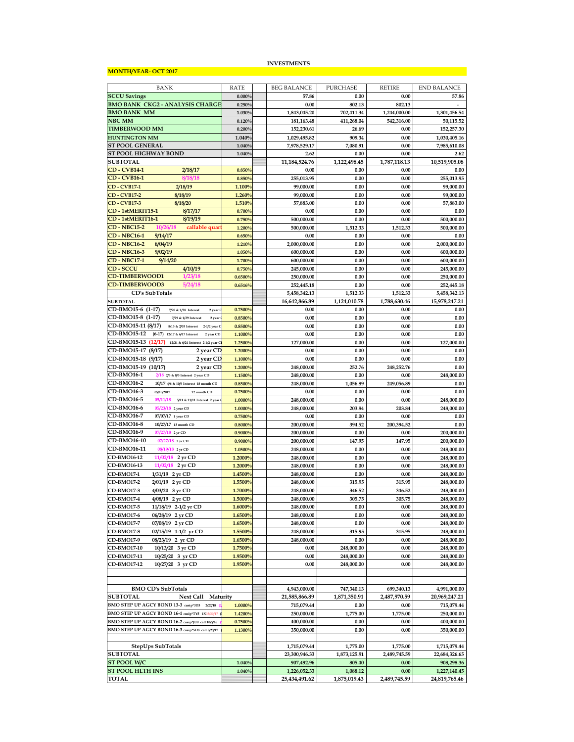**INVESTMENTS**

**MONTH/YEAR- OCT 2017**

| BANK | RATE | | BEG BALANCE | PURCHASE | RETIRE | END BALANCE |
|---|---|---|---|---|---|---|
| **SCCU Savings** | 0.000% | | 57.86 | 0.00 | 0.00 | 57.86 |
| **BMO BANK CKG2 - ANALYSIS CHARGE** | 0.250% | | 0.00 | 802.13 | 802.13 | - |
| **BMO BANK MM** | 1.030% | | 1,843,045.20 | 702,411.34 | 1,244,000.00 | 1,301,456.54 |
| **NBC MM** | 0.120% | | 181,163.48 | 411,268.04 | 542,316.00 | 50,115.52 |
| **TIMBERWOOD MM** | 0.200% | | 152,230.61 | 26.69 | 0.00 | 152,257.30 |
| **HUNTINGTON MM** | 1.040% | | 1,029,495.82 | 909.34 | 0.00 | 1,030,405.16 |
| **ST POOL GENERAL** | 1.040% | | 7,978,529.17 | 7,080.91 | 0.00 | 7,985,610.08 |
| **ST POOL HIGHWAY BOND** | 1.040% | | 2.62 | 0.00 | 0.00 | 2.62 |
| **SUBTOTAL** | | | 11,184,524.76 | 1,122,498.45 | 1,787,118.13 | 10,519,905.08 |
| **CD - CVB14-1 2/18/17** | 0.850% | | 0.00 | 0.00 | 0.00 | 0.00 |
| **CD - CVB16-1 8/18/18** | 0.850% | | 255,013.95 | 0.00 | 0.00 | 255,013.95 |
| **CD - CVB17-1 2/18/19** | 1.100% | | 99,000.00 | 0.00 | 0.00 | 99,000.00 |
| **CD - CVB17-2 8/18/19** | 1.260% | | 99,000.00 | 0.00 | 0.00 | 99,000.00 |
| **CD - CVB17-3 8/18/20** | 1.510% | | 57,883.00 | 0.00 | 0.00 | 57,883.00 |
| **CD - 1stMERIT15-1 8/17/17** | 0.700% | | 0.00 | 0.00 | 0.00 | 0.00 |
| **CD - 1stMERIT16-1 8/19/19** | 0.750% | | 500,000.00 | 0.00 | 0.00 | 500,000.00 |
| **CD - NBC15-2 10/26/18 callable quart** | 1.200% | | 500,000.00 | 1,512.33 | 1,512.33 | 500,000.00 |
| **CD - NBC16-1 9/14/17** | 0.650% | | 0.00 | 0.00 | 0.00 | 0.00 |
| **CD - NBC16-2 6/04/19** | 1.210% | | 2,000,000.00 | 0.00 | 0.00 | 2,000,000.00 |
| **CD - NBC16-3 9/02/19** | 1.050% | | 600,000.00 | 0.00 | 0.00 | 600,000.00 |
| **CD - NBC17-1 9/14/20** | 1.700% | | 600,000.00 | 0.00 | 0.00 | 600,000.00 |
| **CD - SCCU 4/10/19** | 0.750% | | 245,000.00 | 0.00 | 0.00 | 245,000.00 |
| **CD-TIMBERWOOD1 1/23/18** | 0.6500% | | 250,000.00 | 0.00 | 0.00 | 250,000.00 |
| **CD-TIMBERWOOD3 5/24/18** | 0.6516% | | 252,445.18 | 0.00 | 0.00 | 252,445.18 |
| **CD's SubTotals** | | | 5,458,342.13 | 1,512.33 | 1,512.33 | 5,458,342.13 |
| **SUBTOTAL** | | | 16,642,866.89 | 1,124,010.78 | 1,788,630.46 | 15,978,247.21 |
| CD-BMO15-6 (1-17) 7/28 & 1/28 Interest 2 year C | 0.7500% | | 0.00 | 0.00 | 0.00 | 0.00 |
| CD-BMO15-8 (1-17) 7/29 & 1/29 Interest 2 year C | 0.8500% | | 0.00 | 0.00 | 0.00 | 0.00 |
| CD-BMO15-11 (8/17) 8/13 & 2/03 Interest 2-1/2 year C | 0.8500% | | 0.00 | 0.00 | 0.00 | 0.00 |
| CD-BMO15-12 (6-17) 12/17 & 6/17 Interest 2 year CD | 1.1000% | | 0.00 | 0.00 | 0.00 | 0.00 |
| CD-BMO15-13 (12/17) 12/24 & 6/24 Interest 2-1/2 year C | 1.2500% | | 127,000.00 | 0.00 | 0.00 | 127,000.00 |
| CD-BMO15-17 (8/17) 2 year CD | 1.2000% | | 0.00 | 0.00 | 0.00 | 0.00 |
| CD-BMO15-18 (9/17) 2 year CD | 1.1000% | | 0.00 | 0.00 | 0.00 | 0.00 |
| CD-BMO15-19 (10/17) 2 year CD | 1.2000% | | 248,000.00 | 252.76 | 248,252.76 | 0.00 |
| CD-BMO16-1 2/18 2/3 & 8/3 Interest 2 year CD | 1.1500% | | 248,000.00 | 0.00 | 0.00 | 248,000.00 |
| CD-BMO16-2 10/17 4/6 & 10/6 Interest 18 month CD | 0.8500% | | 248,000.00 | 1,056.89 | 249,056.89 | 0.00 |
| CD-BMO16-3 05/10/2017 12 month CD | 0.7500% | | 0.00 | 0.00 | 0.00 | 0.00 |
| CD-BMO16-5 05/11/18 5/11 & 11/11 Interest 2 year C | 1.0000% | | 248,000.00 | 0.00 | 0.00 | 248,000.00 |
| CD-BMO16-6 05/23/18 2 year CD | 1.0000% | | 248,000.00 | 203.84 | 203.84 | 248,000.00 |
| CD-BMO16-7 07/07/17 1 year CD | 0.7500% | | 0.00 | 0.00 | 0.00 | 0.00 |
| CD-BMO16-8 10/27/17 13 month CD | 0.8000% | | 200,000.00 | 394.52 | 200,394.52 | 0.00 |
| CD-BMO16-9 07/27/18 2 yr CD | 0.9000% | | 200,000.00 | 0.00 | 0.00 | 200,000.00 |
| CD-BMO16-10 07/27/18 2 yr CD | 0.9000% | | 200,000.00 | 147.95 | 147.95 | 200,000.00 |
| CD-BMO16-11 08/19/18 2 yr CD | 1.0500% | | 248,000.00 | 0.00 | 0.00 | 248,000.00 |
| CD-BMO16-12 11/02/18 2 yr CD | 1.2000% | | 248,000.00 | 0.00 | 0.00 | 248,000.00 |
| CD-BMO16-13 11/02/18 2 yr CD | 1.2000% | | 248,000.00 | 0.00 | 0.00 | 248,000.00 |
| CD-BMO17-1 1/31/19 2 yr CD | 1.4500% | | 248,000.00 | 0.00 | 0.00 | 248,000.00 |
| CD-BMO17-2 2/01/19 2 yr CD | 1.5500% | | 248,000.00 | 315.95 | 315.95 | 248,000.00 |
| CD-BMO17-3 4/03/20 3 yr CD | 1.7000% | | 248,000.00 | 346.52 | 346.52 | 248,000.00 |
| CD-BMO17-4 4/08/19 2 yr CD | 1.5000% | | 248,000.00 | 305.75 | 305.75 | 248,000.00 |
| CD-BMO17-5 11/18/19 2-1/2 yr CD | 1.6000% | | 248,000.00 | 0.00 | 0.00 | 248,000.00 |
| CD-BMO17-6 06/28/19 2 yr CD | 1.6500% | | 248,000.00 | 0.00 | 0.00 | 248,000.00 |
| CD-BMO17-7 07/08/19 2 yr CD | 1.6500% | | 248,000.00 | 0.00 | 0.00 | 248,000.00 |
| CD-BMO17-8 02/15/19 1-1/2 yr CD | 1.5500% | | 248,000.00 | 315.95 | 315.95 | 248,000.00 |
| CD-BMO17-9 08/23/19 2 yr CD | 1.6500% | | 248,000.00 | 0.00 | 0.00 | 248,000.00 |
| CD-BMO17-10 10/13/20 3 yr CD | 1.7500% | | 0.00 | 248,000.00 | 0.00 | 248,000.00 |
| CD-BMO17-11 10/25/20 3 yr CD | 1.9500% | | 0.00 | 248,000.00 | 0.00 | 248,000.00 |
| CD-BMO17-12 10/27/20 3 yr CD | 1.9500% | | 0.00 | 248,000.00 | 0.00 | 248,000.00 |
| | | | | | | |
| | | | | | | |
| **BMO CD's SubTotals** | | | 4,943,000.00 | 747,340.13 | 699,340.13 | 4,991,000.00 |
| **SUBTOTAL** Next Call Maturity | | | 21,585,866.89 | 1,871,350.91 | 2,487,970.59 | 20,969,247.21 |
| BMO STEP UP AGCY BOND 13-3 cusip*3D3 2/27/18 | 1.0000% | | 715,079.44 | 0.00 | 0.00 | 715,079.44 |
| BMO STEP UP AGCY BOND 16-1 cusip*TY5 1X11/30/17 | 1.4200% | | 250,000.00 | 1,775.00 | 1,775.00 | 250,000.00 |
| BMO STEP UP AGCY BOND 16-2 cusip*JU0 call 10/5/16 | 0.7500% | | 400,000.00 | 0.00 | 0.00 | 400,000.00 |
| BMO STEP UP AGCY BOND 16-3 cusip*SD8 call 8/23/17 | 1.1300% | | 350,000.00 | 0.00 | 0.00 | 350,000.00 |
| | | | | | | |
| **StepUps SubTotals** | | | 1,715,079.44 | 1,775.00 | 1,775.00 | 1,715,079.44 |
| **SUBTOTAL** | | | 23,300,946.33 | 1,873,125.91 | 2,489,745.59 | 22,684,326.65 |
| **ST POOL W/C** | 1.040% | | 907,492.96 | 805.40 | 0.00 | 908,298.36 |
| **ST POOL HLTH INS** | 1.040% | | 1,226,052.33 | 1,088.12 | 0.00 | 1,227,140.45 |
| **TOTAL** | | | 25,434,491.62 | 1,875,019.43 | 2,489,745.59 | 24,819,765.46 |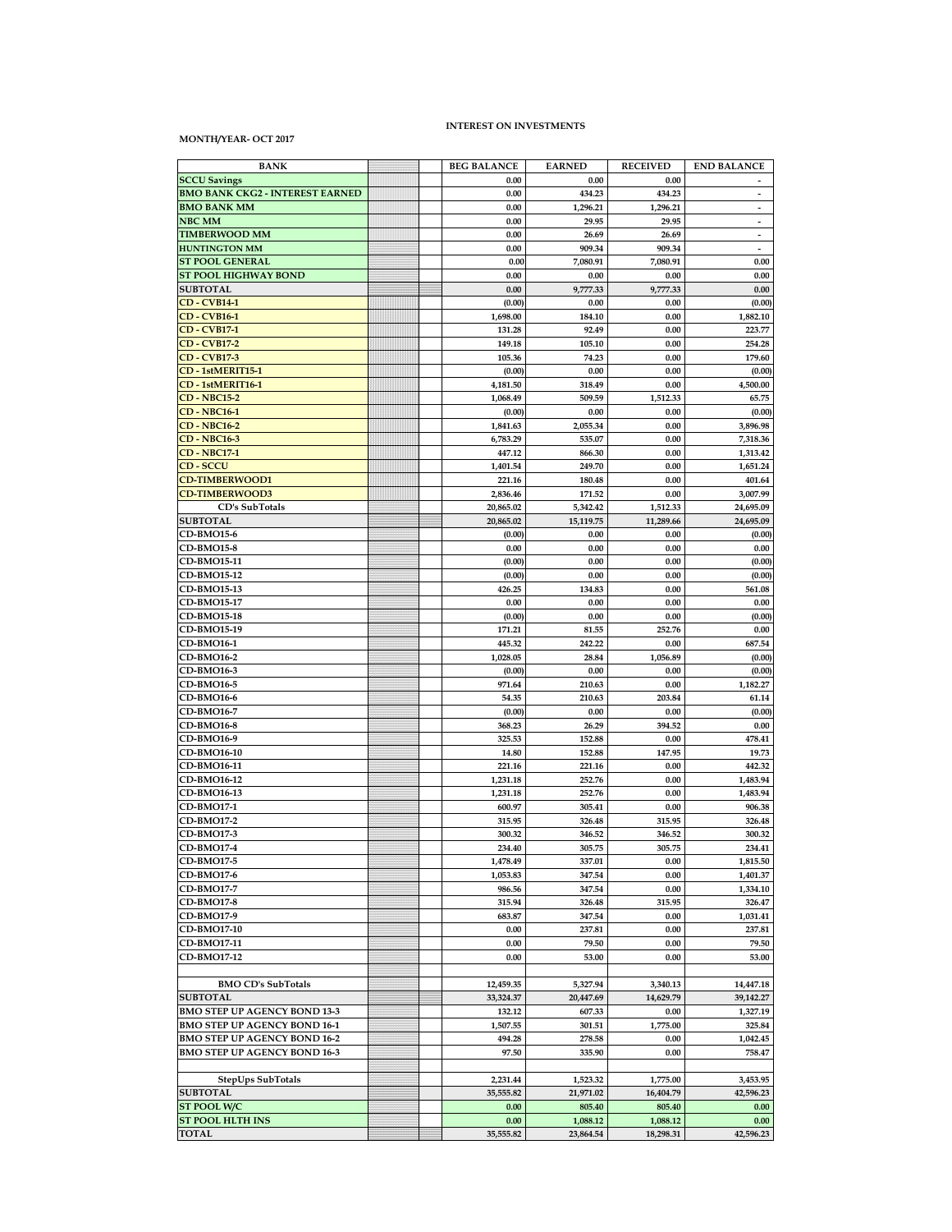# INTEREST ON INVESTMENTS

**MONTH/YEAR- OCT 2017**

| BANK | | | BEG BALANCE | EARNED | RECEIVED | END BALANCE |
|---|---|---|---|---|---|---|
| SCCU Savings | | | 0.00 | 0.00 | 0.00 | - |
| BMO BANK CKG2 - INTEREST EARNED | | | 0.00 | 434.23 | 434.23 | - |
| BMO BANK MM | | | 0.00 | 1,296.21 | 1,296.21 | - |
| NBC MM | | | 0.00 | 29.95 | 29.95 | - |
| TIMBERWOOD MM | | | 0.00 | 26.69 | 26.69 | - |
| HUNTINGTON MM | | | 0.00 | 909.34 | 909.34 | - |
| ST POOL GENERAL | | | 0.00 | 7,080.91 | 7,080.91 | 0.00 |
| ST POOL HIGHWAY BOND | | | 0.00 | 0.00 | 0.00 | 0.00 |
| SUBTOTAL | | | 0.00 | 9,777.33 | 9,777.33 | 0.00 |
| CD - CVB14-1 | | | (0.00) | 0.00 | 0.00 | (0.00) |
| CD - CVB16-1 | | | 1,698.00 | 184.10 | 0.00 | 1,882.10 |
| CD - CVB17-1 | | | 131.28 | 92.49 | 0.00 | 223.77 |
| CD - CVB17-2 | | | 149.18 | 105.10 | 0.00 | 254.28 |
| CD - CVB17-3 | | | 105.36 | 74.23 | 0.00 | 179.60 |
| CD - 1stMERIT15-1 | | | (0.00) | 0.00 | 0.00 | (0.00) |
| CD - 1stMERIT16-1 | | | 4,181.50 | 318.49 | 0.00 | 4,500.00 |
| CD - NBC15-2 | | | 1,068.49 | 509.59 | 1,512.33 | 65.75 |
| CD - NBC16-1 | | | (0.00) | 0.00 | 0.00 | (0.00) |
| CD - NBC16-2 | | | 1,841.63 | 2,055.34 | 0.00 | 3,896.98 |
| CD - NBC16-3 | | | 6,783.29 | 535.07 | 0.00 | 7,318.36 |
| CD - NBC17-1 | | | 447.12 | 866.30 | 0.00 | 1,313.42 |
| CD - SCCU | | | 1,401.54 | 249.70 | 0.00 | 1,651.24 |
| CD-TIMBERWOOD1 | | | 221.16 | 180.48 | 0.00 | 401.64 |
| CD-TIMBERWOOD3 | | | 2,836.46 | 171.52 | 0.00 | 3,007.99 |
| CD's SubTotals | | | 20,865.02 | 5,342.42 | 1,512.33 | 24,695.09 |
| SUBTOTAL | | | 20,865.02 | 15,119.75 | 11,289.66 | 24,695.09 |
| CD-BMO15-6 | | | (0.00) | 0.00 | 0.00 | (0.00) |
| CD-BMO15-8 | | | 0.00 | 0.00 | 0.00 | 0.00 |
| CD-BMO15-11 | | | (0.00) | 0.00 | 0.00 | (0.00) |
| CD-BMO15-12 | | | (0.00) | 0.00 | 0.00 | (0.00) |
| CD-BMO15-13 | | | 426.25 | 134.83 | 0.00 | 561.08 |
| CD-BMO15-17 | | | 0.00 | 0.00 | 0.00 | 0.00 |
| CD-BMO15-18 | | | (0.00) | 0.00 | 0.00 | (0.00) |
| CD-BMO15-19 | | | 171.21 | 81.55 | 252.76 | 0.00 |
| CD-BMO16-1 | | | 445.32 | 242.22 | 0.00 | 687.54 |
| CD-BMO16-2 | | | 1,028.05 | 28.84 | 1,056.89 | (0.00) |
| CD-BMO16-3 | | | (0.00) | 0.00 | 0.00 | (0.00) |
| CD-BMO16-5 | | | 971.64 | 210.63 | 0.00 | 1,182.27 |
| CD-BMO16-6 | | | 54.35 | 210.63 | 203.84 | 61.14 |
| CD-BMO16-7 | | | (0.00) | 0.00 | 0.00 | (0.00) |
| CD-BMO16-8 | | | 368.23 | 26.29 | 394.52 | 0.00 |
| CD-BMO16-9 | | | 325.53 | 152.88 | 0.00 | 478.41 |
| CD-BMO16-10 | | | 14.80 | 152.88 | 147.95 | 19.73 |
| CD-BMO16-11 | | | 221.16 | 221.16 | 0.00 | 442.32 |
| CD-BMO16-12 | | | 1,231.18 | 252.76 | 0.00 | 1,483.94 |
| CD-BMO16-13 | | | 1,231.18 | 252.76 | 0.00 | 1,483.94 |
| CD-BMO17-1 | | | 600.97 | 305.41 | 0.00 | 906.38 |
| CD-BMO17-2 | | | 315.95 | 326.48 | 315.95 | 326.48 |
| CD-BMO17-3 | | | 300.32 | 346.52 | 346.52 | 300.32 |
| CD-BMO17-4 | | | 234.40 | 305.75 | 305.75 | 234.41 |
| CD-BMO17-5 | | | 1,478.49 | 337.01 | 0.00 | 1,815.50 |
| CD-BMO17-6 | | | 1,053.83 | 347.54 | 0.00 | 1,401.37 |
| CD-BMO17-7 | | | 986.56 | 347.54 | 0.00 | 1,334.10 |
| CD-BMO17-8 | | | 315.94 | 326.48 | 315.95 | 326.47 |
| CD-BMO17-9 | | | 683.87 | 347.54 | 0.00 | 1,031.41 |
| CD-BMO17-10 | | | 0.00 | 237.81 | 0.00 | 237.81 |
| CD-BMO17-11 | | | 0.00 | 79.50 | 0.00 | 79.50 |
| CD-BMO17-12 | | | 0.00 | 53.00 | 0.00 | 53.00 |
| | | | | | | |
| BMO CD's SubTotals | | | 12,459.35 | 5,327.94 | 3,340.13 | 14,447.18 |
| SUBTOTAL | | | 33,324.37 | 20,447.69 | 14,629.79 | 39,142.27 |
| BMO STEP UP AGENCY BOND 13-3 | | | 132.12 | 607.33 | 0.00 | 1,327.19 |
| BMO STEP UP AGENCY BOND 16-1 | | | 1,507.55 | 301.51 | 1,775.00 | 325.84 |
| BMO STEP UP AGENCY BOND 16-2 | | | 494.28 | 278.58 | 0.00 | 1,042.45 |
| BMO STEP UP AGENCY BOND 16-3 | | | 97.50 | 335.90 | 0.00 | 758.47 |
| | | | | | | |
| StepUps SubTotals | | | 2,231.44 | 1,523.32 | 1,775.00 | 3,453.95 |
| SUBTOTAL | | | 35,555.82 | 21,971.02 | 16,404.79 | 42,596.23 |
| ST POOL W/C | | | 0.00 | 805.40 | 805.40 | 0.00 |
| ST POOL HLTH INS | | | 0.00 | 1,088.12 | 1,088.12 | 0.00 |
| TOTAL | | | 35,555.82 | 23,864.54 | 18,298.31 | 42,596.23 |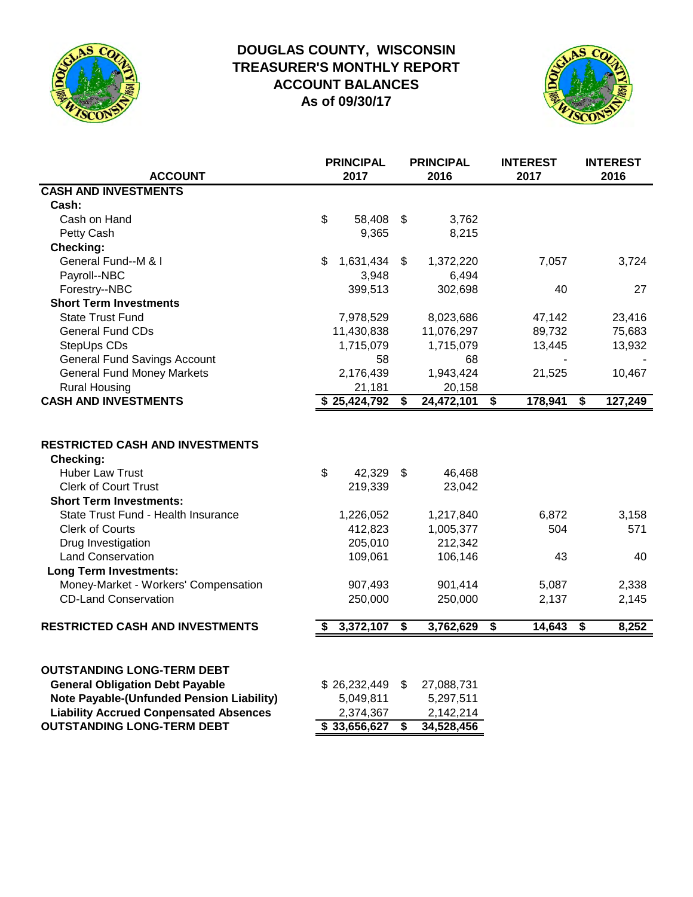# DOUGLAS COUNTY, WISCONSIN
## TREASURER'S MONTHLY REPORT
## ACCOUNT BALANCES
## As of 09/30/17

| ACCOUNT | PRINCIPAL 2017 | PRINCIPAL 2016 | INTEREST 2017 | INTEREST 2016 |
|---|---|---|---|---|
| **CASH AND INVESTMENTS** | | | | |
| **Cash:** | | | | |
| Cash on Hand | $ 58,408 | $ 3,762 | | |
| Petty Cash | 9,365 | 8,215 | | |
| **Checking:** | | | | |
| General Fund--M & I | $ 1,631,434 | $ 1,372,220 | 7,057 | 3,724 |
| Payroll--NBC | 3,948 | 6,494 | | |
| Forestry--NBC | 399,513 | 302,698 | 40 | 27 |
| **Short Term Investments** | | | | |
| State Trust Fund | 7,978,529 | 8,023,686 | 47,142 | 23,416 |
| General Fund CDs | 11,430,838 | 11,076,297 | 89,732 | 75,683 |
| StepUps CDs | 1,715,079 | 1,715,079 | 13,445 | 13,932 |
| General Fund Savings Account | 58 | 68 | - | - |
| General Fund Money Markets | 2,176,439 | 1,943,424 | 21,525 | 10,467 |
| Rural Housing | 21,181 | 20,158 | | |
| **CASH AND INVESTMENTS** | **$ 25,424,792** | **$ 24,472,101** | **$ 178,941** | **$ 127,249** |
| | | | | |
| **RESTRICTED CASH AND INVESTMENTS** | | | | |
| **Checking:** | | | | |
| Huber Law Trust | $ 42,329 | $ 46,468 | | |
| Clerk of Court Trust | 219,339 | 23,042 | | |
| **Short Term Investments:** | | | | |
| State Trust Fund - Health Insurance | 1,226,052 | 1,217,840 | 6,872 | 3,158 |
| Clerk of Courts | 412,823 | 1,005,377 | 504 | 571 |
| Drug Investigation | 205,010 | 212,342 | | |
| Land Conservation | 109,061 | 106,146 | 43 | 40 |
| **Long Term Investments:** | | | | |
| Money-Market - Workers' Compensation | 907,493 | 901,414 | 5,087 | 2,338 |
| CD-Land Conservation | 250,000 | 250,000 | 2,137 | 2,145 |
| **RESTRICTED CASH AND INVESTMENTS** | **$ 3,372,107** | **$ 3,762,629** | **$ 14,643** | **$ 8,252** |
| | | | | |
| **OUTSTANDING LONG-TERM DEBT** | | | | |
| **General Obligation Debt Payable** | $ 26,232,449 | $ 27,088,731 | | |
| **Note Payable-(Unfunded Pension Liability)** | 5,049,811 | 5,297,511 | | |
| **Liability Accrued Compensated Absences** | 2,374,367 | 2,142,214 | | |
| **OUTSTANDING LONG-TERM DEBT** | **$ 33,656,627** | **$ 34,528,456** | | |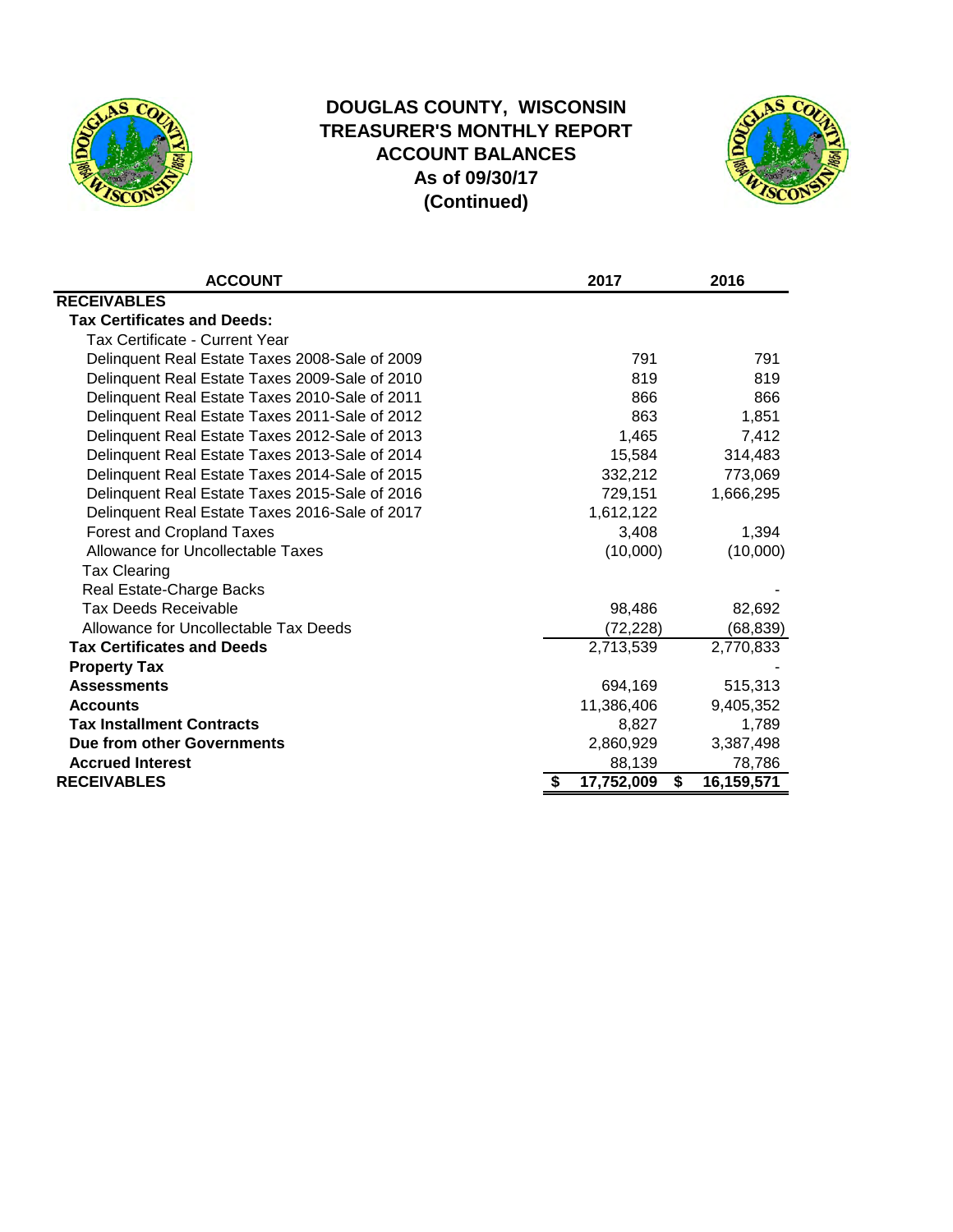# DOUGLAS COUNTY, WISCONSIN
## TREASURER'S MONTHLY REPORT
## ACCOUNT BALANCES
## As of 09/30/17
## (Continued)

| ACCOUNT | 2017 | 2016 |
|---|---|---|
| **RECEIVABLES** | | |
| **Tax Certificates and Deeds:** | | |
| Tax Certificate - Current Year | | |
| Delinquent Real Estate Taxes 2008-Sale of 2009 | 791 | 791 |
| Delinquent Real Estate Taxes 2009-Sale of 2010 | 819 | 819 |
| Delinquent Real Estate Taxes 2010-Sale of 2011 | 866 | 866 |
| Delinquent Real Estate Taxes 2011-Sale of 2012 | 863 | 1,851 |
| Delinquent Real Estate Taxes 2012-Sale of 2013 | 1,465 | 7,412 |
| Delinquent Real Estate Taxes 2013-Sale of 2014 | 15,584 | 314,483 |
| Delinquent Real Estate Taxes 2014-Sale of 2015 | 332,212 | 773,069 |
| Delinquent Real Estate Taxes 2015-Sale of 2016 | 729,151 | 1,666,295 |
| Delinquent Real Estate Taxes 2016-Sale of 2017 | 1,612,122 | |
| Forest and Cropland Taxes | 3,408 | 1,394 |
| Allowance for Uncollectable Taxes | (10,000) | (10,000) |
| Tax Clearing | | |
| Real Estate-Charge Backs | | - |
| Tax Deeds Receivable | 98,486 | 82,692 |
| Allowance for Uncollectable Tax Deeds | (72,228) | (68,839) |
| **Tax Certificates and Deeds** | 2,713,539 | 2,770,833 |
| **Property Tax** | | - |
| **Assessments** | 694,169 | 515,313 |
| **Accounts** | 11,386,406 | 9,405,352 |
| **Tax Installment Contracts** | 8,827 | 1,789 |
| **Due from other Governments** | 2,860,929 | 3,387,498 |
| **Accrued Interest** | 88,139 | 78,786 |
| **RECEIVABLES** | **$ 17,752,009** | **$ 16,159,571** |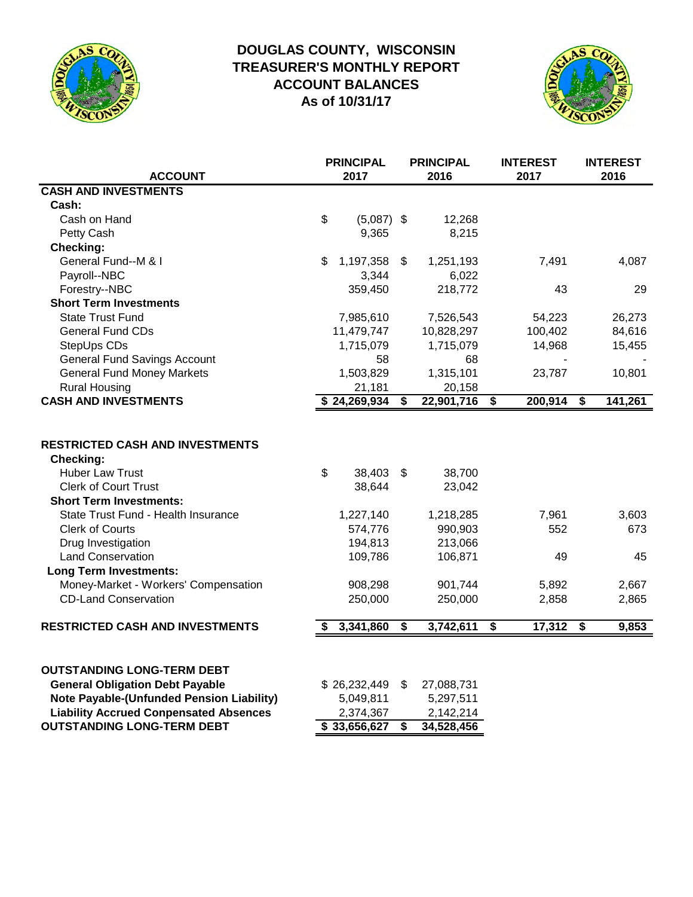# DOUGLAS COUNTY, WISCONSIN
## TREASURER'S MONTHLY REPORT
## ACCOUNT BALANCES
## As of 10/31/17

| ACCOUNT | PRINCIPAL 2017 | PRINCIPAL 2016 | INTEREST 2017 | INTEREST 2016 |
|---|---|---|---|---|
| **CASH AND INVESTMENTS** | | | | |
| **Cash:** | | | | |
| Cash on Hand | $ (5,087) | $ 12,268 | | |
| Petty Cash | 9,365 | 8,215 | | |
| **Checking:** | | | | |
| General Fund--M & I | $ 1,197,358 | $ 1,251,193 | 7,491 | 4,087 |
| Payroll--NBC | 3,344 | 6,022 | | |
| Forestry--NBC | 359,450 | 218,772 | 43 | 29 |
| **Short Term Investments** | | | | |
| State Trust Fund | 7,985,610 | 7,526,543 | 54,223 | 26,273 |
| General Fund CDs | 11,479,747 | 10,828,297 | 100,402 | 84,616 |
| StepUps CDs | 1,715,079 | 1,715,079 | 14,968 | 15,455 |
| General Fund Savings Account | 58 | 68 | - | - |
| General Fund Money Markets | 1,503,829 | 1,315,101 | 23,787 | 10,801 |
| Rural Housing | 21,181 | 20,158 | | |
| **CASH AND INVESTMENTS** | **$ 24,269,934** | **$ 22,901,716** | **$ 200,914** | **$ 141,261** |
| | | | | |
| **RESTRICTED CASH AND INVESTMENTS** | | | | |
| **Checking:** | | | | |
| Huber Law Trust | $ 38,403 | $ 38,700 | | |
| Clerk of Court Trust | 38,644 | 23,042 | | |
| **Short Term Investments:** | | | | |
| State Trust Fund - Health Insurance | 1,227,140 | 1,218,285 | 7,961 | 3,603 |
| Clerk of Courts | 574,776 | 990,903 | 552 | 673 |
| Drug Investigation | 194,813 | 213,066 | | |
| Land Conservation | 109,786 | 106,871 | 49 | 45 |
| **Long Term Investments:** | | | | |
| Money-Market - Workers' Compensation | 908,298 | 901,744 | 5,892 | 2,667 |
| CD-Land Conservation | 250,000 | 250,000 | 2,858 | 2,865 |
| **RESTRICTED CASH AND INVESTMENTS** | **$ 3,341,860** | **$ 3,742,611** | **$ 17,312** | **$ 9,853** |
| | | | | |
| **OUTSTANDING LONG-TERM DEBT** | | | | |
| **General Obligation Debt Payable** | $ 26,232,449 | $ 27,088,731 | | |
| **Note Payable-(Unfunded Pension Liability)** | 5,049,811 | 5,297,511 | | |
| **Liability Accrued Compensated Absences** | 2,374,367 | 2,142,214 | | |
| **OUTSTANDING LONG-TERM DEBT** | **$ 33,656,627** | **$ 34,528,456** | | |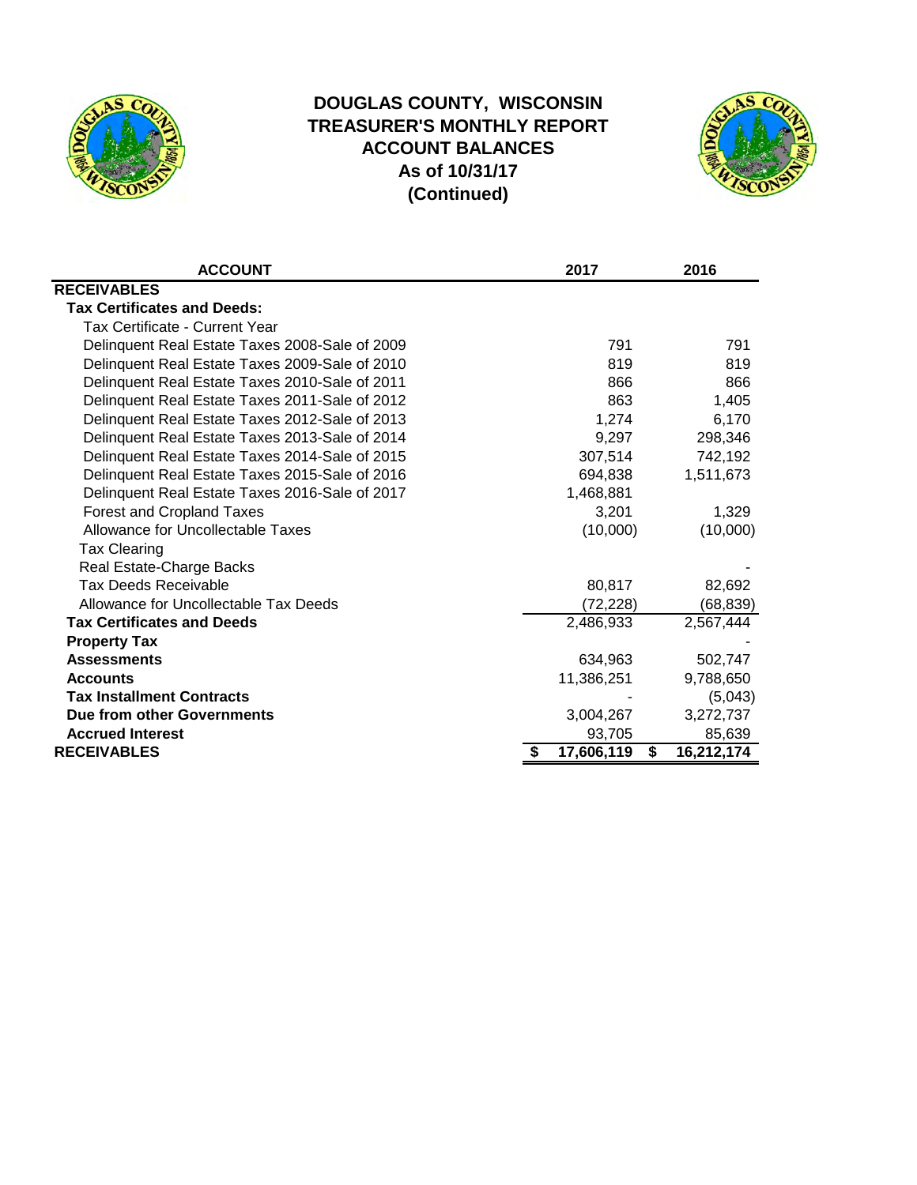# DOUGLAS COUNTY, WISCONSIN
## TREASURER'S MONTHLY REPORT
## ACCOUNT BALANCES
## As of 10/31/17
## (Continued)

| ACCOUNT | 2017 | 2016 |
|---|---|---|
| **RECEIVABLES** | | |
| **Tax Certificates and Deeds:** | | |
| Tax Certificate - Current Year | | |
| Delinquent Real Estate Taxes 2008-Sale of 2009 | 791 | 791 |
| Delinquent Real Estate Taxes 2009-Sale of 2010 | 819 | 819 |
| Delinquent Real Estate Taxes 2010-Sale of 2011 | 866 | 866 |
| Delinquent Real Estate Taxes 2011-Sale of 2012 | 863 | 1,405 |
| Delinquent Real Estate Taxes 2012-Sale of 2013 | 1,274 | 6,170 |
| Delinquent Real Estate Taxes 2013-Sale of 2014 | 9,297 | 298,346 |
| Delinquent Real Estate Taxes 2014-Sale of 2015 | 307,514 | 742,192 |
| Delinquent Real Estate Taxes 2015-Sale of 2016 | 694,838 | 1,511,673 |
| Delinquent Real Estate Taxes 2016-Sale of 2017 | 1,468,881 | |
| Forest and Cropland Taxes | 3,201 | 1,329 |
| Allowance for Uncollectable Taxes | (10,000) | (10,000) |
| Tax Clearing | | |
| Real Estate-Charge Backs | | - |
| Tax Deeds Receivable | 80,817 | 82,692 |
| Allowance for Uncollectable Tax Deeds | (72,228) | (68,839) |
| **Tax Certificates and Deeds** | 2,486,933 | 2,567,444 |
| **Property Tax** | | - |
| **Assessments** | 634,963 | 502,747 |
| **Accounts** | 11,386,251 | 9,788,650 |
| **Tax Installment Contracts** | - | (5,043) |
| **Due from other Governments** | 3,004,267 | 3,272,737 |
| **Accrued Interest** | 93,705 | 85,639 |
| **RECEIVABLES** | **$ 17,606,119** | **$ 16,212,174** |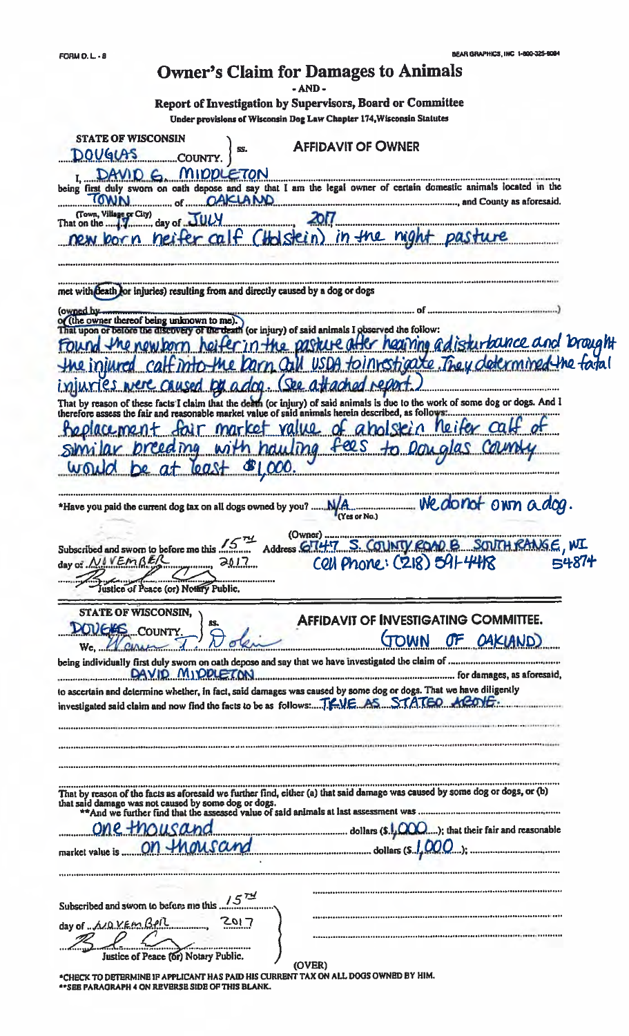FORM D.L.-8 BEAR GRAPHICS, INC 1-800-325-8094

# Owner's Claim for Damages to Animals

**- AND -**

## Report of Investigation by Supervisors, Board or Committee

Under provisions of Wisconsin Dog Law Chapter 174, Wisconsin Statutes

STATE OF WISCONSIN }
DOUGLAS COUNTY. } ss.

### AFFIDAVIT OF OWNER

I, DAVID G. MIDDLETON being first duly sworn on oath depose and say that I am the legal owner of certain domestic animals located in the TOWN (Town, Village or City) of OAKLAND, and County as aforesaid.

That on the 17 day of JULY 2017 new born heifer calf (Holstein) in the night pasture

met with (death) (or injuries) resulting from and directly caused by a dog or dogs (owned by ........ of ........) or (the owner thereof being unknown to me).

That upon or before the discovery of the death (or injury) of said animals I observed the follow: Found the newborn heifer in the pasture after hearing a disturbance and brought the injured calf into the barn. Call USDA to investigate. They determined the fatal injuries were caused by a dog. (See attached report.)

That by reason of these facts I claim that the death (or injury) of said animals is due to the work of some dog or dogs. And I therefore assess the fair and reasonable market value of said animals herein described, as follows: Replacement fair market value of a holstein heifer calf of similar breeding with hauling fees to Douglas County would be at least $1,000.

*Have you paid the current dog tax on all dogs owned by you? N/A (Yes or No) We do not own a dog.

Subscribed and sworn to before me this 15TH day of NOVEMBER 2017

(Owner) ........

Address 6747 S. COUNTY ROAD B SOUTH RANGE, WI 54874

Cell Phone: (218) 591-4418

Justice of Peace (or) Notary Public.

STATE OF WISCONSIN, }
DOUGLAS COUNTY. } ss.

### AFFIDAVIT OF INVESTIGATING COMMITTEE.

(TOWN OF OAKLAND)

We, Warren T. Dokin being individually first duly sworn on oath depose and say that we have investigated the claim of DAVID MIDDLETON for damages, as aforesaid, to ascertain and determine whether, in fact, said damages was caused by some dog or dogs. That we have diligently investigated said claim and now find the facts to be as follows: TRUE AS STATED ABOVE.

That by reason of the facts as aforesaid we further find, either (a) that said damage was caused by some dog or dogs, or (b) that said damage was not caused by some dog or dogs.

**And we further find that the assessed value of said animals at last assessment was One thousand dollars ($1,000); that their fair and reasonable market value is On thousand dollars ($1,000);

Subscribed and sworn to before me this 15TH day of NOVEMBER 2017

Justice of Peace (or) Notary Public.

(OVER)

*CHECK TO DETERMINE IF APPLICANT HAS PAID HIS CURRENT TAX ON ALL DOGS OWNED BY HIM.
**SEE PARAGRAPH 4 ON REVERSE SIDE OF THIS BLANK.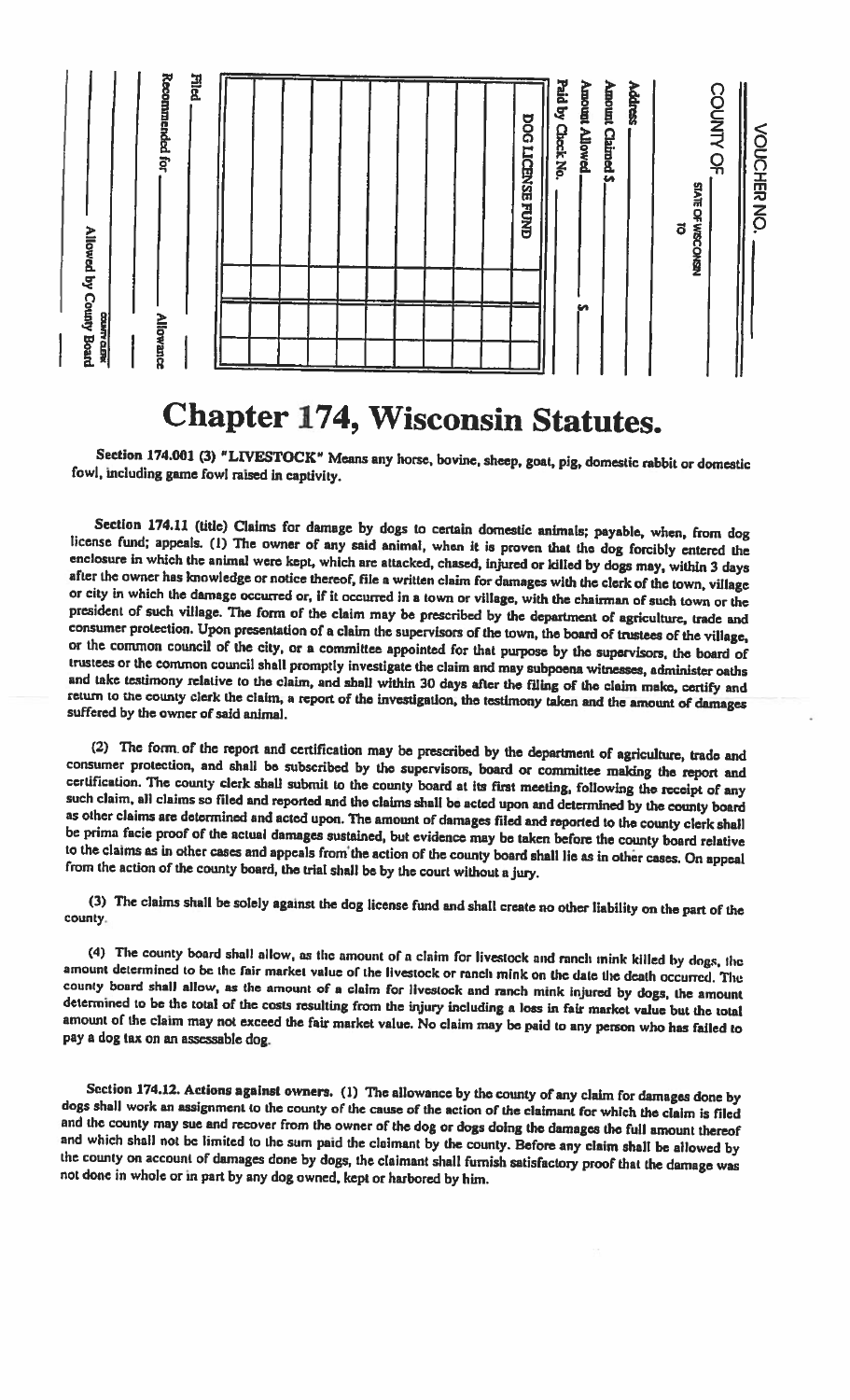VOUCHER NO. ______

COUNTY OF ______

STATE OF WISCONSIN

TO ______

Address ______

Amount Claimed $ ______

Amount Allowed ______ $ ______

Paid by Check No. ______

DOG LICENSE FUND

Filed ______

Recommended for ______ Allowance

______ Allowed by County Board

COUNTY CLERK

# Chapter 174, Wisconsin Statutes.

**Section 174.001 (3) "LIVESTOCK"** Means any horse, bovine, sheep, goat, pig, domestic rabbit or domestic fowl, including game fowl raised in captivity.

**Section 174.11** (title) Claims for damage by dogs to certain domestic animals; payable, when, from dog license fund; appeals. (1) The owner of any said animal, when it is proven that the dog forcibly entered the enclosure in which the animal were kept, which are attacked, chased, injured or killed by dogs may, within 3 days after the owner has knowledge or notice thereof, file a written claim for damages with the clerk of the town, village or city in which the damage occurred or, if it occurred in a town or village, with the chairman of such town or the president of such village. The form of the claim may be prescribed by the department of agriculture, trade and consumer protection. Upon presentation of a claim the supervisors of the town, the board of trustees of the village, or the common council of the city, or a committee appointed for that purpose by the supervisors, the board of trustees or the common council shall promptly investigate the claim and may subpoena witnesses, administer oaths and take testimony relative to the claim, and shall within 30 days after the filing of the claim make, certify and return to the county clerk the claim, a report of the investigation, the testimony taken and the amount of damages suffered by the owner of said animal.

(2) The form of the report and certification may be prescribed by the department of agriculture, trade and consumer protection, and shall be subscribed by the supervisors, board or committee making the report and certification. The county clerk shall submit to the county board at its first meeting, following the receipt of any such claim, all claims so filed and reported and the claims shall be acted upon and determined by the county board as other claims are determined and acted upon. The amount of damages filed and reported to the county clerk shall be prima facie proof of the actual damages sustained, but evidence may be taken before the county board relative to the claims as in other cases and appeals from the action of the county board shall lie as in other cases. On appeal from the action of the county board, the trial shall be by the court without a jury.

(3) The claims shall be solely against the dog license fund and shall create no other liability on the part of the county.

(4) The county board shall allow, as the amount of a claim for livestock and ranch mink killed by dogs, the amount determined to be the fair market value of the livestock or ranch mink on the date the death occurred. The county board shall allow, as the amount of a claim for livestock and ranch mink injured by dogs, the amount determined to be the total of the costs resulting from the injury including a loss in fair market value but the total amount of the claim may not exceed the fair market value. No claim may be paid to any person who has failed to pay a dog tax on an assessable dog.

**Section 174.12. Actions against owners.** (1) The allowance by the county of any claim for damages done by dogs shall work an assignment to the county of the cause of the action of the claimant for which the claim is filed and the county may sue and recover from the owner of the dog or dogs doing the damages the full amount thereof and which shall not be limited to the sum paid the claimant by the county. Before any claim shall be allowed by the county on account of damages done by dogs, the claimant shall furnish satisfactory proof that the damage was not done in whole or in part by any dog owned, kept or harbored by him.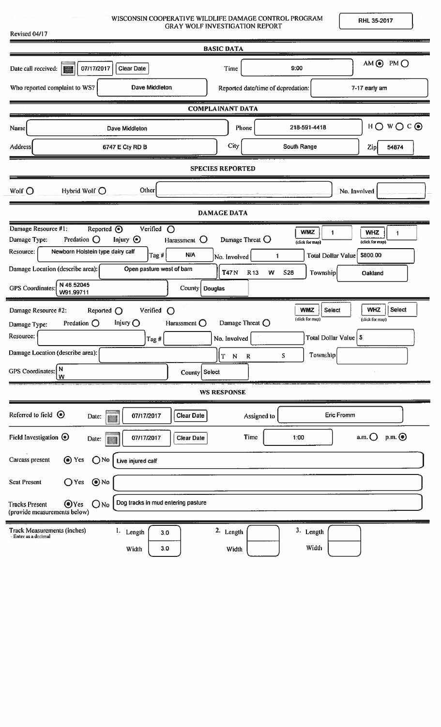WISCONSIN COOPERATIVE WILDLIFE DAMAGE CONTROL PROGRAM
GRAY WOLF INVESTIGATION REPORT

RHL 35-2017

Revised 04/17

## BASIC DATA

| | | | |
|---|---|---|---|
| Date call received: | 07/17/2017 | Time | 9:00 AM ◉ PM ○ |
| Who reported complaint to WS? | Dave Middleton | Reported date/time of depredation: | 7-17 early am |

## COMPLAINANT DATA

| | | | |
|---|---|---|---|
| Name | Dave Middleton | Phone | 218-591-4418 H ○ W ○ C ◉ |
| Address | 6747 E Cty RD B | City | South Range |
| Zip | 54874 | | |

## SPECIES REPORTED

Wolf ○ Hybrid Wolf ○ Other [ ] No. Involved [ ]

## DAMAGE DATA

**Damage Resource #1:** Reported ◉ Verified ○

WMZ: 1 | WHZ: 1

Damage Type: Predation ○ Injury ◉ Harassment ○ Damage Threat ○

| | | | |
|---|---|---|---|
| Resource: | Newborn Holstein type dairy calf | Tag # | N/A |
| No. Involved | 1 | Total Dollar Value | $800.00 |
| Damage Location (describe area): | Open pasture west of barn | T47N R13 W S28 | Township: Oakland |
| GPS Coordinates: | N 46.52045 W91.99711 | County | Douglas |

**Damage Resource #2:** Reported ○ Verified ○

WMZ: Select | WHZ: Select

Damage Type: Predation ○ Injury ○ Harassment ○ Damage Threat ○

| | | | |
|---|---|---|---|
| Resource: | | Tag # | |
| No. Involved | | Total Dollar Value | $ |
| Damage Location (describe area): | | T N R S | Township: |
| GPS Coordinates: | N W | County | Select |

## WS RESPONSE

| | | | |
|---|---|---|---|
| Referred to field ◉ | Date: 07/17/2017 | Assigned to | Eric Fromm |
| Field Investigation ◉ | Date: 07/17/2017 | Time | 1:00 a.m. ○ p.m. ◉ |

Carcass present ◉ Yes ○ No — Live injured calf

Scat Present ○ Yes ◉ No

Tracks Present ◉ Yes ○ No — Dog tracks in mud entering pasture
(provide measurements below)

**Track Measurements (inches)** – Enter as a decimal

| | 1. | 2. | 3. |
|---|---|---|---|
| Length | 3.0 | | |
| Width | 3.0 | | |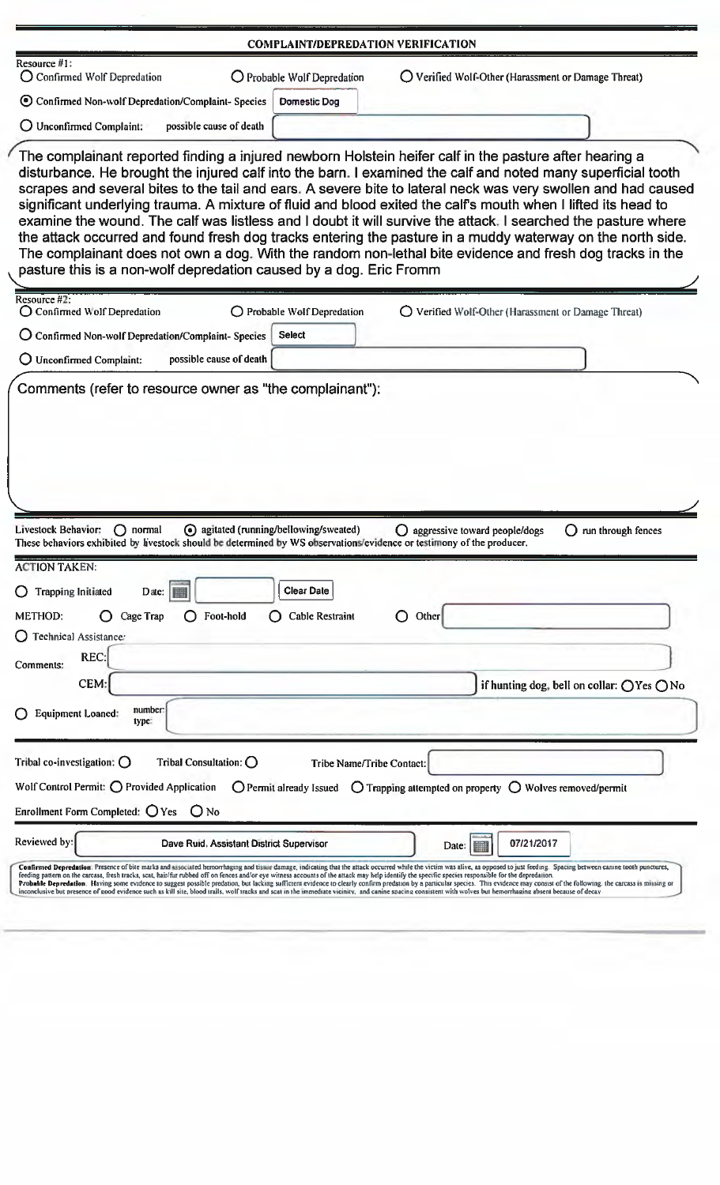## COMPLAINT/DEPREDATION VERIFICATION

**Resource #1:**

○ Confirmed Wolf Depredation ○ Probable Wolf Depredation ○ Verified Wolf-Other (Harassment or Damage Threat)

◉ Confirmed Non-wolf Depredation/Complaint- Species: Domestic Dog

○ Unconfirmed Complaint: possible cause of death

The complainant reported finding a injured newborn Holstein heifer calf in the pasture after hearing a disturbance. He brought the injured calf into the barn. I examined the calf and noted many superficial tooth scrapes and several bites to the tail and ears. A severe bite to lateral neck was very swollen and had caused significant underlying trauma. A mixture of fluid and blood exited the calf's mouth when I lifted its head to examine the wound. The calf was listless and I doubt it will survive the attack. I searched the pasture where the attack occurred and found fresh dog tracks entering the pasture in a muddy waterway on the north side. The complainant does not own a dog. With the random non-lethal bite evidence and fresh dog tracks in the pasture this is a non-wolf depredation caused by a dog. Eric Fromm

**Resource #2:**

○ Confirmed Wolf Depredation ○ Probable Wolf Depredation ○ Verified Wolf-Other (Harassment or Damage Threat)

○ Confirmed Non-wolf Depredation/Complaint- Species: Select

○ Unconfirmed Complaint: possible cause of death

Comments (refer to resource owner as "the complainant"):

**Livestock Behavior:** ○ normal ◉ agitated (running/bellowing/sweated) ○ aggressive toward people/dogs ○ run through fences

These behaviors exhibited by livestock should be determined by WS observations/evidence or testimony of the producer.

**ACTION TAKEN:**

○ Trapping Initiated Date: Clear Date

METHOD: ○ Cage Trap ○ Foot-hold ○ Cable Restraint ○ Other

○ Technical Assistance:

Comments:
REC:
CEM: if hunting dog, bell on collar: ○Yes ○No

○ Equipment Loaned: number: type:

Tribal co-investigation: ○ Tribal Consultation: ○ Tribe Name/Tribe Contact:

Wolf Control Permit: ○ Provided Application ○ Permit already Issued ○ Trapping attempted on property ○ Wolves removed/permit

Enrollment Form Completed: ○ Yes ○ No

Reviewed by: Dave Ruid, Assistant District Supervisor Date: 07/21/2017

**Confirmed Depredation**: Presence of bite marks and associated hemorrhaging and tissue damage, indicating that the attack occurred while the victim was alive, as opposed to just feeding. Spacing between canine tooth punctures, feeding pattern on the carcass, fresh tracks, scat, hair/fur rubbed off on fences and/or eye witness accounts of the attack may help identify the specific species responsible for the depredation.
**Probable Depredation**: Having some evidence to suggest possible predation, but lacking sufficient evidence to clearly confirm predation by a particular species. This evidence may consist of the following: the carcass is missing or inconclusive but presence of good evidence such as kill site, blood trails, wolf tracks and scat in the immediate vicinity, and canine spacing consistent with wolves but hemorrhaging absent because of decay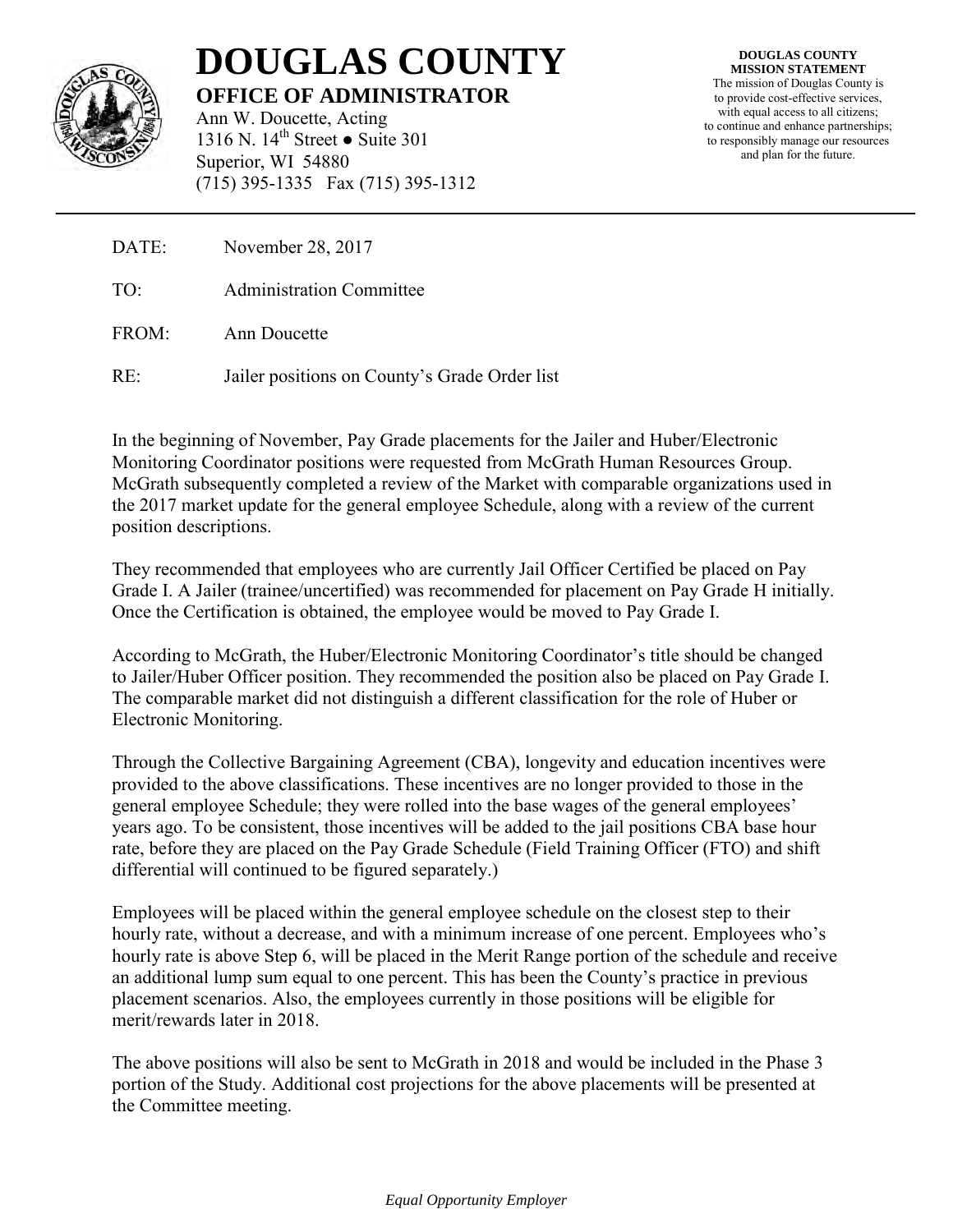# DOUGLAS COUNTY

**OFFICE OF ADMINISTRATOR**

Ann W. Doucette, Acting
1316 N. 14th Street ● Suite 301
Superior, WI 54880
(715) 395-1335 Fax (715) 395-1312

**DOUGLAS COUNTY MISSION STATEMENT**
The mission of Douglas County is to provide cost-effective services, with equal access to all citizens; to continue and enhance partnerships; to responsibly manage our resources and plan for the future.

---

DATE: November 28, 2017

TO: Administration Committee

FROM: Ann Doucette

RE: Jailer positions on County's Grade Order list

In the beginning of November, Pay Grade placements for the Jailer and Huber/Electronic Monitoring Coordinator positions were requested from McGrath Human Resources Group. McGrath subsequently completed a review of the Market with comparable organizations used in the 2017 market update for the general employee Schedule, along with a review of the current position descriptions.

They recommended that employees who are currently Jail Officer Certified be placed on Pay Grade I. A Jailer (trainee/uncertified) was recommended for placement on Pay Grade H initially. Once the Certification is obtained, the employee would be moved to Pay Grade I.

According to McGrath, the Huber/Electronic Monitoring Coordinator's title should be changed to Jailer/Huber Officer position. They recommended the position also be placed on Pay Grade I. The comparable market did not distinguish a different classification for the role of Huber or Electronic Monitoring.

Through the Collective Bargaining Agreement (CBA), longevity and education incentives were provided to the above classifications. These incentives are no longer provided to those in the general employee Schedule; they were rolled into the base wages of the general employees' years ago. To be consistent, those incentives will be added to the jail positions CBA base hour rate, before they are placed on the Pay Grade Schedule (Field Training Officer (FTO) and shift differential will continued to be figured separately.)

Employees will be placed within the general employee schedule on the closest step to their hourly rate, without a decrease, and with a minimum increase of one percent. Employees who's hourly rate is above Step 6, will be placed in the Merit Range portion of the schedule and receive an additional lump sum equal to one percent. This has been the County's practice in previous placement scenarios. Also, the employees currently in those positions will be eligible for merit/rewards later in 2018.

The above positions will also be sent to McGrath in 2018 and would be included in the Phase 3 portion of the Study. Additional cost projections for the above placements will be presented at the Committee meeting.

*Equal Opportunity Employer*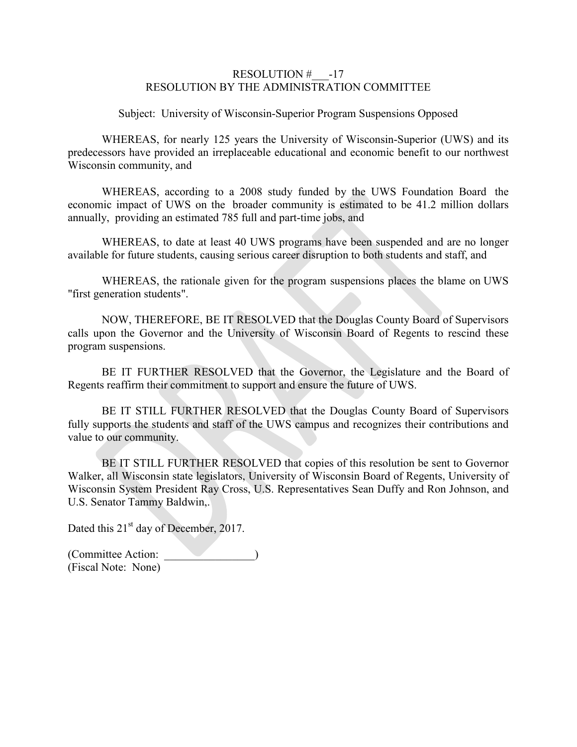RESOLUTION #___-17
RESOLUTION BY THE ADMINISTRATION COMMITTEE

Subject: University of Wisconsin-Superior Program Suspensions Opposed

WHEREAS, for nearly 125 years the University of Wisconsin-Superior (UWS) and its predecessors have provided an irreplaceable educational and economic benefit to our northwest Wisconsin community, and

WHEREAS, according to a 2008 study funded by the UWS Foundation Board the economic impact of UWS on the broader community is estimated to be 41.2 million dollars annually, providing an estimated 785 full and part-time jobs, and

WHEREAS, to date at least 40 UWS programs have been suspended and are no longer available for future students, causing serious career disruption to both students and staff, and

WHEREAS, the rationale given for the program suspensions places the blame on UWS "first generation students".

NOW, THEREFORE, BE IT RESOLVED that the Douglas County Board of Supervisors calls upon the Governor and the University of Wisconsin Board of Regents to rescind these program suspensions.

BE IT FURTHER RESOLVED that the Governor, the Legislature and the Board of Regents reaffirm their commitment to support and ensure the future of UWS.

BE IT STILL FURTHER RESOLVED that the Douglas County Board of Supervisors fully supports the students and staff of the UWS campus and recognizes their contributions and value to our community.

BE IT STILL FURTHER RESOLVED that copies of this resolution be sent to Governor Walker, all Wisconsin state legislators, University of Wisconsin Board of Regents, University of Wisconsin System President Ray Cross, U.S. Representatives Sean Duffy and Ron Johnson, and U.S. Senator Tammy Baldwin,.

Dated this 21st day of December, 2017.

(Committee Action: ________________)
(Fiscal Note: None)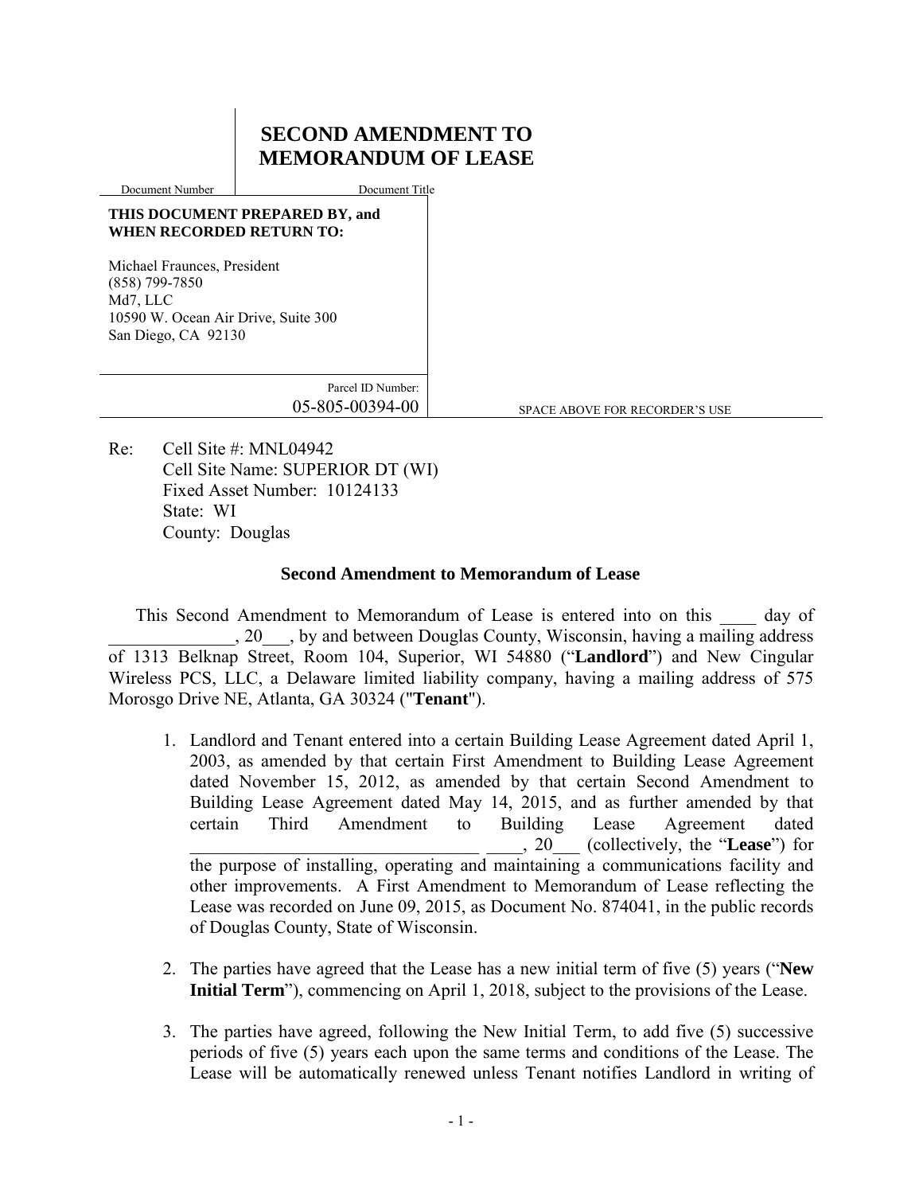# SECOND AMENDMENT TO MEMORANDUM OF LEASE

Document Number | Document Title

**THIS DOCUMENT PREPARED BY, and WHEN RECORDED RETURN TO:**

Michael Fraunces, President
(858) 799-7850
Md7, LLC
10590 W. Ocean Air Drive, Suite 300
San Diego, CA 92130

Parcel ID Number:
05-805-00394-00

SPACE ABOVE FOR RECORDER'S USE

Re: Cell Site #: MNL04942
Cell Site Name: SUPERIOR DT (WI)
Fixed Asset Number: 10124133
State: WI
County: Douglas

**Second Amendment to Memorandum of Lease**

This Second Amendment to Memorandum of Lease is entered into on this ____ day of ______________, 20___, by and between Douglas County, Wisconsin, having a mailing address of 1313 Belknap Street, Room 104, Superior, WI 54880 ("**Landlord**") and New Cingular Wireless PCS, LLC, a Delaware limited liability company, having a mailing address of 575 Morosgo Drive NE, Atlanta, GA 30324 ("**Tenant**").

1. Landlord and Tenant entered into a certain Building Lease Agreement dated April 1, 2003, as amended by that certain First Amendment to Building Lease Agreement dated November 15, 2012, as amended by that certain Second Amendment to Building Lease Agreement dated May 14, 2015, and as further amended by that certain Third Amendment to Building Lease Agreement dated ________________________________ ____, 20___ (collectively, the "**Lease**") for the purpose of installing, operating and maintaining a communications facility and other improvements. A First Amendment to Memorandum of Lease reflecting the Lease was recorded on June 09, 2015, as Document No. 874041, in the public records of Douglas County, State of Wisconsin.

2. The parties have agreed that the Lease has a new initial term of five (5) years ("**New Initial Term**"), commencing on April 1, 2018, subject to the provisions of the Lease.

3. The parties have agreed, following the New Initial Term, to add five (5) successive periods of five (5) years each upon the same terms and conditions of the Lease. The Lease will be automatically renewed unless Tenant notifies Landlord in writing of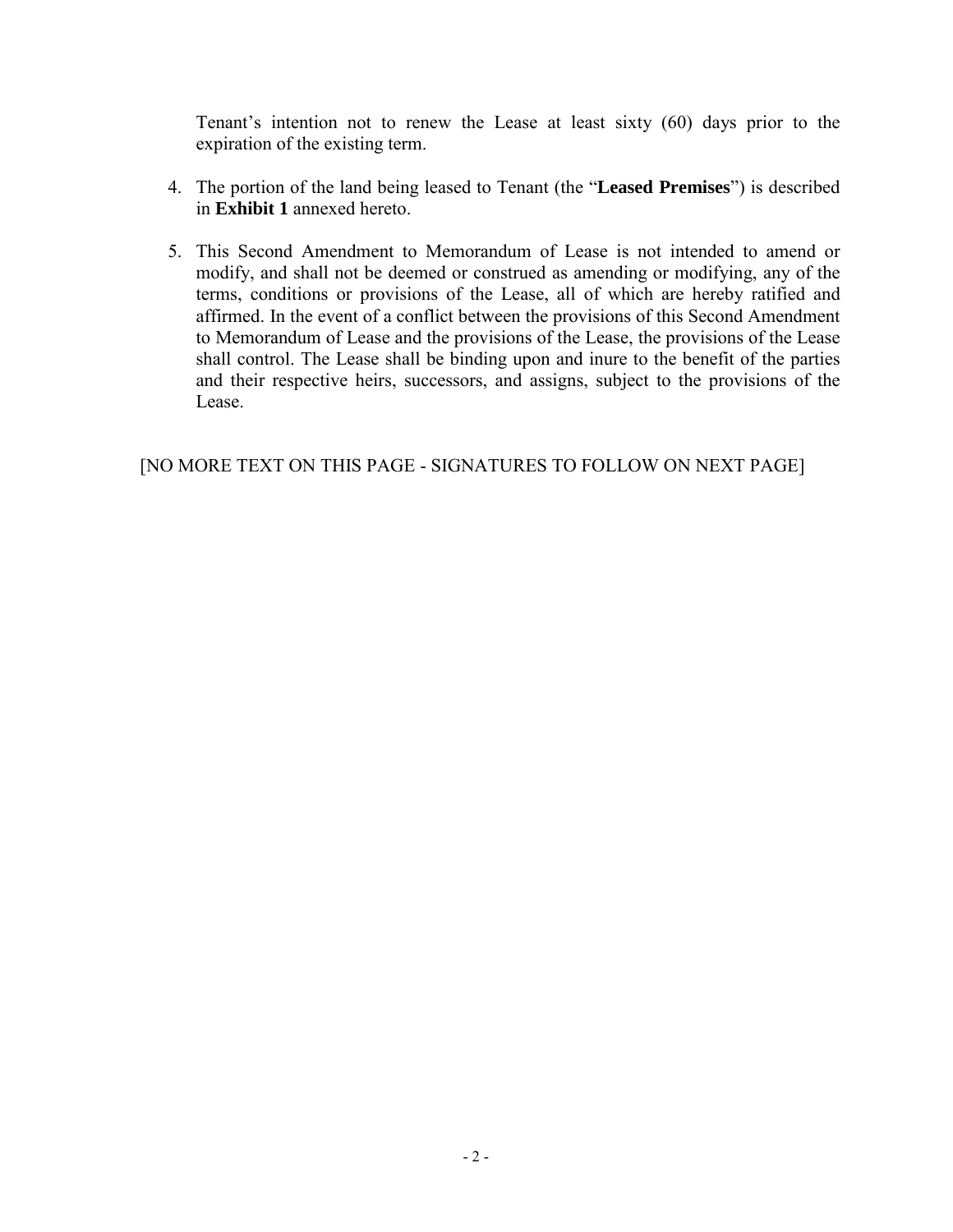Tenant's intention not to renew the Lease at least sixty (60) days prior to the expiration of the existing term.

4. The portion of the land being leased to Tenant (the "**Leased Premises**") is described in **Exhibit 1** annexed hereto.

5. This Second Amendment to Memorandum of Lease is not intended to amend or modify, and shall not be deemed or construed as amending or modifying, any of the terms, conditions or provisions of the Lease, all of which are hereby ratified and affirmed. In the event of a conflict between the provisions of this Second Amendment to Memorandum of Lease and the provisions of the Lease, the provisions of the Lease shall control. The Lease shall be binding upon and inure to the benefit of the parties and their respective heirs, successors, and assigns, subject to the provisions of the Lease.

[NO MORE TEXT ON THIS PAGE - SIGNATURES TO FOLLOW ON NEXT PAGE]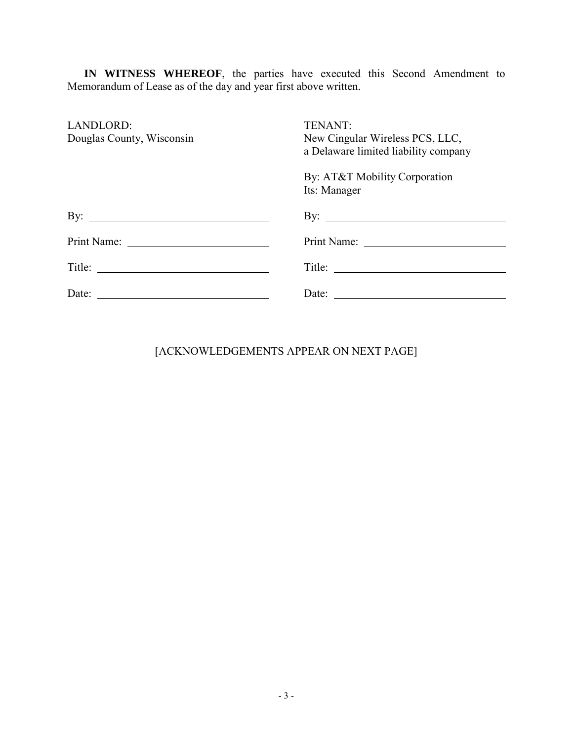**IN WITNESS WHEREOF**, the parties have executed this Second Amendment to Memorandum of Lease as of the day and year first above written.

| LANDLORD: | TENANT: |
| --- | --- |
| Douglas County, Wisconsin | New Cingular Wireless PCS, LLC, a Delaware limited liability company |
| | By: AT&T Mobility Corporation Its: Manager |
| By: ______________________________ | By: ______________________________ |
| Print Name: _______________________ | Print Name: _______________________ |
| Title: _____________________________ | Title: _____________________________ |
| Date: _____________________________ | Date: _____________________________ |

[ACKNOWLEDGEMENTS APPEAR ON NEXT PAGE]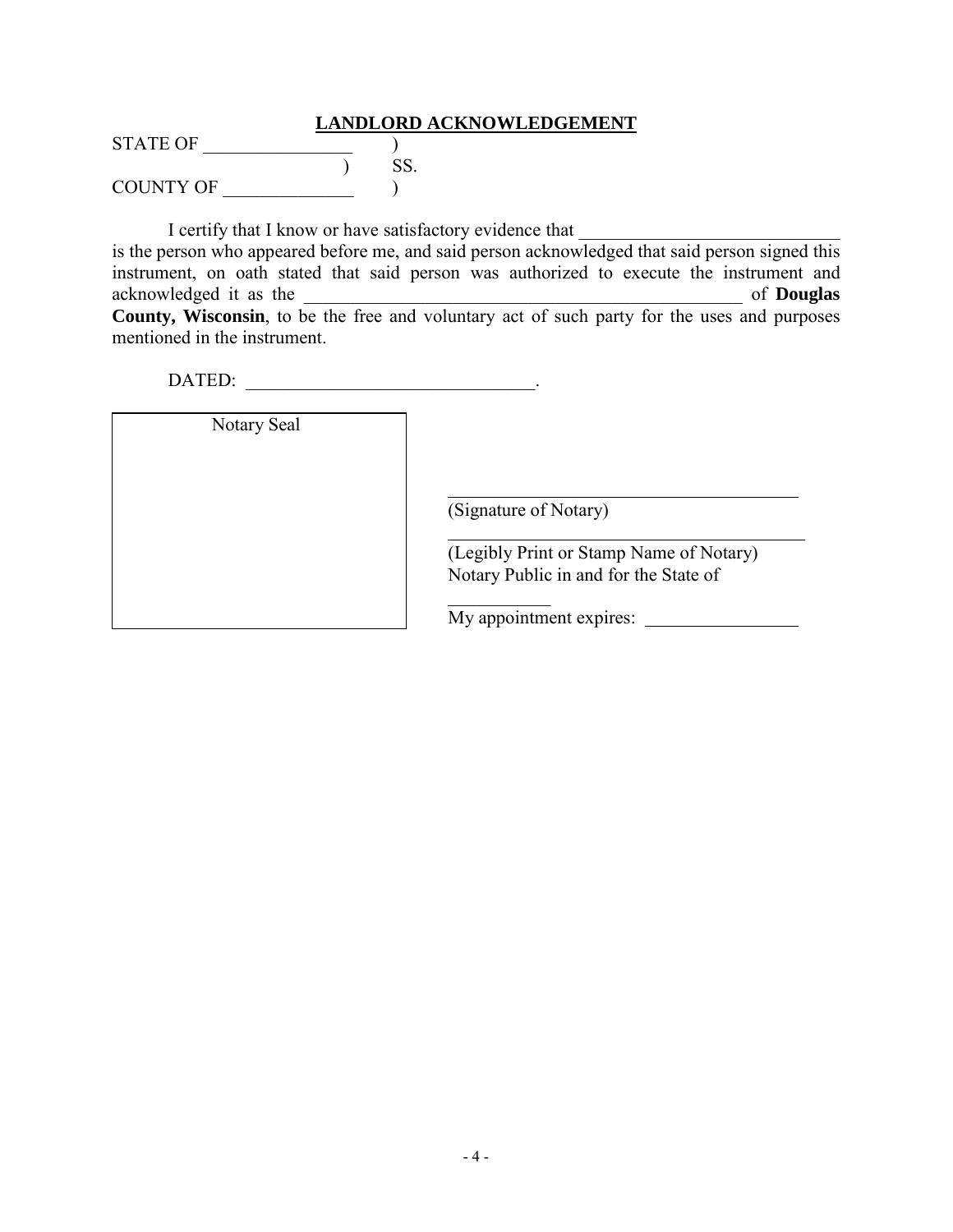## LANDLORD ACKNOWLEDGEMENT

STATE OF ________________ )
) SS.
COUNTY OF ______________ )

I certify that I know or have satisfactory evidence that ____________________________ is the person who appeared before me, and said person acknowledged that said person signed this instrument, on oath stated that said person was authorized to execute the instrument and acknowledged it as the __________________________________________________ of **Douglas County, Wisconsin**, to be the free and voluntary act of such party for the uses and purposes mentioned in the instrument.

DATED: _______________________________.

Notary Seal

________________________________________
(Signature of Notary)

________________________________________
(Legibly Print or Stamp Name of Notary)
Notary Public in and for the State of ___________

My appointment expires: ________________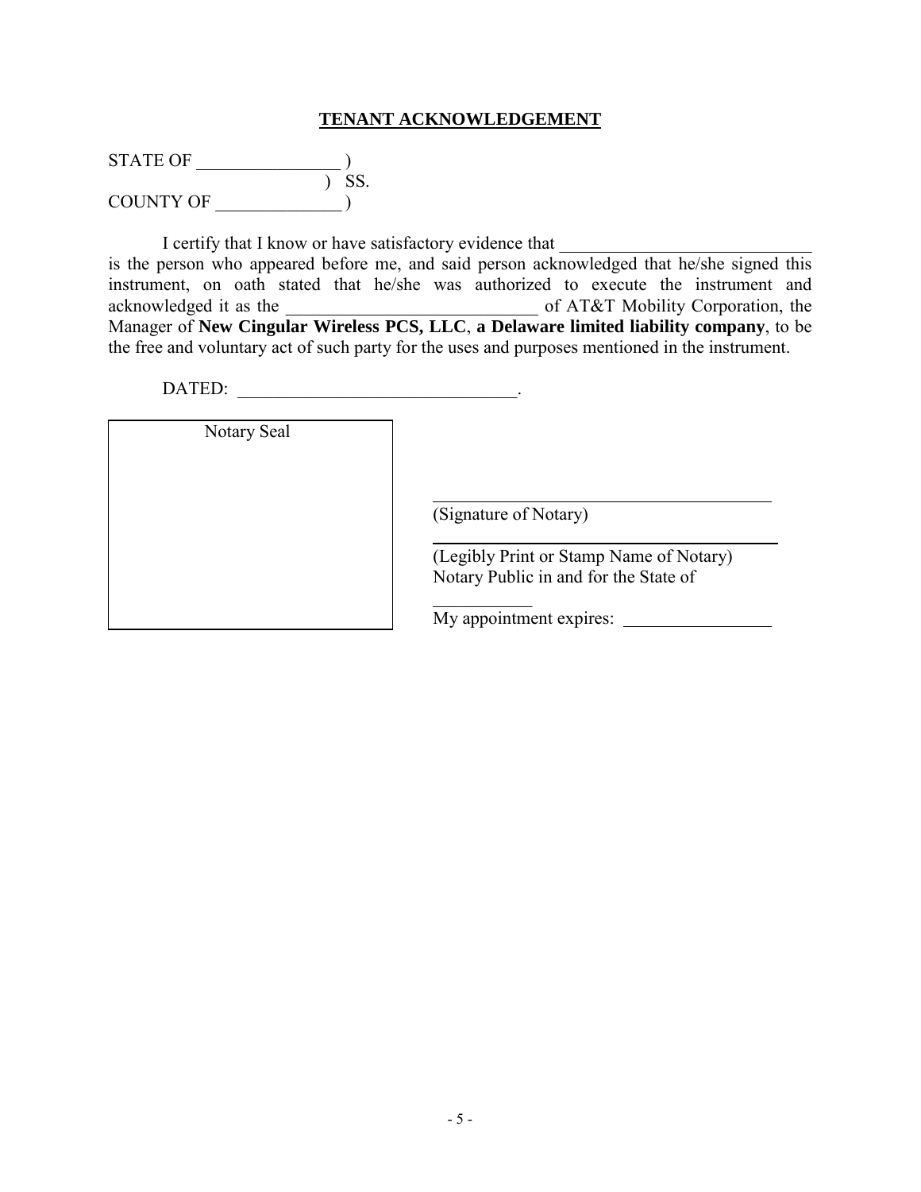## TENANT ACKNOWLEDGEMENT

STATE OF ________________ )  
                                              ) SS.  
COUNTY OF ______________ )

I certify that I know or have satisfactory evidence that ____________________________ is the person who appeared before me, and said person acknowledged that he/she signed this instrument, on oath stated that he/she was authorized to execute the instrument and acknowledged it as the ____________________________ of AT&T Mobility Corporation, the Manager of **New Cingular Wireless PCS, LLC**, **a Delaware limited liability company**, to be the free and voluntary act of such party for the uses and purposes mentioned in the instrument.

DATED: _______________________________.

| Notary Seal |
|---|
| |

_______________________________________  
(Signature of Notary)

_______________________________________  
(Legibly Print or Stamp Name of Notary)  
Notary Public in and for the State of ___________

My appointment expires: ________________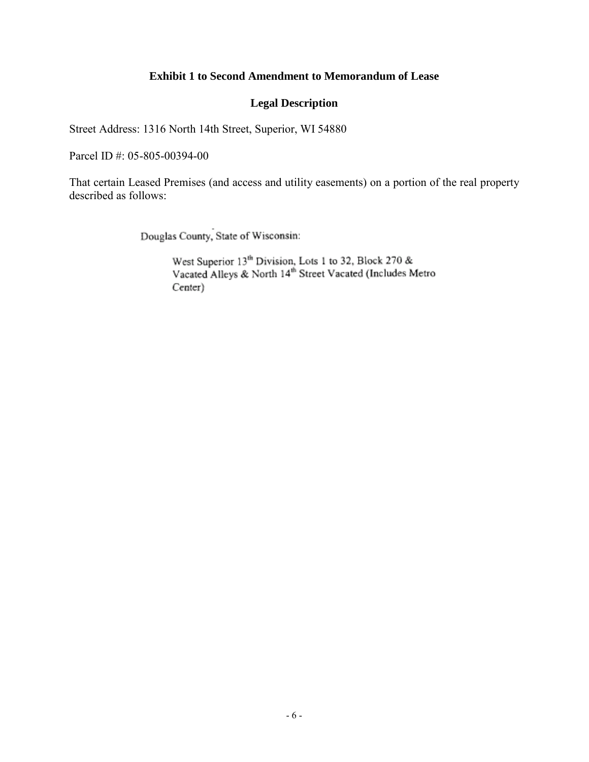**Exhibit 1 to Second Amendment to Memorandum of Lease**

**Legal Description**

Street Address: 1316 North 14th Street, Superior, WI 54880

Parcel ID #: 05-805-00394-00

That certain Leased Premises (and access and utility easements) on a portion of the real property described as follows:

Douglas County, State of Wisconsin:

West Superior 13th Division, Lots 1 to 32, Block 270 & Vacated Alleys & North 14th Street Vacated (Includes Metro Center)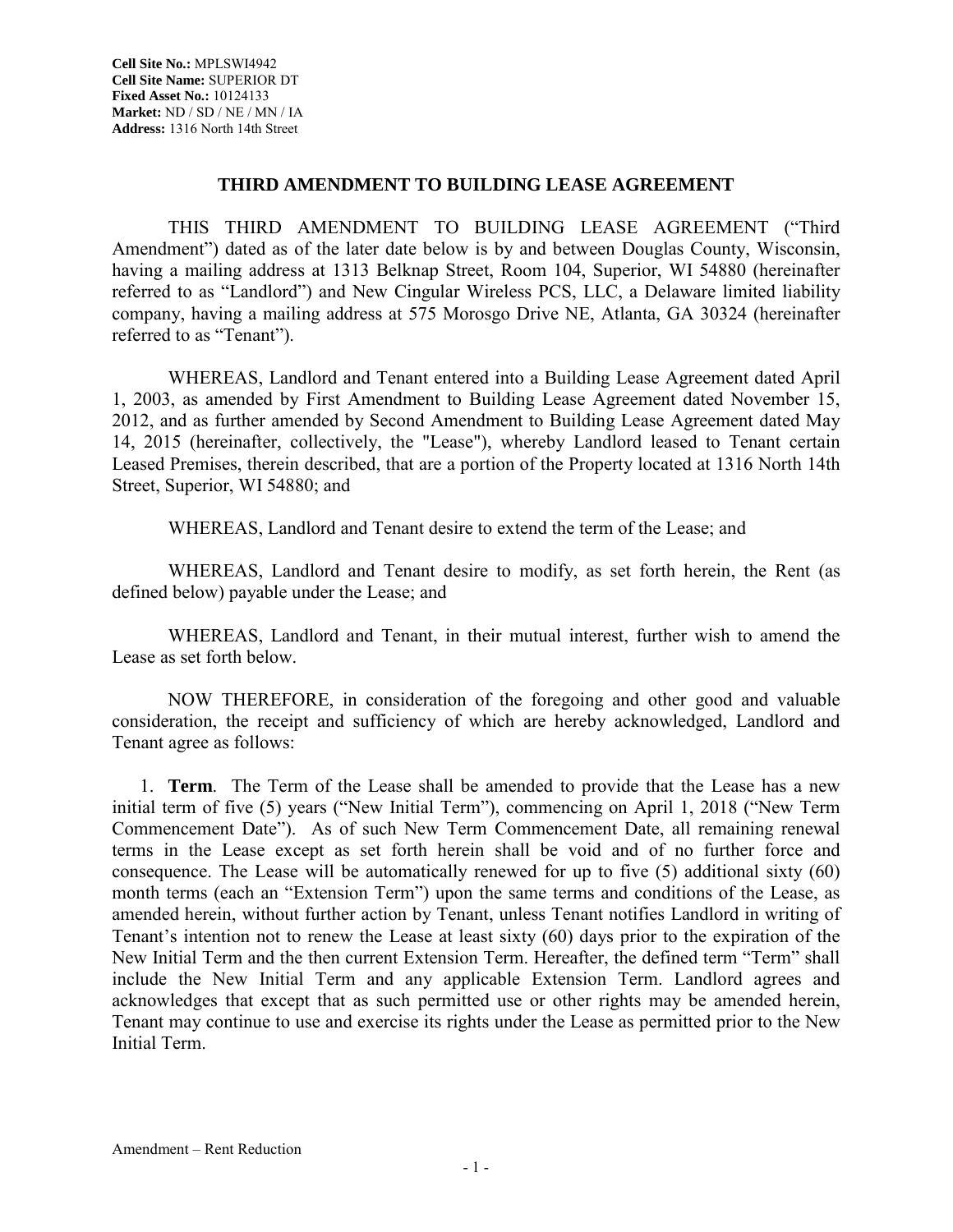**Cell Site No.:** MPLSWI4942
**Cell Site Name:** SUPERIOR DT
**Fixed Asset No.:** 10124133
**Market:** ND / SD / NE / MN / IA
**Address:** 1316 North 14th Street

# THIRD AMENDMENT TO BUILDING LEASE AGREEMENT

THIS THIRD AMENDMENT TO BUILDING LEASE AGREEMENT ("Third Amendment") dated as of the later date below is by and between Douglas County, Wisconsin, having a mailing address at 1313 Belknap Street, Room 104, Superior, WI 54880 (hereinafter referred to as "Landlord") and New Cingular Wireless PCS, LLC, a Delaware limited liability company, having a mailing address at 575 Morosgo Drive NE, Atlanta, GA 30324 (hereinafter referred to as "Tenant").

WHEREAS, Landlord and Tenant entered into a Building Lease Agreement dated April 1, 2003, as amended by First Amendment to Building Lease Agreement dated November 15, 2012, and as further amended by Second Amendment to Building Lease Agreement dated May 14, 2015 (hereinafter, collectively, the "Lease"), whereby Landlord leased to Tenant certain Leased Premises, therein described, that are a portion of the Property located at 1316 North 14th Street, Superior, WI 54880; and

WHEREAS, Landlord and Tenant desire to extend the term of the Lease; and

WHEREAS, Landlord and Tenant desire to modify, as set forth herein, the Rent (as defined below) payable under the Lease; and

WHEREAS, Landlord and Tenant, in their mutual interest, further wish to amend the Lease as set forth below.

NOW THEREFORE, in consideration of the foregoing and other good and valuable consideration, the receipt and sufficiency of which are hereby acknowledged, Landlord and Tenant agree as follows:

1. **Term**. The Term of the Lease shall be amended to provide that the Lease has a new initial term of five (5) years ("New Initial Term"), commencing on April 1, 2018 ("New Term Commencement Date"). As of such New Term Commencement Date, all remaining renewal terms in the Lease except as set forth herein shall be void and of no further force and consequence. The Lease will be automatically renewed for up to five (5) additional sixty (60) month terms (each an "Extension Term") upon the same terms and conditions of the Lease, as amended herein, without further action by Tenant, unless Tenant notifies Landlord in writing of Tenant's intention not to renew the Lease at least sixty (60) days prior to the expiration of the New Initial Term and the then current Extension Term. Hereafter, the defined term "Term" shall include the New Initial Term and any applicable Extension Term. Landlord agrees and acknowledges that except that as such permitted use or other rights may be amended herein, Tenant may continue to use and exercise its rights under the Lease as permitted prior to the New Initial Term.

Amendment – Rent Reduction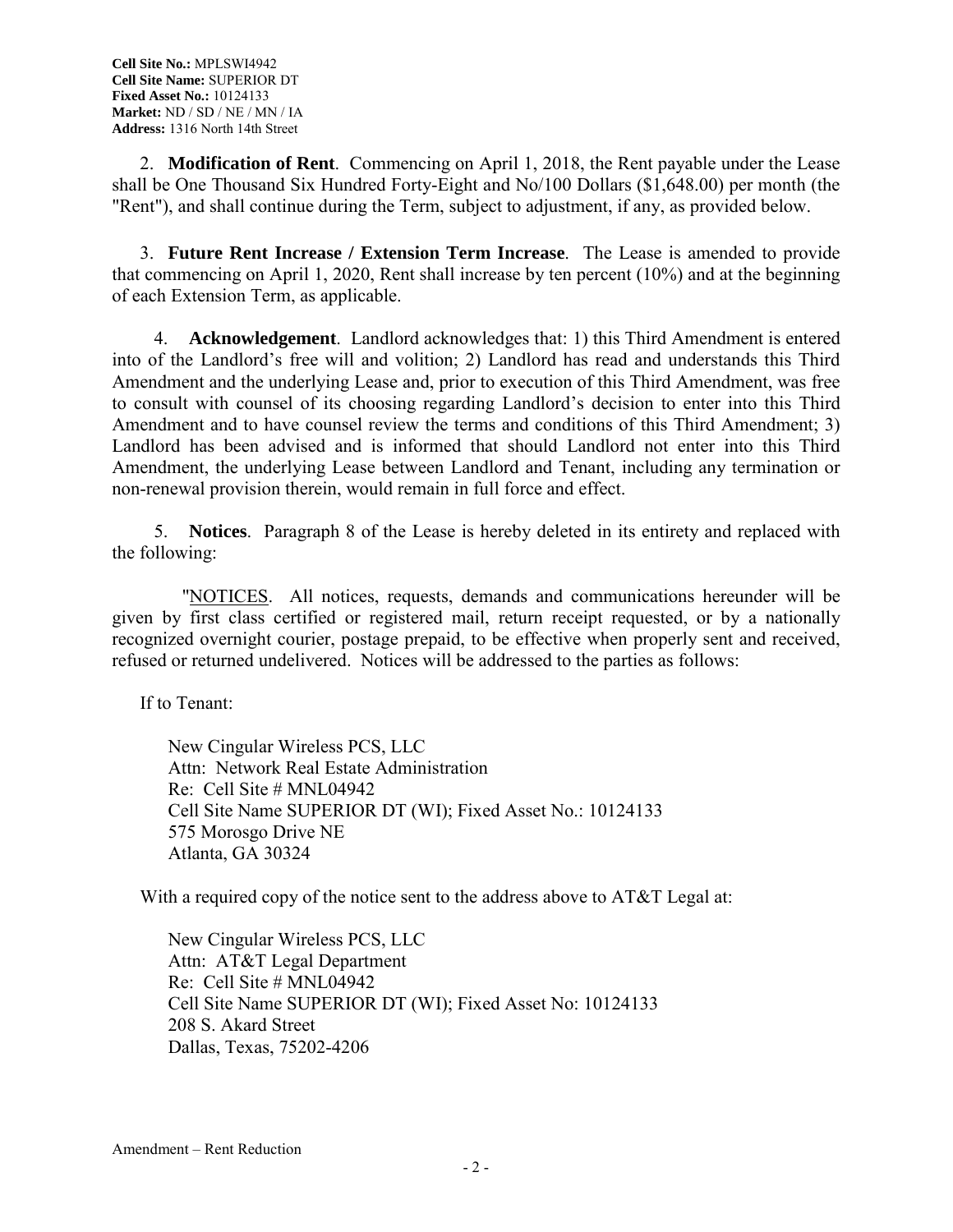**Cell Site No.:** MPLSWI4942
**Cell Site Name:** SUPERIOR DT
**Fixed Asset No.:** 10124133
**Market:** ND / SD / NE / MN / IA
**Address:** 1316 North 14th Street

2. **Modification of Rent**. Commencing on April 1, 2018, the Rent payable under the Lease shall be One Thousand Six Hundred Forty-Eight and No/100 Dollars ($1,648.00) per month (the "Rent"), and shall continue during the Term, subject to adjustment, if any, as provided below.

3. **Future Rent Increase / Extension Term Increase**. The Lease is amended to provide that commencing on April 1, 2020, Rent shall increase by ten percent (10%) and at the beginning of each Extension Term, as applicable.

4. **Acknowledgement**. Landlord acknowledges that: 1) this Third Amendment is entered into of the Landlord's free will and volition; 2) Landlord has read and understands this Third Amendment and the underlying Lease and, prior to execution of this Third Amendment, was free to consult with counsel of its choosing regarding Landlord's decision to enter into this Third Amendment and to have counsel review the terms and conditions of this Third Amendment; 3) Landlord has been advised and is informed that should Landlord not enter into this Third Amendment, the underlying Lease between Landlord and Tenant, including any termination or non-renewal provision therein, would remain in full force and effect.

5. **Notices**. Paragraph 8 of the Lease is hereby deleted in its entirety and replaced with the following:

"NOTICES. All notices, requests, demands and communications hereunder will be given by first class certified or registered mail, return receipt requested, or by a nationally recognized overnight courier, postage prepaid, to be effective when properly sent and received, refused or returned undelivered. Notices will be addressed to the parties as follows:

If to Tenant:

New Cingular Wireless PCS, LLC
Attn: Network Real Estate Administration
Re: Cell Site # MNL04942
Cell Site Name SUPERIOR DT (WI); Fixed Asset No.: 10124133
575 Morosgo Drive NE
Atlanta, GA 30324

With a required copy of the notice sent to the address above to AT&T Legal at:

New Cingular Wireless PCS, LLC
Attn: AT&T Legal Department
Re: Cell Site # MNL04942
Cell Site Name SUPERIOR DT (WI); Fixed Asset No: 10124133
208 S. Akard Street
Dallas, Texas, 75202-4206

Amendment – Rent Reduction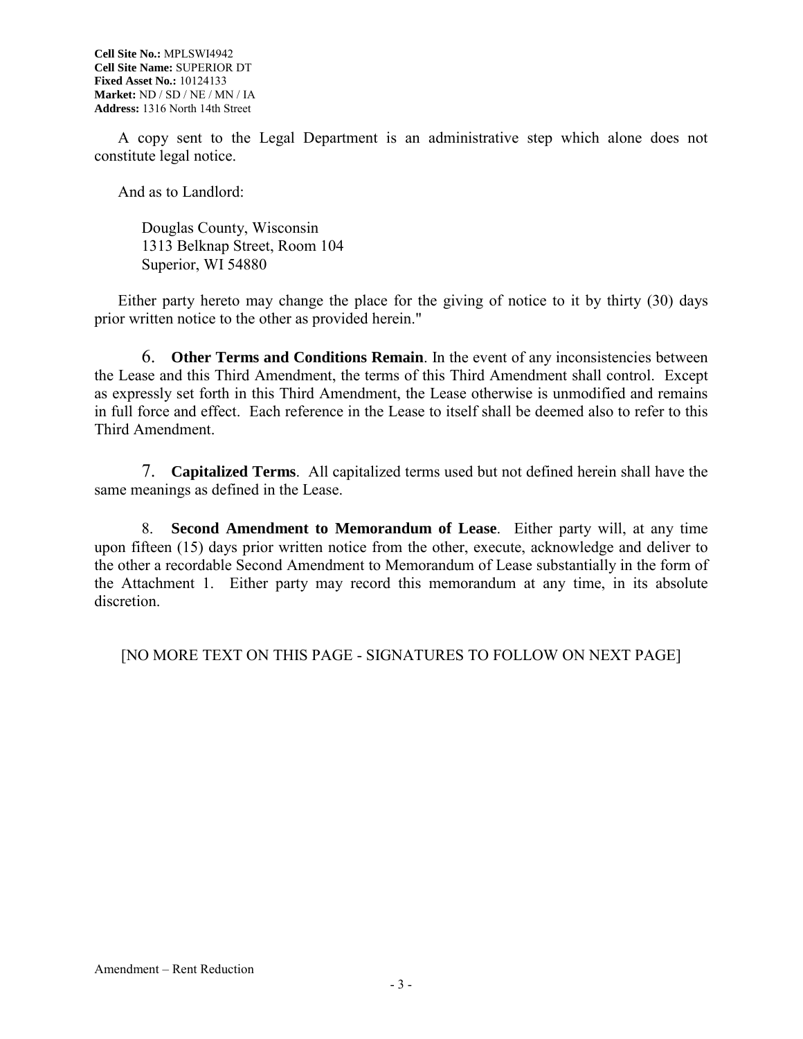A copy sent to the Legal Department is an administrative step which alone does not constitute legal notice.

And as to Landlord:

Douglas County, Wisconsin
1313 Belknap Street, Room 104
Superior, WI 54880

Either party hereto may change the place for the giving of notice to it by thirty (30) days prior written notice to the other as provided herein."

6. **Other Terms and Conditions Remain**. In the event of any inconsistencies between the Lease and this Third Amendment, the terms of this Third Amendment shall control. Except as expressly set forth in this Third Amendment, the Lease otherwise is unmodified and remains in full force and effect. Each reference in the Lease to itself shall be deemed also to refer to this Third Amendment.

7. **Capitalized Terms**. All capitalized terms used but not defined herein shall have the same meanings as defined in the Lease.

8. **Second Amendment to Memorandum of Lease**. Either party will, at any time upon fifteen (15) days prior written notice from the other, execute, acknowledge and deliver to the other a recordable Second Amendment to Memorandum of Lease substantially in the form of the Attachment 1. Either party may record this memorandum at any time, in its absolute discretion.

[NO MORE TEXT ON THIS PAGE - SIGNATURES TO FOLLOW ON NEXT PAGE]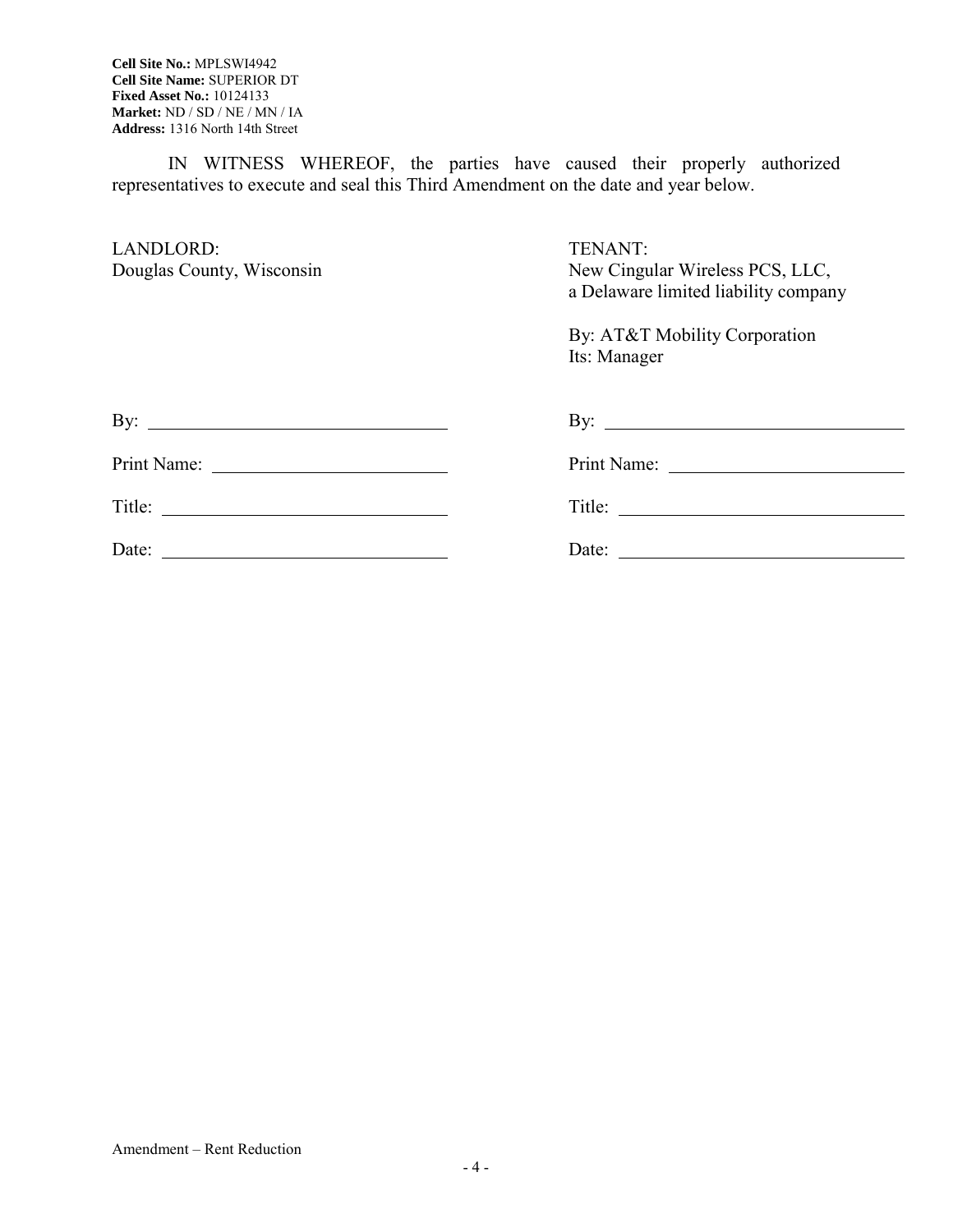**Cell Site No.:** MPLSWI4942
**Cell Site Name:** SUPERIOR DT
**Fixed Asset No.:** 10124133
**Market:** ND / SD / NE / MN / IA
**Address:** 1316 North 14th Street

IN WITNESS WHEREOF, the parties have caused their properly authorized representatives to execute and seal this Third Amendment on the date and year below.

| LANDLORD: | TENANT: |
| --- | --- |
| Douglas County, Wisconsin | New Cingular Wireless PCS, LLC, a Delaware limited liability company |
| | By: AT&T Mobility Corporation |
| | Its: Manager |
| By: ______________________________ | By: ______________________________ |
| Print Name: _______________________ | Print Name: _______________________ |
| Title: _____________________________ | Title: _____________________________ |
| Date: _____________________________ | Date: _____________________________ |

Amendment – Rent Reduction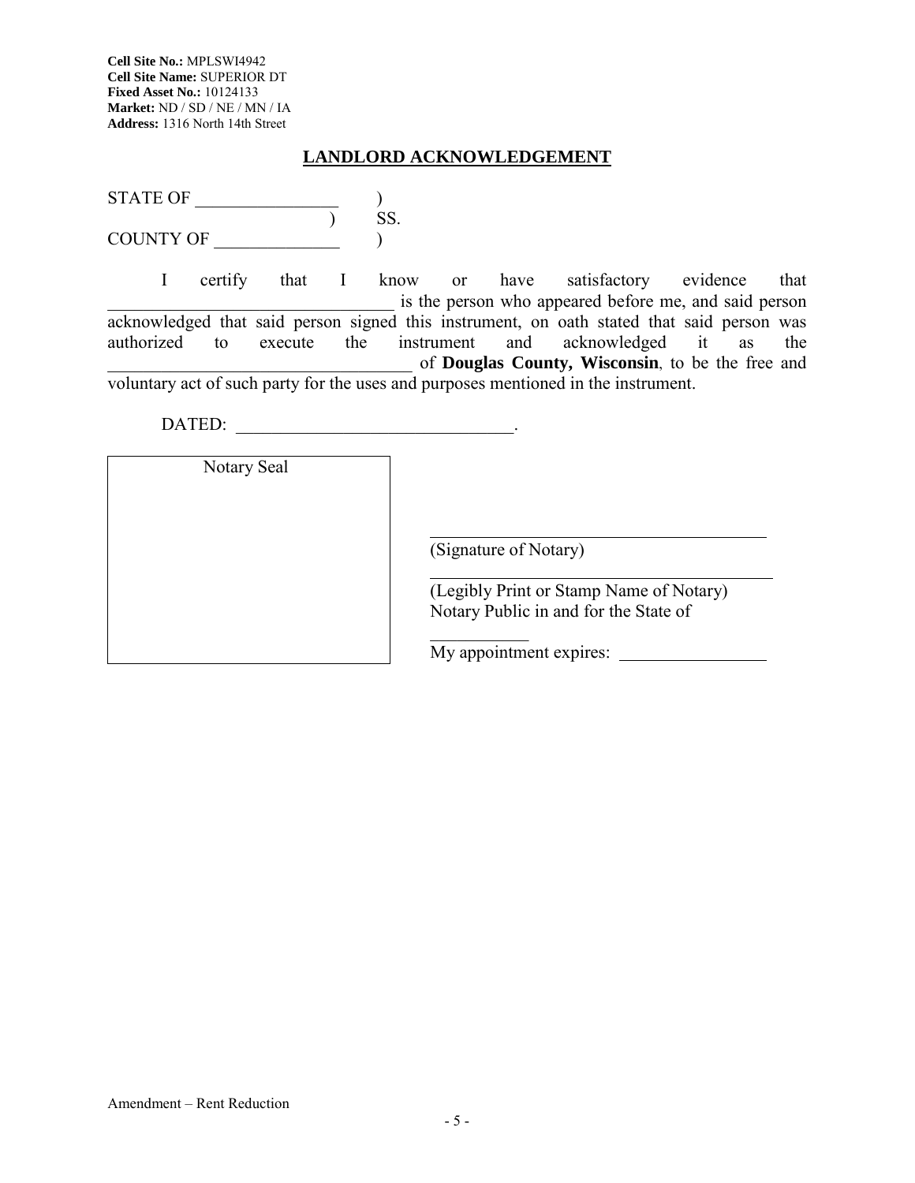**Cell Site No.:** MPLSWI4942
**Cell Site Name:** SUPERIOR DT
**Fixed Asset No.:** 10124133
**Market:** ND / SD / NE / MN / IA
**Address:** 1316 North 14th Street

## LANDLORD ACKNOWLEDGEMENT

STATE OF ________________ )
) SS.
COUNTY OF ______________ )

I certify that I know or have satisfactory evidence that ________________________________ is the person who appeared before me, and said person acknowledged that said person signed this instrument, on oath stated that said person was authorized to execute the instrument and acknowledged it as the __________________________________ of **Douglas County, Wisconsin**, to be the free and voluntary act of such party for the uses and purposes mentioned in the instrument.

DATED: _______________________________.

Notary Seal

_______________________________________
(Signature of Notary)

_______________________________________
(Legibly Print or Stamp Name of Notary)
Notary Public in and for the State of ___________

My appointment expires: ________________

Amendment – Rent Reduction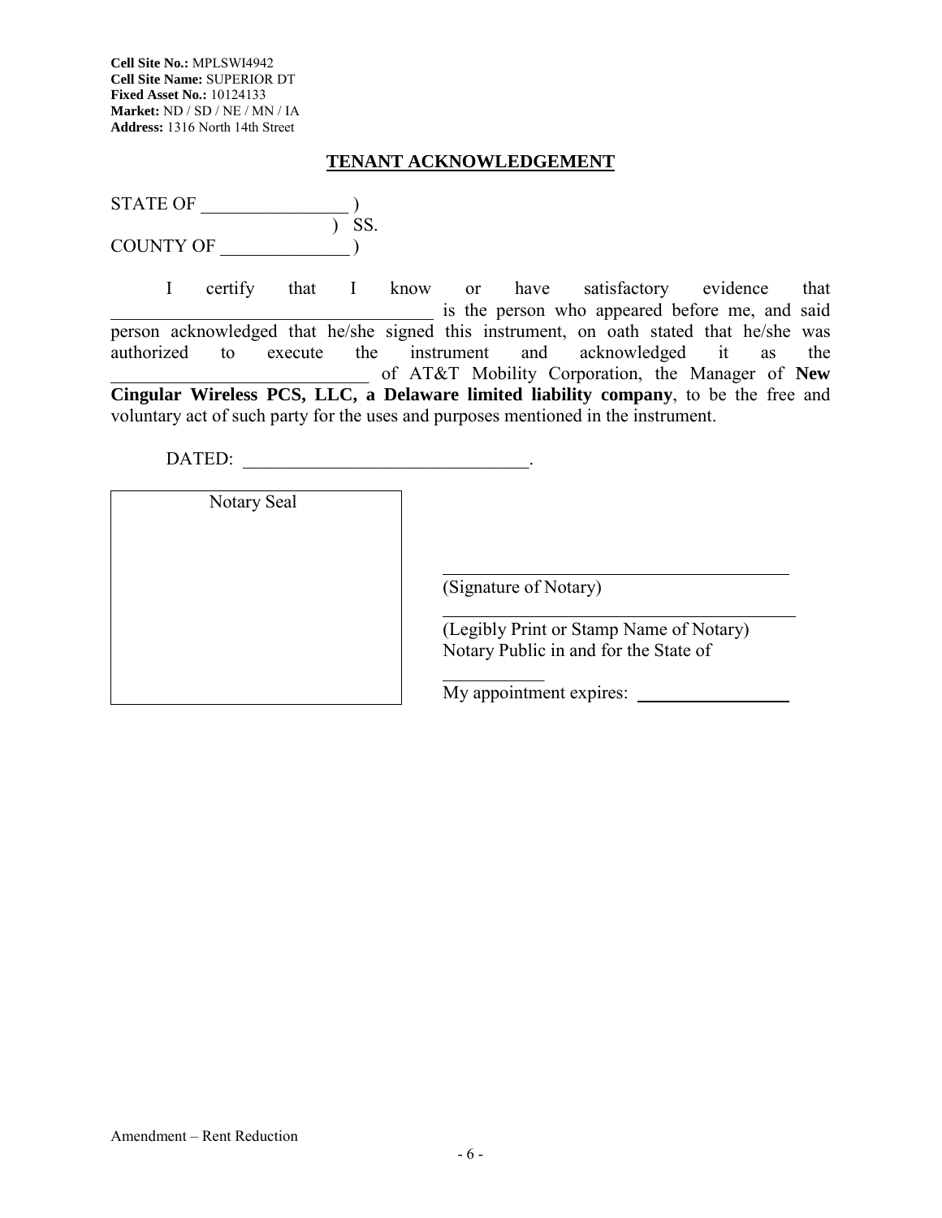**Cell Site No.:** MPLSWI4942
**Cell Site Name:** SUPERIOR DT
**Fixed Asset No.:** 10124133
**Market:** ND / SD / NE / MN / IA
**Address:** 1316 North 14th Street

## TENANT ACKNOWLEDGEMENT

STATE OF ________________ )
) SS.
COUNTY OF ______________ )

I certify that I know or have satisfactory evidence that __________________________________ is the person who appeared before me, and said person acknowledged that he/she signed this instrument, on oath stated that he/she was authorized to execute the instrument and acknowledged it as the ____________________________ of AT&T Mobility Corporation, the Manager of **New Cingular Wireless PCS, LLC, a Delaware limited liability company**, to be the free and voluntary act of such party for the uses and purposes mentioned in the instrument.

DATED: ______________________________.

Notary Seal

______________________________________
(Signature of Notary)

______________________________________
(Legibly Print or Stamp Name of Notary)
Notary Public in and for the State of
___________
My appointment expires: ________________

Amendment – Rent Reduction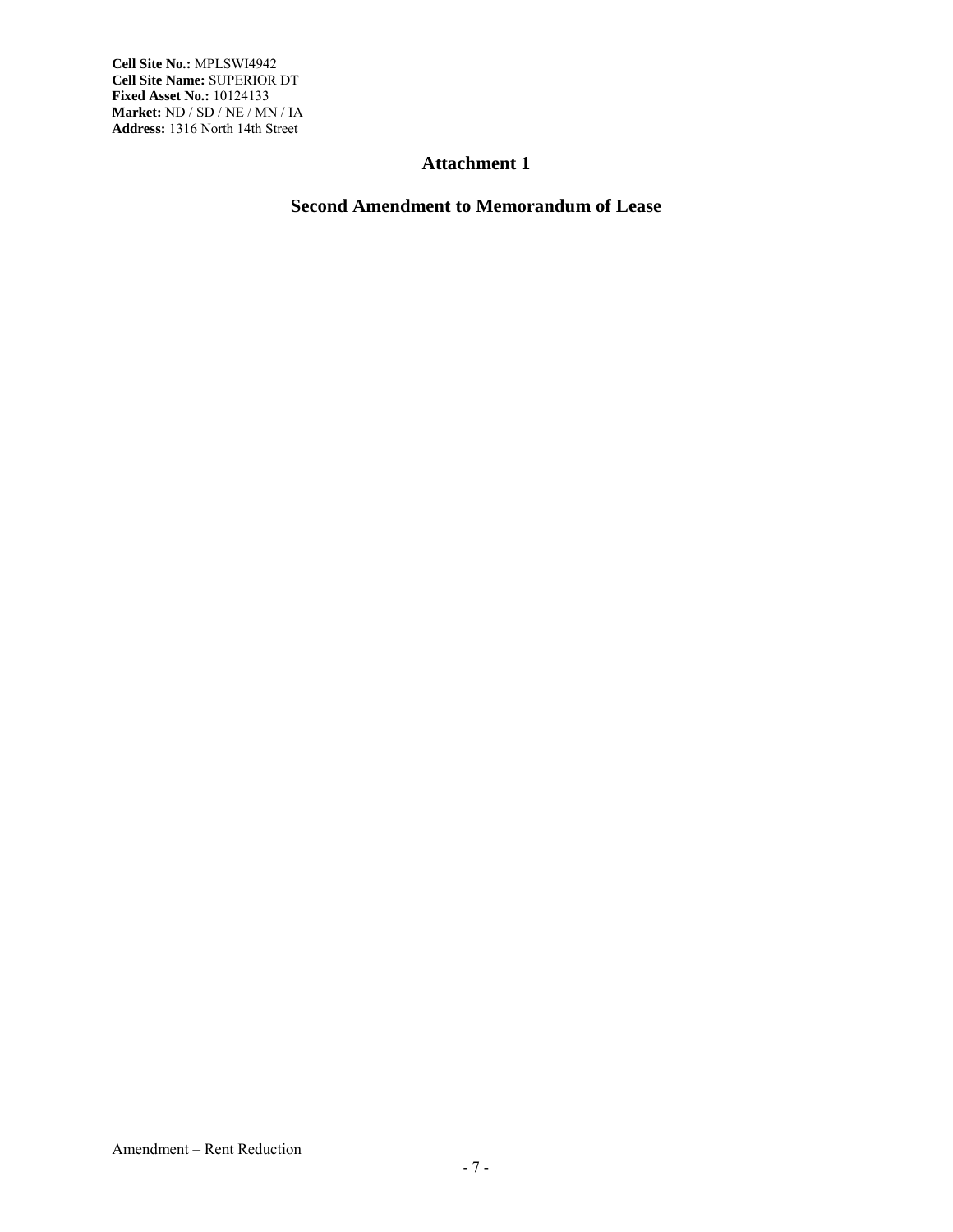**Cell Site No.:** MPLSWI4942
**Cell Site Name:** SUPERIOR DT
**Fixed Asset No.:** 10124133
**Market:** ND / SD / NE / MN / IA
**Address:** 1316 North 14th Street

# Attachment 1

## Second Amendment to Memorandum of Lease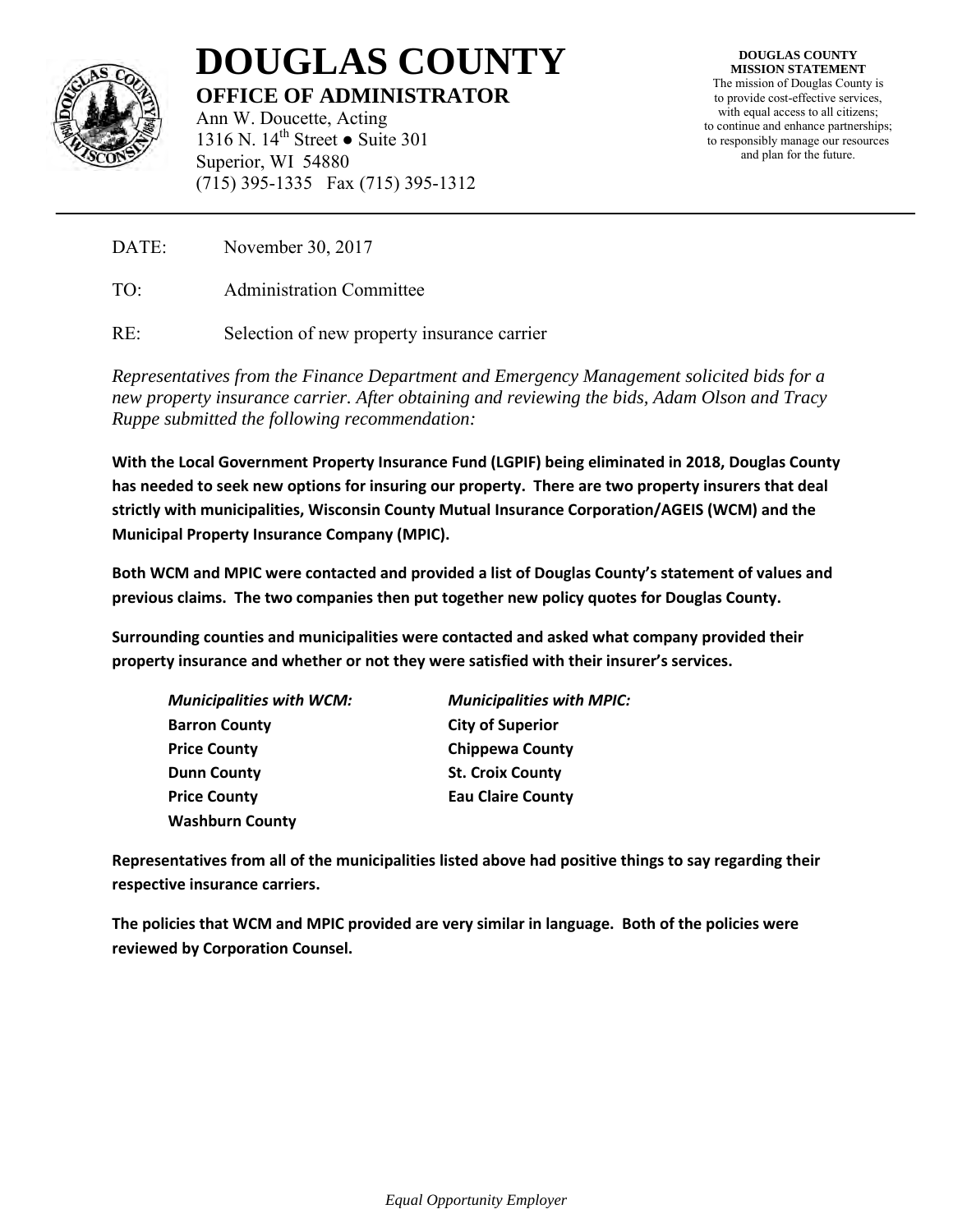# DOUGLAS COUNTY

## OFFICE OF ADMINISTRATOR

Ann W. Doucette, Acting
1316 N. 14th Street ● Suite 301
Superior, WI 54880
(715) 395-1335 Fax (715) 395-1312

**DOUGLAS COUNTY MISSION STATEMENT**
The mission of Douglas County is to provide cost-effective services, with equal access to all citizens; to continue and enhance partnerships; to responsibly manage our resources and plan for the future.

---

DATE: November 30, 2017

TO: Administration Committee

RE: Selection of new property insurance carrier

*Representatives from the Finance Department and Emergency Management solicited bids for a new property insurance carrier. After obtaining and reviewing the bids, Adam Olson and Tracy Ruppe submitted the following recommendation:*

**With the Local Government Property Insurance Fund (LGPIF) being eliminated in 2018, Douglas County has needed to seek new options for insuring our property. There are two property insurers that deal strictly with municipalities, Wisconsin County Mutual Insurance Corporation/AGEIS (WCM) and the Municipal Property Insurance Company (MPIC).**

**Both WCM and MPIC were contacted and provided a list of Douglas County's statement of values and previous claims. The two companies then put together new policy quotes for Douglas County.**

**Surrounding counties and municipalities were contacted and asked what company provided their property insurance and whether or not they were satisfied with their insurer's services.**

| ***Municipalities with WCM:*** | ***Municipalities with MPIC:*** |
| --- | --- |
| **Barron County** | **City of Superior** |
| **Price County** | **Chippewa County** |
| **Dunn County** | **St. Croix County** |
| **Price County** | **Eau Claire County** |
| **Washburn County** | |

**Representatives from all of the municipalities listed above had positive things to say regarding their respective insurance carriers.**

**The policies that WCM and MPIC provided are very similar in language. Both of the policies were reviewed by Corporation Counsel.**

*Equal Opportunity Employer*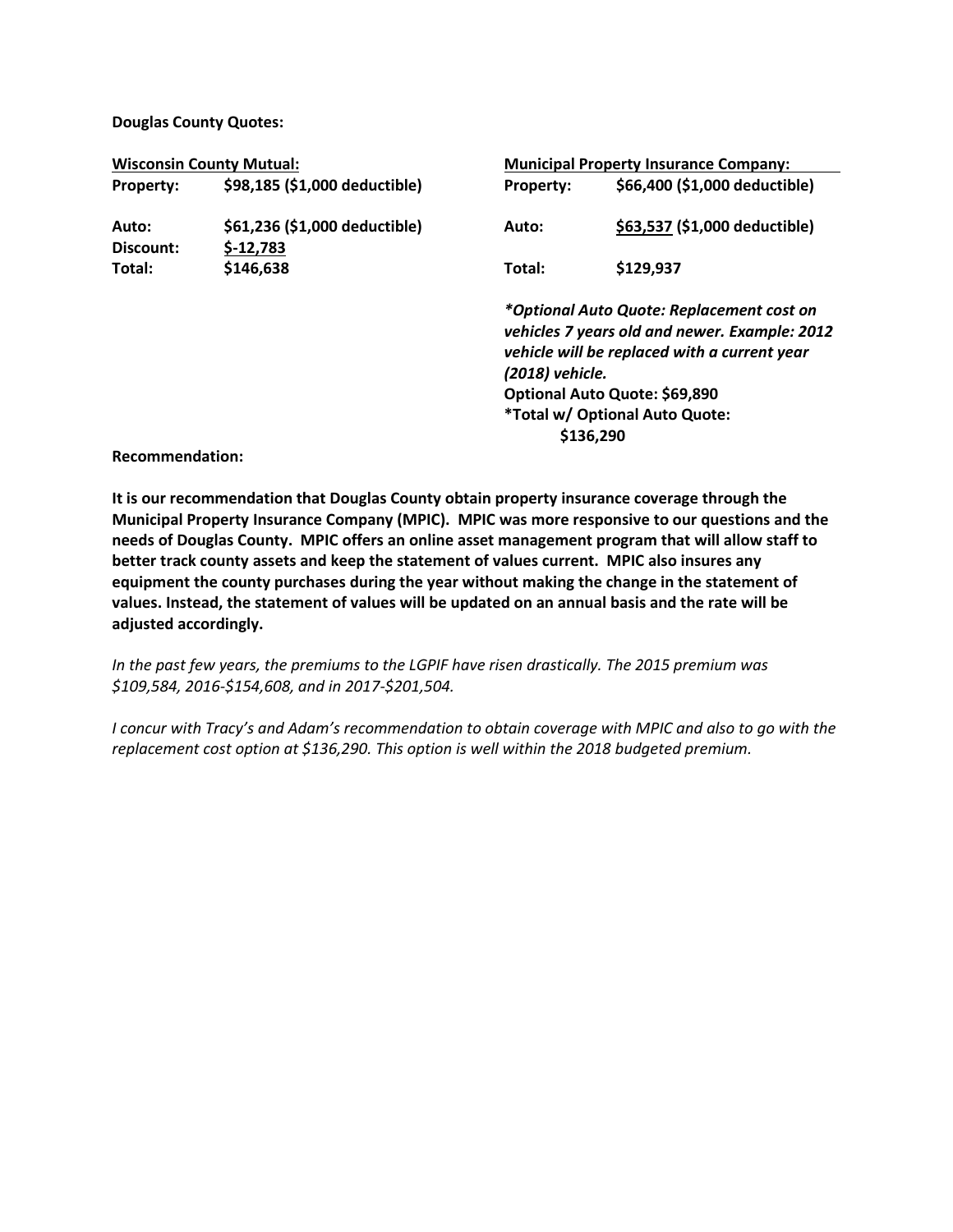**Douglas County Quotes:**

| **Wisconsin County Mutual:** | | **Municipal Property Insurance Company:** | |
|---|---|---|---|
| **Property:** | **$98,185 ($1,000 deductible)** | **Property:** | **$66,400 ($1,000 deductible)** |
| **Auto:** | **$61,236 ($1,000 deductible)** | **Auto:** | **$63,537 ($1,000 deductible)** |
| **Discount:** | **$-12,783** | | |
| **Total:** | **$146,638** | **Total:** | **$129,937** |

***Optional Auto Quote: Replacement cost on vehicles 7 years old and newer. Example: 2012 vehicle will be replaced with a current year (2018) vehicle.***
**Optional Auto Quote: $69,890**
**\*Total w/ Optional Auto Quote: $136,290**

**Recommendation:**

**It is our recommendation that Douglas County obtain property insurance coverage through the Municipal Property Insurance Company (MPIC). MPIC was more responsive to our questions and the needs of Douglas County. MPIC offers an online asset management program that will allow staff to better track county assets and keep the statement of values current. MPIC also insures any equipment the county purchases during the year without making the change in the statement of values. Instead, the statement of values will be updated on an annual basis and the rate will be adjusted accordingly.**

*In the past few years, the premiums to the LGPIF have risen drastically. The 2015 premium was $109,584, 2016-$154,608, and in 2017-$201,504.*

*I concur with Tracy's and Adam's recommendation to obtain coverage with MPIC and also to go with the replacement cost option at $136,290. This option is well within the 2018 budgeted premium.*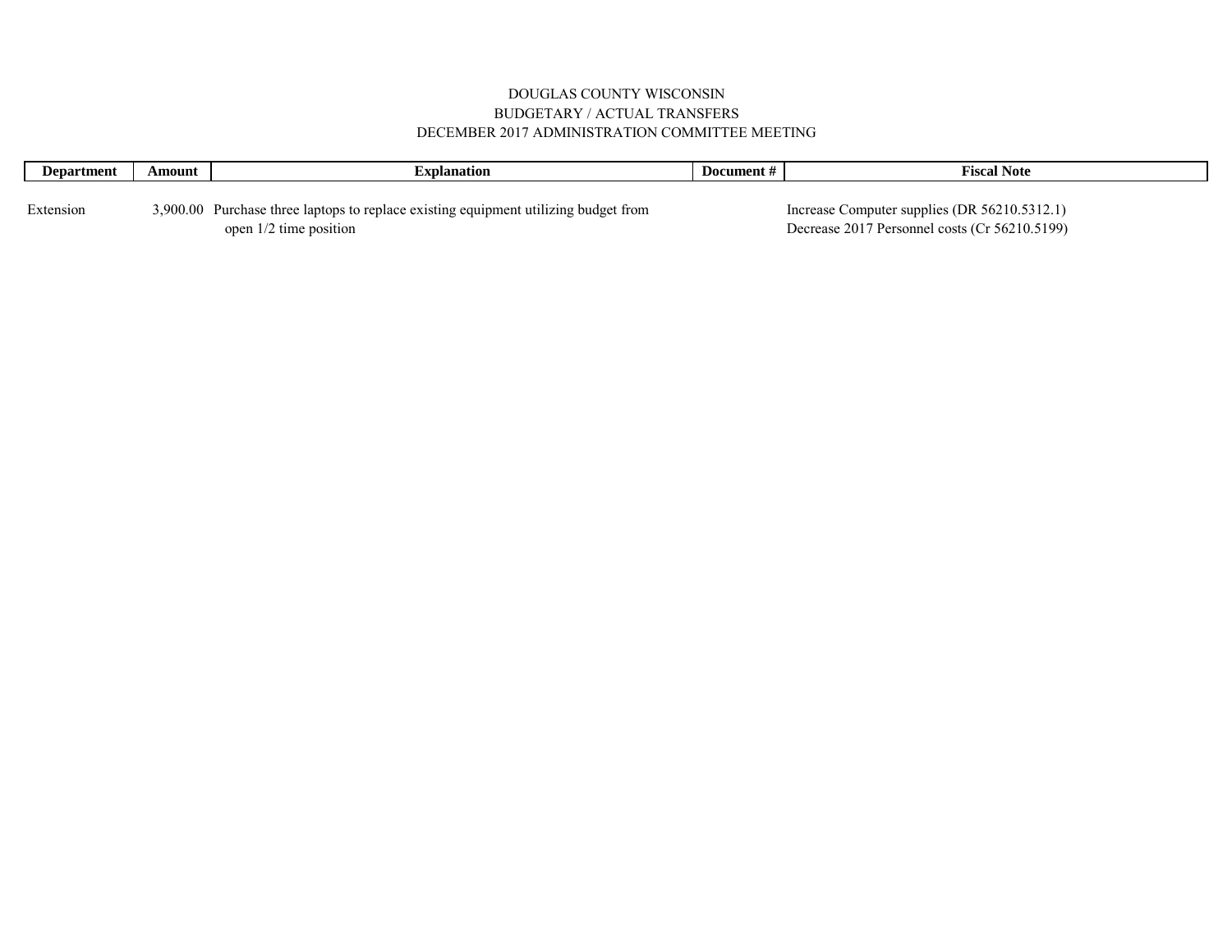DOUGLAS COUNTY WISCONSIN
BUDGETARY / ACTUAL TRANSFERS
DECEMBER 2017 ADMINISTRATION COMMITTEE MEETING

| Department | Amount | Explanation | Document # | Fiscal Note |
|---|---|---|---|---|
| Extension | 3,900.00 | Purchase three laptops to replace existing equipment utilizing budget from open 1/2 time position | | Increase Computer supplies (DR 56210.5312.1)<br>Decrease 2017 Personnel costs (Cr 56210.5199) |